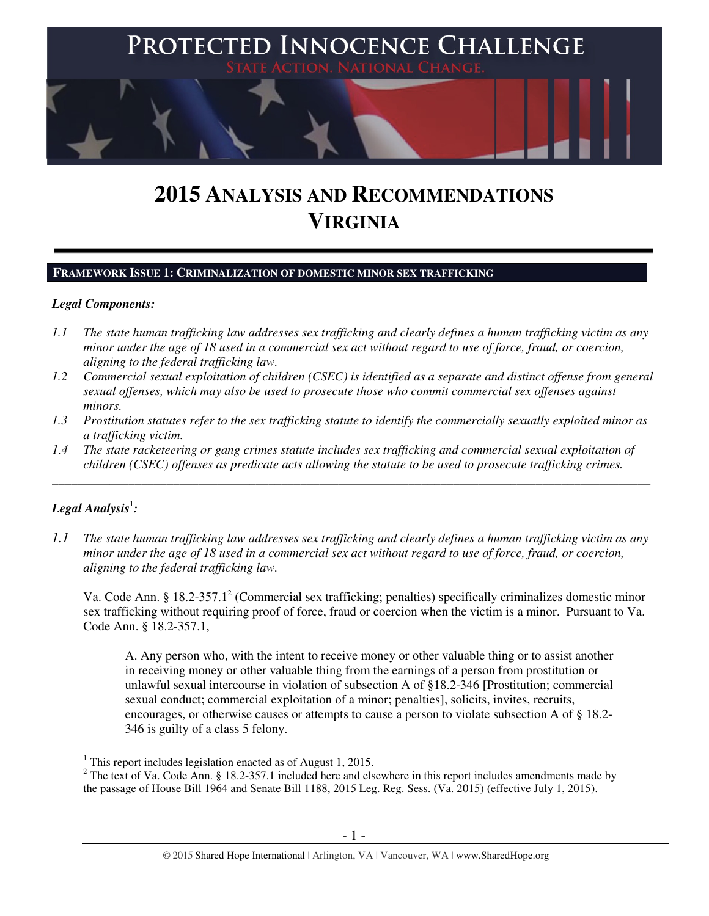# PROTECTED INNOCENCE CHALLENGE

STATE ACTION. NATIONAL CHANGE.

# 2015 ANALYSIS AND RECOMMENDATIONS
# VIRGINIA

## FRAMEWORK ISSUE 1: CRIMINALIZATION OF DOMESTIC MINOR SEX TRAFFICKING

***Legal Components:***

*1.1 The state human trafficking law addresses sex trafficking and clearly defines a human trafficking victim as any minor under the age of 18 used in a commercial sex act without regard to use of force, fraud, or coercion, aligning to the federal trafficking law.*

*1.2 Commercial sexual exploitation of children (CSEC) is identified as a separate and distinct offense from general sexual offenses, which may also be used to prosecute those who commit commercial sex offenses against minors.*

*1.3 Prostitution statutes refer to the sex trafficking statute to identify the commercially sexually exploited minor as a trafficking victim.*

*1.4 The state racketeering or gang crimes statute includes sex trafficking and commercial sexual exploitation of children (CSEC) offenses as predicate acts allowing the statute to be used to prosecute trafficking crimes.*

---

***Legal Analysis***[1]***:***

*1.1 The state human trafficking law addresses sex trafficking and clearly defines a human trafficking victim as any minor under the age of 18 used in a commercial sex act without regard to use of force, fraud, or coercion, aligning to the federal trafficking law.*

Va. Code Ann. § 18.2-357.1[2] (Commercial sex trafficking; penalties) specifically criminalizes domestic minor sex trafficking without requiring proof of force, fraud or coercion when the victim is a minor. Pursuant to Va. Code Ann. § 18.2-357.1,

> A. Any person who, with the intent to receive money or other valuable thing or to assist another in receiving money or other valuable thing from the earnings of a person from prostitution or unlawful sexual intercourse in violation of subsection A of §18.2-346 [Prostitution; commercial sexual conduct; commercial exploitation of a minor; penalties], solicits, invites, recruits, encourages, or otherwise causes or attempts to cause a person to violate subsection A of § 18.2-346 is guilty of a class 5 felony.

---

[1] This report includes legislation enacted as of August 1, 2015.

[2] The text of Va. Code Ann. § 18.2-357.1 included here and elsewhere in this report includes amendments made by the passage of House Bill 1964 and Senate Bill 1188, 2015 Leg. Reg. Sess. (Va. 2015) (effective July 1, 2015).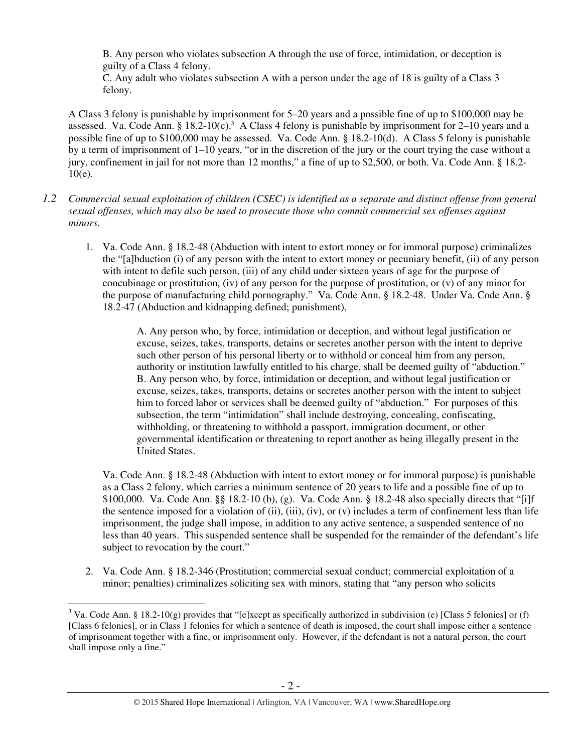B. Any person who violates subsection A through the use of force, intimidation, or deception is guilty of a Class 4 felony.
C. Any adult who violates subsection A with a person under the age of 18 is guilty of a Class 3 felony.

A Class 3 felony is punishable by imprisonment for 5–20 years and a possible fine of up to $100,000 may be assessed. Va. Code Ann. § 18.2-10(c).[3] A Class 4 felony is punishable by imprisonment for 2–10 years and a possible fine of up to $100,000 may be assessed. Va. Code Ann. § 18.2-10(d). A Class 5 felony is punishable by a term of imprisonment of 1–10 years, "or in the discretion of the jury or the court trying the case without a jury, confinement in jail for not more than 12 months," a fine of up to $2,500, or both. Va. Code Ann. § 18.2-10(e).

*1.2 Commercial sexual exploitation of children (CSEC) is identified as a separate and distinct offense from general sexual offenses, which may also be used to prosecute those who commit commercial sex offenses against minors.*

1. Va. Code Ann. § 18.2-48 (Abduction with intent to extort money or for immoral purpose) criminalizes the "[a]bduction (i) of any person with the intent to extort money or pecuniary benefit, (ii) of any person with intent to defile such person, (iii) of any child under sixteen years of age for the purpose of concubinage or prostitution, (iv) of any person for the purpose of prostitution, or (v) of any minor for the purpose of manufacturing child pornography." Va. Code Ann. § 18.2-48. Under Va. Code Ann. § 18.2-47 (Abduction and kidnapping defined; punishment),

   > A. Any person who, by force, intimidation or deception, and without legal justification or excuse, seizes, takes, transports, detains or secretes another person with the intent to deprive such other person of his personal liberty or to withhold or conceal him from any person, authority or institution lawfully entitled to his charge, shall be deemed guilty of "abduction."
   > B. Any person who, by force, intimidation or deception, and without legal justification or excuse, seizes, takes, transports, detains or secretes another person with the intent to subject him to forced labor or services shall be deemed guilty of "abduction." For purposes of this subsection, the term "intimidation" shall include destroying, concealing, confiscating, withholding, or threatening to withhold a passport, immigration document, or other governmental identification or threatening to report another as being illegally present in the United States.

   Va. Code Ann. § 18.2-48 (Abduction with intent to extort money or for immoral purpose) is punishable as a Class 2 felony, which carries a minimum sentence of 20 years to life and a possible fine of up to $100,000. Va. Code Ann. §§ 18.2-10 (b), (g). Va. Code Ann. § 18.2-48 also specially directs that "[i]f the sentence imposed for a violation of (ii), (iii), (iv), or (v) includes a term of confinement less than life imprisonment, the judge shall impose, in addition to any active sentence, a suspended sentence of no less than 40 years. This suspended sentence shall be suspended for the remainder of the defendant's life subject to revocation by the court."

2. Va. Code Ann. § 18.2-346 (Prostitution; commercial sexual conduct; commercial exploitation of a minor; penalties) criminalizes soliciting sex with minors, stating that "any person who solicits

---

[3] Va. Code Ann. § 18.2-10(g) provides that "[e]xcept as specifically authorized in subdivision (e) [Class 5 felonies] or (f) [Class 6 felonies], or in Class 1 felonies for which a sentence of death is imposed, the court shall impose either a sentence of imprisonment together with a fine, or imprisonment only. However, if the defendant is not a natural person, the court shall impose only a fine."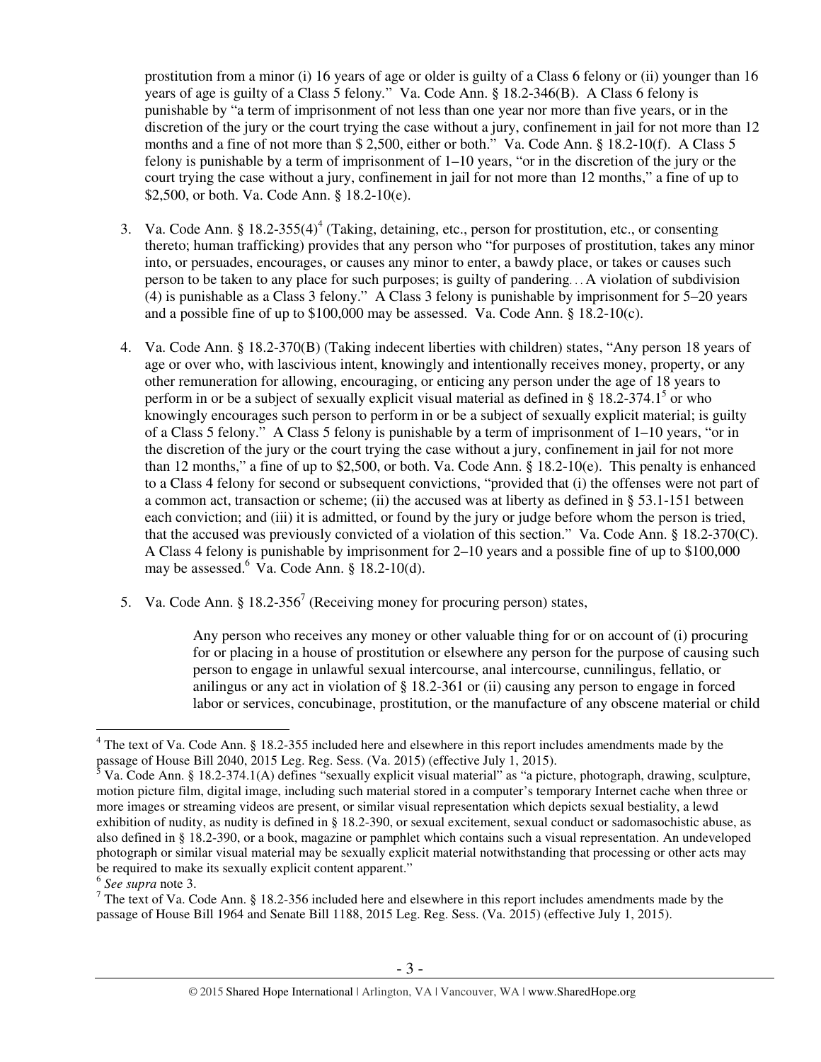prostitution from a minor (i) 16 years of age or older is guilty of a Class 6 felony or (ii) younger than 16 years of age is guilty of a Class 5 felony." Va. Code Ann. § 18.2-346(B). A Class 6 felony is punishable by "a term of imprisonment of not less than one year nor more than five years, or in the discretion of the jury or the court trying the case without a jury, confinement in jail for not more than 12 months and a fine of not more than $ 2,500, either or both." Va. Code Ann. § 18.2-10(f). A Class 5 felony is punishable by a term of imprisonment of 1–10 years, "or in the discretion of the jury or the court trying the case without a jury, confinement in jail for not more than 12 months," a fine of up to $2,500, or both. Va. Code Ann. § 18.2-10(e).

3. Va. Code Ann. § 18.2-355(4)[4] (Taking, detaining, etc., person for prostitution, etc., or consenting thereto; human trafficking) provides that any person who "for purposes of prostitution, takes any minor into, or persuades, encourages, or causes any minor to enter, a bawdy place, or takes or causes such person to be taken to any place for such purposes; is guilty of pandering. . . A violation of subdivision (4) is punishable as a Class 3 felony." A Class 3 felony is punishable by imprisonment for 5–20 years and a possible fine of up to $100,000 may be assessed. Va. Code Ann. § 18.2-10(c).

4. Va. Code Ann. § 18.2-370(B) (Taking indecent liberties with children) states, "Any person 18 years of age or over who, with lascivious intent, knowingly and intentionally receives money, property, or any other remuneration for allowing, encouraging, or enticing any person under the age of 18 years to perform in or be a subject of sexually explicit visual material as defined in § 18.2-374.1[5] or who knowingly encourages such person to perform in or be a subject of sexually explicit material; is guilty of a Class 5 felony." A Class 5 felony is punishable by a term of imprisonment of 1–10 years, "or in the discretion of the jury or the court trying the case without a jury, confinement in jail for not more than 12 months," a fine of up to $2,500, or both. Va. Code Ann. § 18.2-10(e). This penalty is enhanced to a Class 4 felony for second or subsequent convictions, "provided that (i) the offenses were not part of a common act, transaction or scheme; (ii) the accused was at liberty as defined in § 53.1-151 between each conviction; and (iii) it is admitted, or found by the jury or judge before whom the person is tried, that the accused was previously convicted of a violation of this section." Va. Code Ann. § 18.2-370(C). A Class 4 felony is punishable by imprisonment for 2–10 years and a possible fine of up to $100,000 may be assessed.[6] Va. Code Ann. § 18.2-10(d).

5. Va. Code Ann. § 18.2-356[7] (Receiving money for procuring person) states,

> Any person who receives any money or other valuable thing for or on account of (i) procuring for or placing in a house of prostitution or elsewhere any person for the purpose of causing such person to engage in unlawful sexual intercourse, anal intercourse, cunnilingus, fellatio, or anilingus or any act in violation of § 18.2-361 or (ii) causing any person to engage in forced labor or services, concubinage, prostitution, or the manufacture of any obscene material or child

---

[4] The text of Va. Code Ann. § 18.2-355 included here and elsewhere in this report includes amendments made by the passage of House Bill 2040, 2015 Leg. Reg. Sess. (Va. 2015) (effective July 1, 2015).

[5] Va. Code Ann. § 18.2-374.1(A) defines "sexually explicit visual material" as "a picture, photograph, drawing, sculpture, motion picture film, digital image, including such material stored in a computer's temporary Internet cache when three or more images or streaming videos are present, or similar visual representation which depicts sexual bestiality, a lewd exhibition of nudity, as nudity is defined in § 18.2-390, or sexual excitement, sexual conduct or sadomasochistic abuse, as also defined in § 18.2-390, or a book, magazine or pamphlet which contains such a visual representation. An undeveloped photograph or similar visual material may be sexually explicit material notwithstanding that processing or other acts may be required to make its sexually explicit content apparent."

[6] *See supra* note 3.

[7] The text of Va. Code Ann. § 18.2-356 included here and elsewhere in this report includes amendments made by the passage of House Bill 1964 and Senate Bill 1188, 2015 Leg. Reg. Sess. (Va. 2015) (effective July 1, 2015).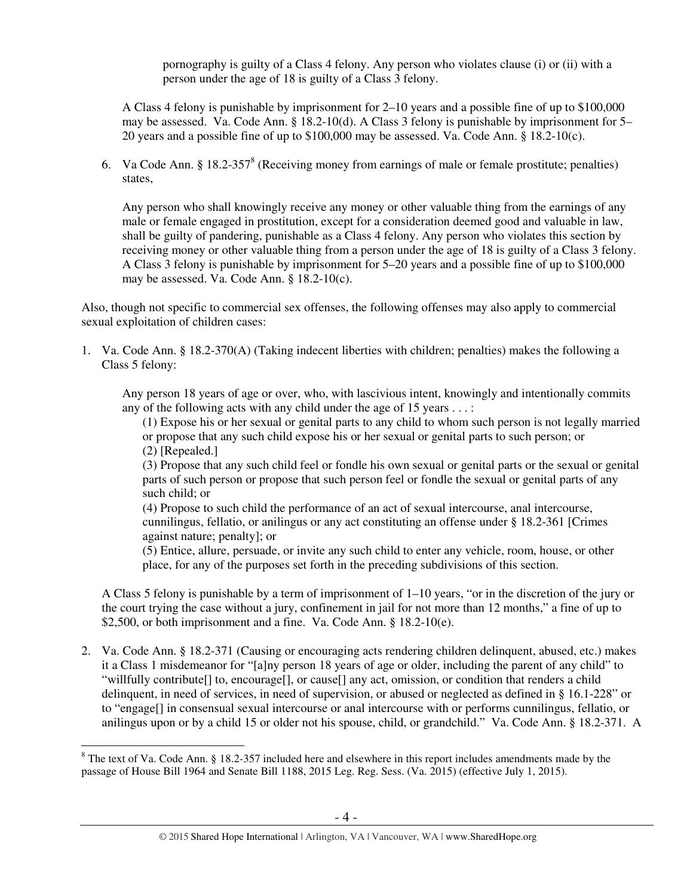pornography is guilty of a Class 4 felony. Any person who violates clause (i) or (ii) with a person under the age of 18 is guilty of a Class 3 felony.

A Class 4 felony is punishable by imprisonment for 2–10 years and a possible fine of up to $100,000 may be assessed. Va. Code Ann. § 18.2-10(d). A Class 3 felony is punishable by imprisonment for 5–20 years and a possible fine of up to $100,000 may be assessed. Va. Code Ann. § 18.2-10(c).

6. Va Code Ann. § 18.2-357[8] (Receiving money from earnings of male or female prostitute; penalties) states,

   Any person who shall knowingly receive any money or other valuable thing from the earnings of any male or female engaged in prostitution, except for a consideration deemed good and valuable in law, shall be guilty of pandering, punishable as a Class 4 felony. Any person who violates this section by receiving money or other valuable thing from a person under the age of 18 is guilty of a Class 3 felony. A Class 3 felony is punishable by imprisonment for 5–20 years and a possible fine of up to $100,000 may be assessed. Va. Code Ann. § 18.2-10(c).

Also, though not specific to commercial sex offenses, the following offenses may also apply to commercial sexual exploitation of children cases:

1. Va. Code Ann. § 18.2-370(A) (Taking indecent liberties with children; penalties) makes the following a Class 5 felony:

   Any person 18 years of age or over, who, with lascivious intent, knowingly and intentionally commits any of the following acts with any child under the age of 15 years . . . :

   (1) Expose his or her sexual or genital parts to any child to whom such person is not legally married or propose that any such child expose his or her sexual or genital parts to such person; or
   (2) [Repealed.]
   (3) Propose that any such child feel or fondle his own sexual or genital parts or the sexual or genital parts of such person or propose that such person feel or fondle the sexual or genital parts of any such child; or
   (4) Propose to such child the performance of an act of sexual intercourse, anal intercourse, cunnilingus, fellatio, or anilingus or any act constituting an offense under § 18.2-361 [Crimes against nature; penalty]; or
   (5) Entice, allure, persuade, or invite any such child to enter any vehicle, room, house, or other place, for any of the purposes set forth in the preceding subdivisions of this section.

   A Class 5 felony is punishable by a term of imprisonment of 1–10 years, "or in the discretion of the jury or the court trying the case without a jury, confinement in jail for not more than 12 months," a fine of up to $2,500, or both imprisonment and a fine. Va. Code Ann. § 18.2-10(e).

2. Va. Code Ann. § 18.2-371 (Causing or encouraging acts rendering children delinquent, abused, etc.) makes it a Class 1 misdemeanor for "[a]ny person 18 years of age or older, including the parent of any child" to "willfully contribute[] to, encourage[], or cause[] any act, omission, or condition that renders a child delinquent, in need of services, in need of supervision, or abused or neglected as defined in § 16.1-228" or to "engage[] in consensual sexual intercourse or anal intercourse with or performs cunnilingus, fellatio, or anilingus upon or by a child 15 or older not his spouse, child, or grandchild." Va. Code Ann. § 18.2-371. A

[8] The text of Va. Code Ann. § 18.2-357 included here and elsewhere in this report includes amendments made by the passage of House Bill 1964 and Senate Bill 1188, 2015 Leg. Reg. Sess. (Va. 2015) (effective July 1, 2015).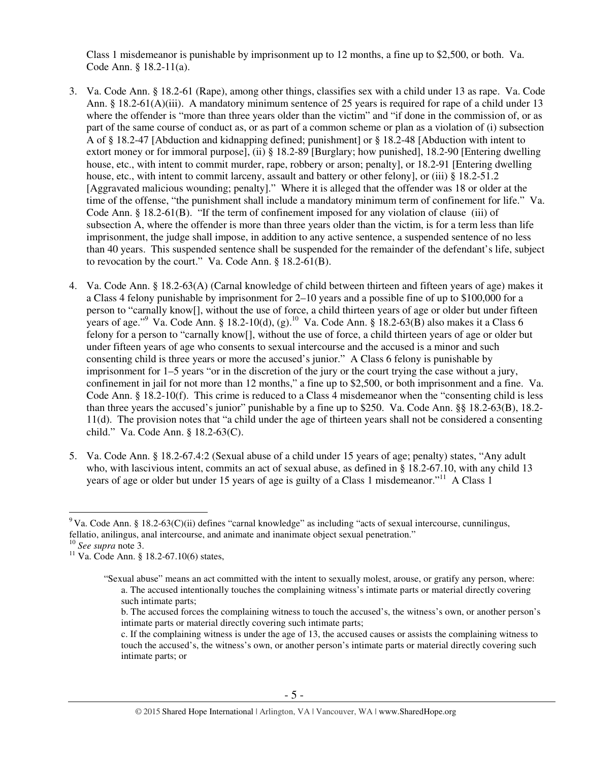Class 1 misdemeanor is punishable by imprisonment up to 12 months, a fine up to $2,500, or both. Va. Code Ann. § 18.2-11(a).

3. Va. Code Ann. § 18.2-61 (Rape), among other things, classifies sex with a child under 13 as rape. Va. Code Ann. § 18.2-61(A)(iii). A mandatory minimum sentence of 25 years is required for rape of a child under 13 where the offender is "more than three years older than the victim" and "if done in the commission of, or as part of the same course of conduct as, or as part of a common scheme or plan as a violation of (i) subsection A of § 18.2-47 [Abduction and kidnapping defined; punishment] or § 18.2-48 [Abduction with intent to extort money or for immoral purpose], (ii) § 18.2-89 [Burglary; how punished], 18.2-90 [Entering dwelling house, etc., with intent to commit murder, rape, robbery or arson; penalty], or 18.2-91 [Entering dwelling house, etc., with intent to commit larceny, assault and battery or other felony], or (iii) § 18.2-51.2 [Aggravated malicious wounding; penalty]." Where it is alleged that the offender was 18 or older at the time of the offense, "the punishment shall include a mandatory minimum term of confinement for life." Va. Code Ann. § 18.2-61(B). "If the term of confinement imposed for any violation of clause (iii) of subsection A, where the offender is more than three years older than the victim, is for a term less than life imprisonment, the judge shall impose, in addition to any active sentence, a suspended sentence of no less than 40 years. This suspended sentence shall be suspended for the remainder of the defendant's life, subject to revocation by the court." Va. Code Ann. § 18.2-61(B).

4. Va. Code Ann. § 18.2-63(A) (Carnal knowledge of child between thirteen and fifteen years of age) makes it a Class 4 felony punishable by imprisonment for 2–10 years and a possible fine of up to $100,000 for a person to "carnally know[], without the use of force, a child thirteen years of age or older but under fifteen years of age."[9] Va. Code Ann. § 18.2-10(d), (g).[10] Va. Code Ann. § 18.2-63(B) also makes it a Class 6 felony for a person to "carnally know[], without the use of force, a child thirteen years of age or older but under fifteen years of age who consents to sexual intercourse and the accused is a minor and such consenting child is three years or more the accused's junior." A Class 6 felony is punishable by imprisonment for 1–5 years "or in the discretion of the jury or the court trying the case without a jury, confinement in jail for not more than 12 months," a fine up to $2,500, or both imprisonment and a fine. Va. Code Ann. § 18.2-10(f). This crime is reduced to a Class 4 misdemeanor when the "consenting child is less than three years the accused's junior" punishable by a fine up to $250. Va. Code Ann. §§ 18.2-63(B), 18.2-11(d). The provision notes that "a child under the age of thirteen years shall not be considered a consenting child." Va. Code Ann. § 18.2-63(C).

5. Va. Code Ann. § 18.2-67.4:2 (Sexual abuse of a child under 15 years of age; penalty) states, "Any adult who, with lascivious intent, commits an act of sexual abuse, as defined in § 18.2-67.10, with any child 13 years of age or older but under 15 years of age is guilty of a Class 1 misdemeanor."[11] A Class 1

---

[9] Va. Code Ann. § 18.2-63(C)(ii) defines "carnal knowledge" as including "acts of sexual intercourse, cunnilingus, fellatio, anilingus, anal intercourse, and animate and inanimate object sexual penetration."

[10] *See supra* note 3.

[11] Va. Code Ann. § 18.2-67.10(6) states,

> "Sexual abuse" means an act committed with the intent to sexually molest, arouse, or gratify any person, where:
> a. The accused intentionally touches the complaining witness's intimate parts or material directly covering such intimate parts;
> b. The accused forces the complaining witness to touch the accused's, the witness's own, or another person's intimate parts or material directly covering such intimate parts;
> c. If the complaining witness is under the age of 13, the accused causes or assists the complaining witness to touch the accused's, the witness's own, or another person's intimate parts or material directly covering such intimate parts; or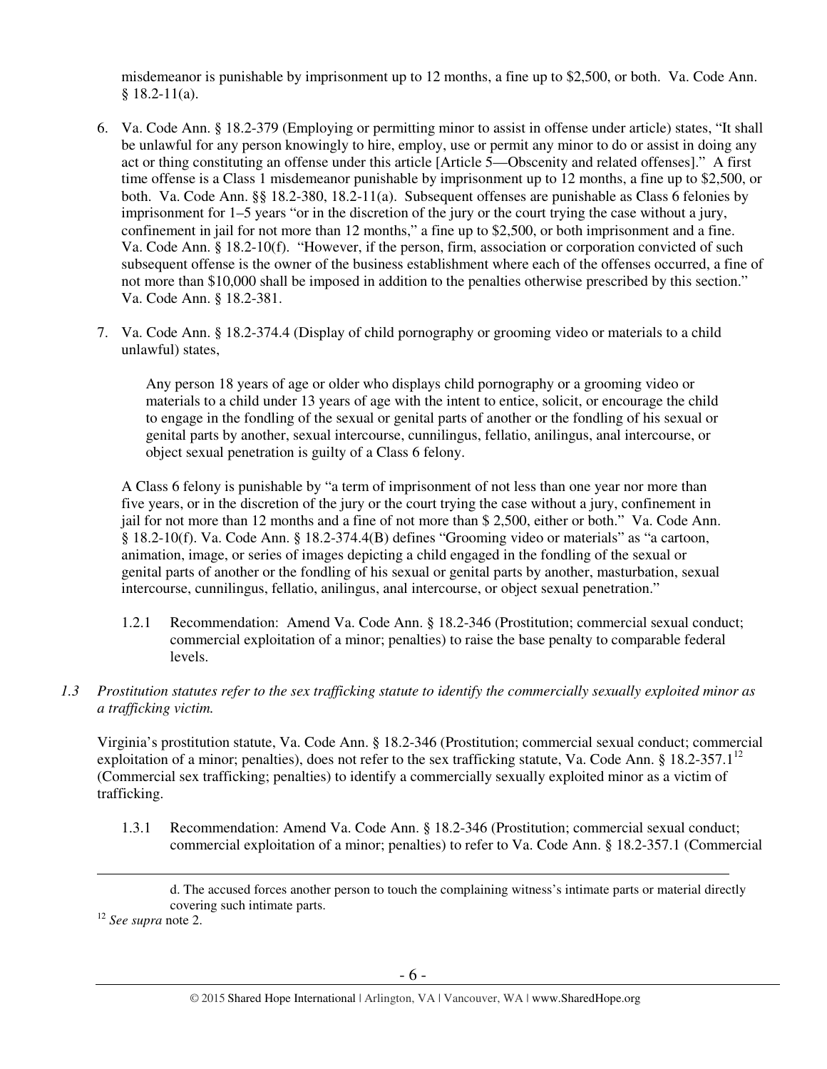misdemeanor is punishable by imprisonment up to 12 months, a fine up to $2,500, or both. Va. Code Ann. § 18.2-11(a).

6. Va. Code Ann. § 18.2-379 (Employing or permitting minor to assist in offense under article) states, "It shall be unlawful for any person knowingly to hire, employ, use or permit any minor to do or assist in doing any act or thing constituting an offense under this article [Article 5—Obscenity and related offenses]." A first time offense is a Class 1 misdemeanor punishable by imprisonment up to 12 months, a fine up to $2,500, or both. Va. Code Ann. §§ 18.2-380, 18.2-11(a). Subsequent offenses are punishable as Class 6 felonies by imprisonment for 1–5 years "or in the discretion of the jury or the court trying the case without a jury, confinement in jail for not more than 12 months," a fine up to $2,500, or both imprisonment and a fine. Va. Code Ann. § 18.2-10(f). "However, if the person, firm, association or corporation convicted of such subsequent offense is the owner of the business establishment where each of the offenses occurred, a fine of not more than $10,000 shall be imposed in addition to the penalties otherwise prescribed by this section." Va. Code Ann. § 18.2-381.

7. Va. Code Ann. § 18.2-374.4 (Display of child pornography or grooming video or materials to a child unlawful) states,

   > Any person 18 years of age or older who displays child pornography or a grooming video or materials to a child under 13 years of age with the intent to entice, solicit, or encourage the child to engage in the fondling of the sexual or genital parts of another or the fondling of his sexual or genital parts by another, sexual intercourse, cunnilingus, fellatio, anilingus, anal intercourse, or object sexual penetration is guilty of a Class 6 felony.

   A Class 6 felony is punishable by "a term of imprisonment of not less than one year nor more than five years, or in the discretion of the jury or the court trying the case without a jury, confinement in jail for not more than 12 months and a fine of not more than $ 2,500, either or both." Va. Code Ann. § 18.2-10(f). Va. Code Ann. § 18.2-374.4(B) defines "Grooming video or materials" as "a cartoon, animation, image, or series of images depicting a child engaged in the fondling of the sexual or genital parts of another or the fondling of his sexual or genital parts by another, masturbation, sexual intercourse, cunnilingus, fellatio, anilingus, anal intercourse, or object sexual penetration."

1.2.1 Recommendation: Amend Va. Code Ann. § 18.2-346 (Prostitution; commercial sexual conduct; commercial exploitation of a minor; penalties) to raise the base penalty to comparable federal levels.

*1.3 Prostitution statutes refer to the sex trafficking statute to identify the commercially sexually exploited minor as a trafficking victim.*

Virginia's prostitution statute, Va. Code Ann. § 18.2-346 (Prostitution; commercial sexual conduct; commercial exploitation of a minor; penalties), does not refer to the sex trafficking statute, Va. Code Ann. § 18.2-357.1[12] (Commercial sex trafficking; penalties) to identify a commercially sexually exploited minor as a victim of trafficking.

1.3.1 Recommendation: Amend Va. Code Ann. § 18.2-346 (Prostitution; commercial sexual conduct; commercial exploitation of a minor; penalties) to refer to Va. Code Ann. § 18.2-357.1 (Commercial

---

d. The accused forces another person to touch the complaining witness's intimate parts or material directly covering such intimate parts.

[12] *See supra* note 2.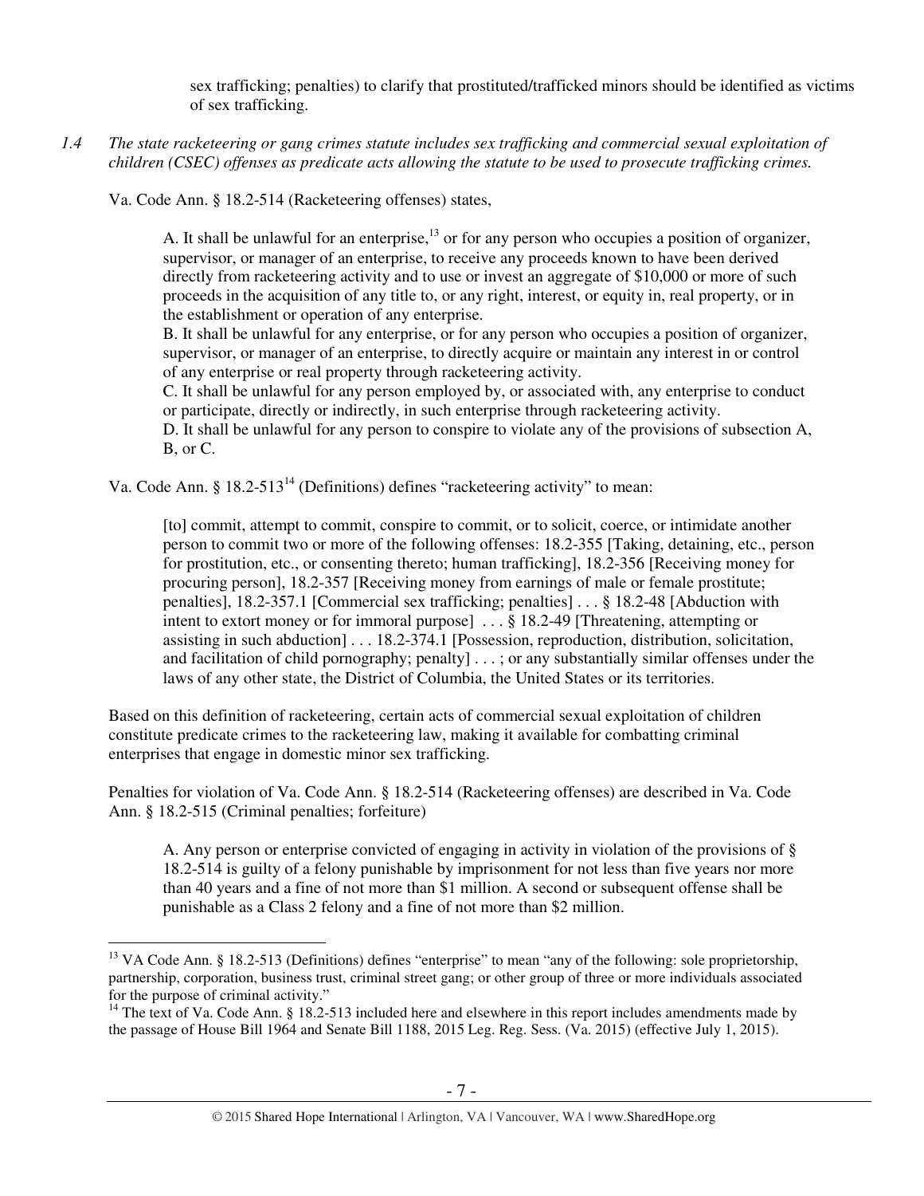sex trafficking; penalties) to clarify that prostituted/trafficked minors should be identified as victims of sex trafficking.

*1.4 The state racketeering or gang crimes statute includes sex trafficking and commercial sexual exploitation of children (CSEC) offenses as predicate acts allowing the statute to be used to prosecute trafficking crimes.*

Va. Code Ann. § 18.2-514 (Racketeering offenses) states,

> A. It shall be unlawful for an enterprise,[13] or for any person who occupies a position of organizer, supervisor, or manager of an enterprise, to receive any proceeds known to have been derived directly from racketeering activity and to use or invest an aggregate of $10,000 or more of such proceeds in the acquisition of any title to, or any right, interest, or equity in, real property, or in the establishment or operation of any enterprise.
> B. It shall be unlawful for any enterprise, or for any person who occupies a position of organizer, supervisor, or manager of an enterprise, to directly acquire or maintain any interest in or control of any enterprise or real property through racketeering activity.
> C. It shall be unlawful for any person employed by, or associated with, any enterprise to conduct or participate, directly or indirectly, in such enterprise through racketeering activity.
> D. It shall be unlawful for any person to conspire to violate any of the provisions of subsection A, B, or C.

Va. Code Ann. § 18.2-513[14] (Definitions) defines "racketeering activity" to mean:

> [to] commit, attempt to commit, conspire to commit, or to solicit, coerce, or intimidate another person to commit two or more of the following offenses: 18.2-355 [Taking, detaining, etc., person for prostitution, etc., or consenting thereto; human trafficking], 18.2-356 [Receiving money for procuring person], 18.2-357 [Receiving money from earnings of male or female prostitute; penalties], 18.2-357.1 [Commercial sex trafficking; penalties] . . . § 18.2-48 [Abduction with intent to extort money or for immoral purpose] . . . § 18.2-49 [Threatening, attempting or assisting in such abduction] . . . 18.2-374.1 [Possession, reproduction, distribution, solicitation, and facilitation of child pornography; penalty] . . . ; or any substantially similar offenses under the laws of any other state, the District of Columbia, the United States or its territories.

Based on this definition of racketeering, certain acts of commercial sexual exploitation of children constitute predicate crimes to the racketeering law, making it available for combatting criminal enterprises that engage in domestic minor sex trafficking.

Penalties for violation of Va. Code Ann. § 18.2-514 (Racketeering offenses) are described in Va. Code Ann. § 18.2-515 (Criminal penalties; forfeiture)

> A. Any person or enterprise convicted of engaging in activity in violation of the provisions of § 18.2-514 is guilty of a felony punishable by imprisonment for not less than five years nor more than 40 years and a fine of not more than $1 million. A second or subsequent offense shall be punishable as a Class 2 felony and a fine of not more than $2 million.

---

[13] VA Code Ann. § 18.2-513 (Definitions) defines "enterprise" to mean "any of the following: sole proprietorship, partnership, corporation, business trust, criminal street gang; or other group of three or more individuals associated for the purpose of criminal activity."

[14] The text of Va. Code Ann. § 18.2-513 included here and elsewhere in this report includes amendments made by the passage of House Bill 1964 and Senate Bill 1188, 2015 Leg. Reg. Sess. (Va. 2015) (effective July 1, 2015).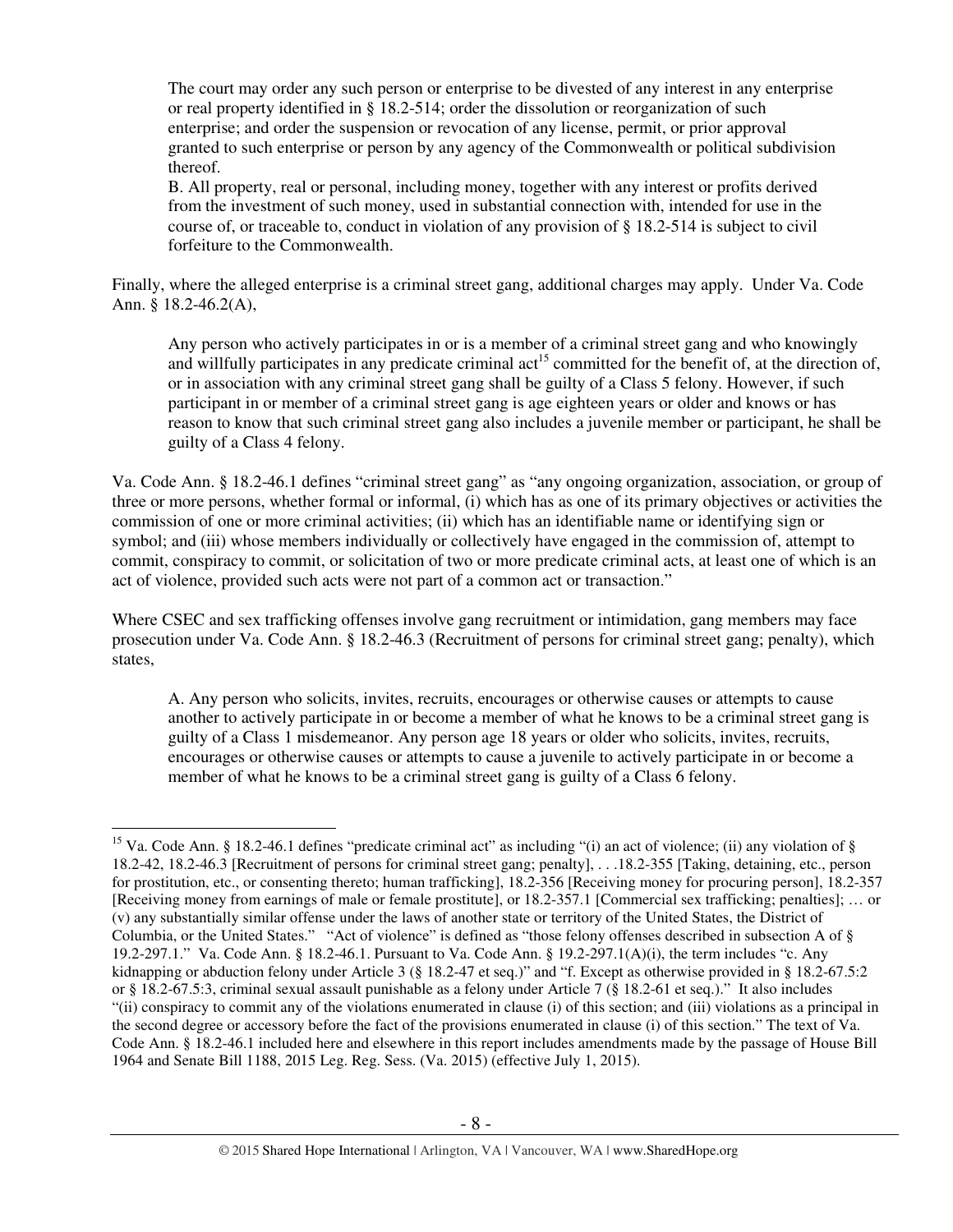> The court may order any such person or enterprise to be divested of any interest in any enterprise or real property identified in § 18.2-514; order the dissolution or reorganization of such enterprise; and order the suspension or revocation of any license, permit, or prior approval granted to such enterprise or person by any agency of the Commonwealth or political subdivision thereof.
>
> B. All property, real or personal, including money, together with any interest or profits derived from the investment of such money, used in substantial connection with, intended for use in the course of, or traceable to, conduct in violation of any provision of § 18.2-514 is subject to civil forfeiture to the Commonwealth.

Finally, where the alleged enterprise is a criminal street gang, additional charges may apply. Under Va. Code Ann. § 18.2-46.2(A),

> Any person who actively participates in or is a member of a criminal street gang and who knowingly and willfully participates in any predicate criminal act[15] committed for the benefit of, at the direction of, or in association with any criminal street gang shall be guilty of a Class 5 felony. However, if such participant in or member of a criminal street gang is age eighteen years or older and knows or has reason to know that such criminal street gang also includes a juvenile member or participant, he shall be guilty of a Class 4 felony.

Va. Code Ann. § 18.2-46.1 defines "criminal street gang" as "any ongoing organization, association, or group of three or more persons, whether formal or informal, (i) which has as one of its primary objectives or activities the commission of one or more criminal activities; (ii) which has an identifiable name or identifying sign or symbol; and (iii) whose members individually or collectively have engaged in the commission of, attempt to commit, conspiracy to commit, or solicitation of two or more predicate criminal acts, at least one of which is an act of violence, provided such acts were not part of a common act or transaction."

Where CSEC and sex trafficking offenses involve gang recruitment or intimidation, gang members may face prosecution under Va. Code Ann. § 18.2-46.3 (Recruitment of persons for criminal street gang; penalty), which states,

> A. Any person who solicits, invites, recruits, encourages or otherwise causes or attempts to cause another to actively participate in or become a member of what he knows to be a criminal street gang is guilty of a Class 1 misdemeanor. Any person age 18 years or older who solicits, invites, recruits, encourages or otherwise causes or attempts to cause a juvenile to actively participate in or become a member of what he knows to be a criminal street gang is guilty of a Class 6 felony.

---

[15] Va. Code Ann. § 18.2-46.1 defines "predicate criminal act" as including "(i) an act of violence; (ii) any violation of § 18.2-42, 18.2-46.3 [Recruitment of persons for criminal street gang; penalty], . . .18.2-355 [Taking, detaining, etc., person for prostitution, etc., or consenting thereto; human trafficking], 18.2-356 [Receiving money for procuring person], 18.2-357 [Receiving money from earnings of male or female prostitute], or 18.2-357.1 [Commercial sex trafficking; penalties]; … or (v) any substantially similar offense under the laws of another state or territory of the United States, the District of Columbia, or the United States." "Act of violence" is defined as "those felony offenses described in subsection A of § 19.2-297.1." Va. Code Ann. § 18.2-46.1. Pursuant to Va. Code Ann. § 19.2-297.1(A)(i), the term includes "c. Any kidnapping or abduction felony under Article 3 (§ 18.2-47 et seq.)" and "f. Except as otherwise provided in § 18.2-67.5:2 or § 18.2-67.5:3, criminal sexual assault punishable as a felony under Article 7 (§ 18.2-61 et seq.)." It also includes "(ii) conspiracy to commit any of the violations enumerated in clause (i) of this section; and (iii) violations as a principal in the second degree or accessory before the fact of the provisions enumerated in clause (i) of this section." The text of Va. Code Ann. § 18.2-46.1 included here and elsewhere in this report includes amendments made by the passage of House Bill 1964 and Senate Bill 1188, 2015 Leg. Reg. Sess. (Va. 2015) (effective July 1, 2015).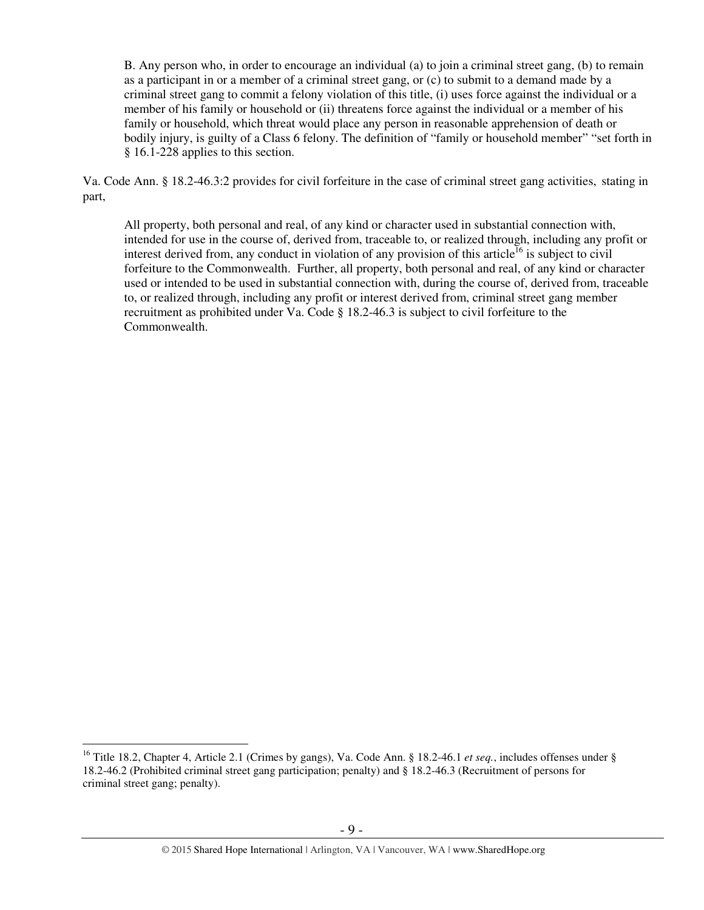> B. Any person who, in order to encourage an individual (a) to join a criminal street gang, (b) to remain as a participant in or a member of a criminal street gang, or (c) to submit to a demand made by a criminal street gang to commit a felony violation of this title, (i) uses force against the individual or a member of his family or household or (ii) threatens force against the individual or a member of his family or household, which threat would place any person in reasonable apprehension of death or bodily injury, is guilty of a Class 6 felony. The definition of "family or household member" "set forth in § 16.1-228 applies to this section.

Va. Code Ann. § 18.2-46.3:2 provides for civil forfeiture in the case of criminal street gang activities, stating in part,

> All property, both personal and real, of any kind or character used in substantial connection with, intended for use in the course of, derived from, traceable to, or realized through, including any profit or interest derived from, any conduct in violation of any provision of this article[16] is subject to civil forfeiture to the Commonwealth. Further, all property, both personal and real, of any kind or character used or intended to be used in substantial connection with, during the course of, derived from, traceable to, or realized through, including any profit or interest derived from, criminal street gang member recruitment as prohibited under Va. Code § 18.2-46.3 is subject to civil forfeiture to the Commonwealth.

[16] Title 18.2, Chapter 4, Article 2.1 (Crimes by gangs), Va. Code Ann. § 18.2-46.1 *et seq.*, includes offenses under § 18.2-46.2 (Prohibited criminal street gang participation; penalty) and § 18.2-46.3 (Recruitment of persons for criminal street gang; penalty).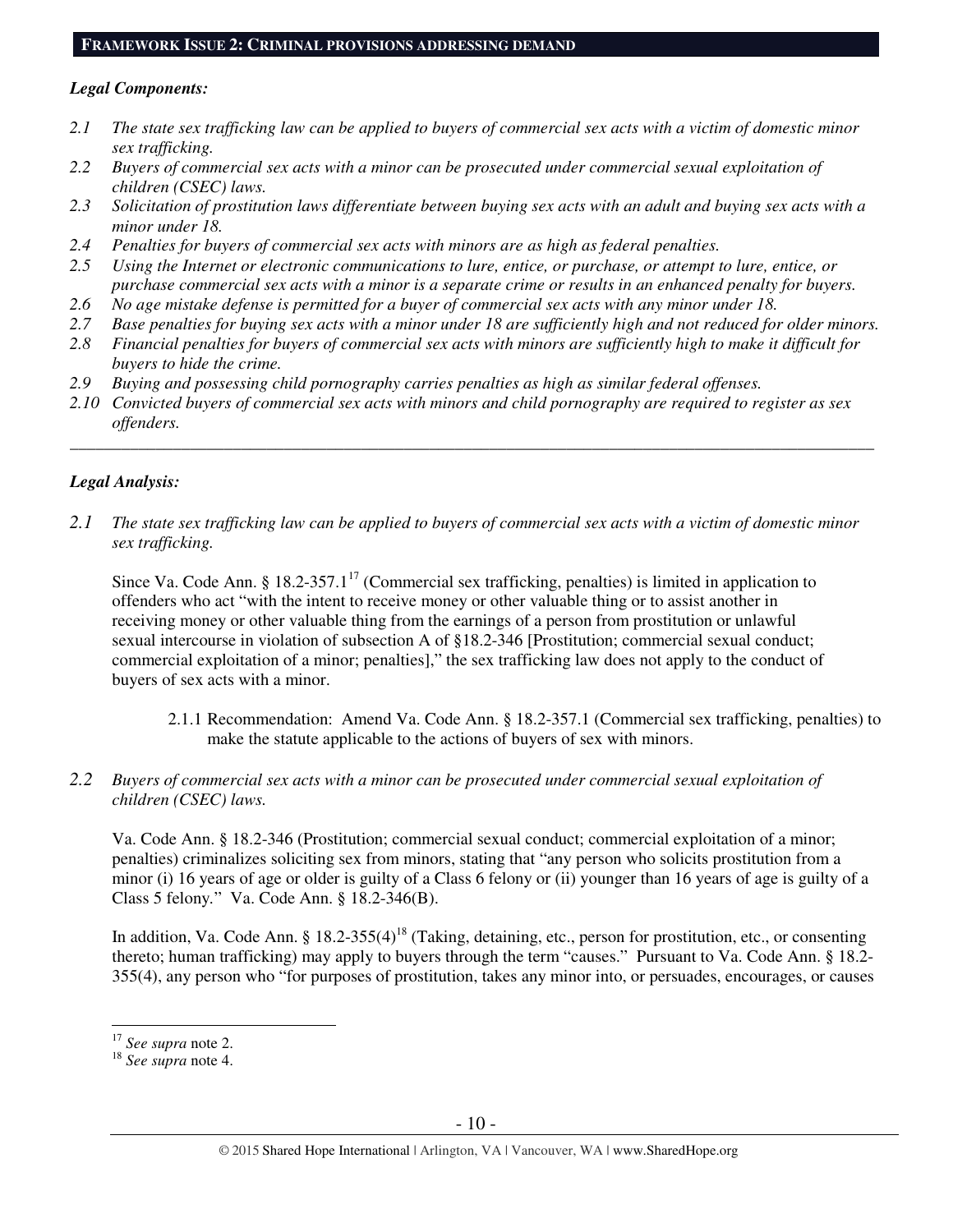## FRAMEWORK ISSUE 2: CRIMINAL PROVISIONS ADDRESSING DEMAND

### *Legal Components:*

*2.1 The state sex trafficking law can be applied to buyers of commercial sex acts with a victim of domestic minor sex trafficking.*

*2.2 Buyers of commercial sex acts with a minor can be prosecuted under commercial sexual exploitation of children (CSEC) laws.*

*2.3 Solicitation of prostitution laws differentiate between buying sex acts with an adult and buying sex acts with a minor under 18.*

*2.4 Penalties for buyers of commercial sex acts with minors are as high as federal penalties.*

*2.5 Using the Internet or electronic communications to lure, entice, or purchase, or attempt to lure, entice, or purchase commercial sex acts with a minor is a separate crime or results in an enhanced penalty for buyers.*

*2.6 No age mistake defense is permitted for a buyer of commercial sex acts with any minor under 18.*

*2.7 Base penalties for buying sex acts with a minor under 18 are sufficiently high and not reduced for older minors.*

*2.8 Financial penalties for buyers of commercial sex acts with minors are sufficiently high to make it difficult for buyers to hide the crime.*

*2.9 Buying and possessing child pornography carries penalties as high as similar federal offenses.*

*2.10 Convicted buyers of commercial sex acts with minors and child pornography are required to register as sex offenders.*

---

### *Legal Analysis:*

*2.1 The state sex trafficking law can be applied to buyers of commercial sex acts with a victim of domestic minor sex trafficking.*

Since Va. Code Ann. § 18.2-357.1[17] (Commercial sex trafficking, penalties) is limited in application to offenders who act "with the intent to receive money or other valuable thing or to assist another in receiving money or other valuable thing from the earnings of a person from prostitution or unlawful sexual intercourse in violation of subsection A of §18.2-346 [Prostitution; commercial sexual conduct; commercial exploitation of a minor; penalties]," the sex trafficking law does not apply to the conduct of buyers of sex acts with a minor.

> 2.1.1 Recommendation: Amend Va. Code Ann. § 18.2-357.1 (Commercial sex trafficking, penalties) to make the statute applicable to the actions of buyers of sex with minors.

*2.2 Buyers of commercial sex acts with a minor can be prosecuted under commercial sexual exploitation of children (CSEC) laws.*

Va. Code Ann. § 18.2-346 (Prostitution; commercial sexual conduct; commercial exploitation of a minor; penalties) criminalizes soliciting sex from minors, stating that "any person who solicits prostitution from a minor (i) 16 years of age or older is guilty of a Class 6 felony or (ii) younger than 16 years of age is guilty of a Class 5 felony." Va. Code Ann. § 18.2-346(B).

In addition, Va. Code Ann. § 18.2-355(4)[18] (Taking, detaining, etc., person for prostitution, etc., or consenting thereto; human trafficking) may apply to buyers through the term "causes." Pursuant to Va. Code Ann. § 18.2-355(4), any person who "for purposes of prostitution, takes any minor into, or persuades, encourages, or causes

---

[17] *See supra* note 2.

[18] *See supra* note 4.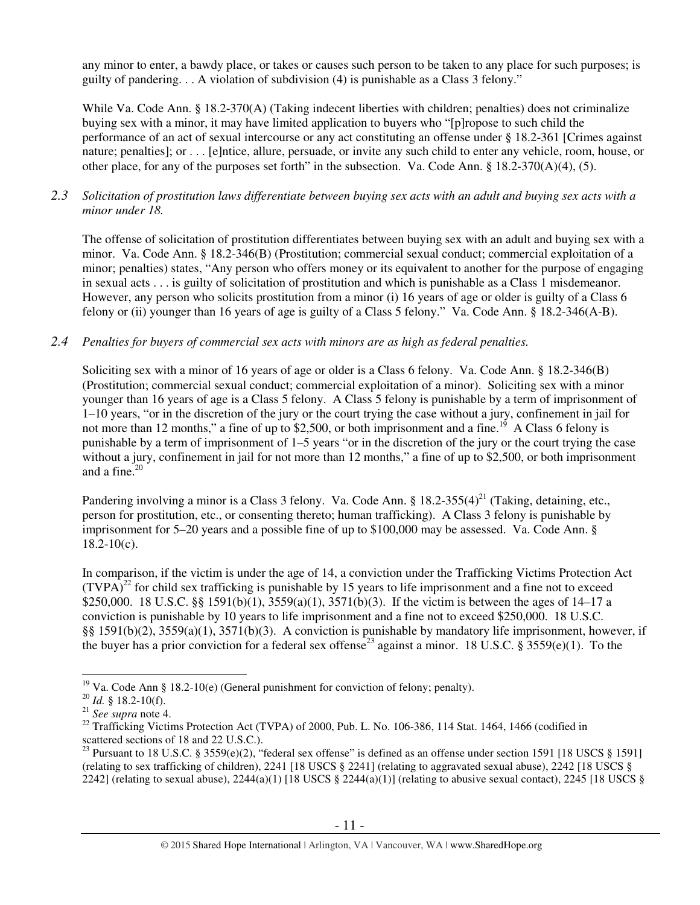any minor to enter, a bawdy place, or takes or causes such person to be taken to any place for such purposes; is guilty of pandering. . . A violation of subdivision (4) is punishable as a Class 3 felony."

While Va. Code Ann. § 18.2-370(A) (Taking indecent liberties with children; penalties) does not criminalize buying sex with a minor, it may have limited application to buyers who "[p]ropose to such child the performance of an act of sexual intercourse or any act constituting an offense under § 18.2-361 [Crimes against nature; penalties]; or . . . [e]ntice, allure, persuade, or invite any such child to enter any vehicle, room, house, or other place, for any of the purposes set forth" in the subsection. Va. Code Ann. § 18.2-370(A)(4), (5).

*2.3 Solicitation of prostitution laws differentiate between buying sex acts with an adult and buying sex acts with a minor under 18.*

The offense of solicitation of prostitution differentiates between buying sex with an adult and buying sex with a minor. Va. Code Ann. § 18.2-346(B) (Prostitution; commercial sexual conduct; commercial exploitation of a minor; penalties) states, "Any person who offers money or its equivalent to another for the purpose of engaging in sexual acts . . . is guilty of solicitation of prostitution and which is punishable as a Class 1 misdemeanor. However, any person who solicits prostitution from a minor (i) 16 years of age or older is guilty of a Class 6 felony or (ii) younger than 16 years of age is guilty of a Class 5 felony." Va. Code Ann. § 18.2-346(A-B).

*2.4 Penalties for buyers of commercial sex acts with minors are as high as federal penalties.*

Soliciting sex with a minor of 16 years of age or older is a Class 6 felony. Va. Code Ann. § 18.2-346(B) (Prostitution; commercial sexual conduct; commercial exploitation of a minor). Soliciting sex with a minor younger than 16 years of age is a Class 5 felony. A Class 5 felony is punishable by a term of imprisonment of 1–10 years, "or in the discretion of the jury or the court trying the case without a jury, confinement in jail for not more than 12 months," a fine of up to $2,500, or both imprisonment and a fine.[19] A Class 6 felony is punishable by a term of imprisonment of 1–5 years "or in the discretion of the jury or the court trying the case without a jury, confinement in jail for not more than 12 months," a fine of up to $2,500, or both imprisonment and a fine.[20]

Pandering involving a minor is a Class 3 felony. Va. Code Ann. § 18.2-355(4)[21] (Taking, detaining, etc., person for prostitution, etc., or consenting thereto; human trafficking). A Class 3 felony is punishable by imprisonment for 5–20 years and a possible fine of up to $100,000 may be assessed. Va. Code Ann. § 18.2-10(c).

In comparison, if the victim is under the age of 14, a conviction under the Trafficking Victims Protection Act (TVPA)[22] for child sex trafficking is punishable by 15 years to life imprisonment and a fine not to exceed $250,000. 18 U.S.C. §§ 1591(b)(1), 3559(a)(1), 3571(b)(3). If the victim is between the ages of 14–17 a conviction is punishable by 10 years to life imprisonment and a fine not to exceed $250,000. 18 U.S.C. §§ 1591(b)(2), 3559(a)(1), 3571(b)(3). A conviction is punishable by mandatory life imprisonment, however, if the buyer has a prior conviction for a federal sex offense[23] against a minor. 18 U.S.C. § 3559(e)(1). To the

---

[19] Va. Code Ann § 18.2-10(e) (General punishment for conviction of felony; penalty).

[20] *Id.* § 18.2-10(f).

[21] *See supra* note 4.

[22] Trafficking Victims Protection Act (TVPA) of 2000, Pub. L. No. 106-386, 114 Stat. 1464, 1466 (codified in scattered sections of 18 and 22 U.S.C.).

[23] Pursuant to 18 U.S.C. § 3559(e)(2), "federal sex offense" is defined as an offense under section 1591 [18 USCS § 1591] (relating to sex trafficking of children), 2241 [18 USCS § 2241] (relating to aggravated sexual abuse), 2242 [18 USCS § 2242] (relating to sexual abuse), 2244(a)(1) [18 USCS § 2244(a)(1)] (relating to abusive sexual contact), 2245 [18 USCS §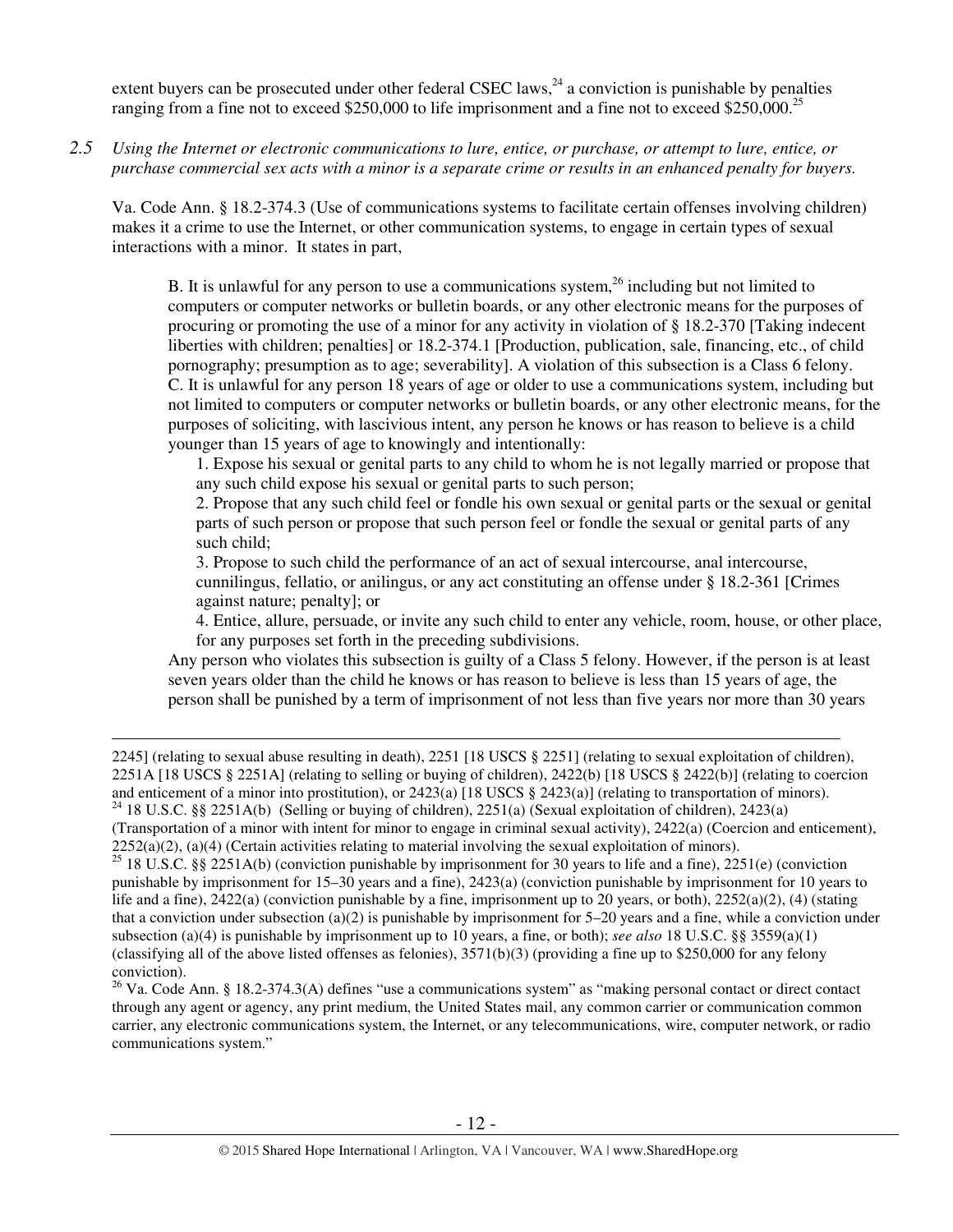extent buyers can be prosecuted under other federal CSEC laws,[24] a conviction is punishable by penalties ranging from a fine not to exceed $250,000 to life imprisonment and a fine not to exceed $250,000.[25]

*2.5 Using the Internet or electronic communications to lure, entice, or purchase, or attempt to lure, entice, or purchase commercial sex acts with a minor is a separate crime or results in an enhanced penalty for buyers.*

Va. Code Ann. § 18.2-374.3 (Use of communications systems to facilitate certain offenses involving children) makes it a crime to use the Internet, or other communication systems, to engage in certain types of sexual interactions with a minor. It states in part,

> B. It is unlawful for any person to use a communications system,[26] including but not limited to computers or computer networks or bulletin boards, or any other electronic means for the purposes of procuring or promoting the use of a minor for any activity in violation of § 18.2-370 [Taking indecent liberties with children; penalties] or 18.2-374.1 [Production, publication, sale, financing, etc., of child pornography; presumption as to age; severability]. A violation of this subsection is a Class 6 felony.
> C. It is unlawful for any person 18 years of age or older to use a communications system, including but not limited to computers or computer networks or bulletin boards, or any other electronic means, for the purposes of soliciting, with lascivious intent, any person he knows or has reason to believe is a child younger than 15 years of age to knowingly and intentionally:
>
> 1. Expose his sexual or genital parts to any child to whom he is not legally married or propose that any such child expose his sexual or genital parts to such person;
> 2. Propose that any such child feel or fondle his own sexual or genital parts or the sexual or genital parts of such person or propose that such person feel or fondle the sexual or genital parts of any such child;
> 3. Propose to such child the performance of an act of sexual intercourse, anal intercourse, cunnilingus, fellatio, or anilingus, or any act constituting an offense under § 18.2-361 [Crimes against nature; penalty]; or
> 4. Entice, allure, persuade, or invite any such child to enter any vehicle, room, house, or other place, for any purposes set forth in the preceding subdivisions.
>
> Any person who violates this subsection is guilty of a Class 5 felony. However, if the person is at least seven years older than the child he knows or has reason to believe is less than 15 years of age, the person shall be punished by a term of imprisonment of not less than five years nor more than 30 years

---

2245] (relating to sexual abuse resulting in death), 2251 [18 USCS § 2251] (relating to sexual exploitation of children), 2251A [18 USCS § 2251A] (relating to selling or buying of children), 2422(b) [18 USCS § 2422(b)] (relating to coercion and enticement of a minor into prostitution), or 2423(a) [18 USCS § 2423(a)] (relating to transportation of minors).

[24] 18 U.S.C. §§ 2251A(b) (Selling or buying of children), 2251(a) (Sexual exploitation of children), 2423(a) (Transportation of a minor with intent for minor to engage in criminal sexual activity), 2422(a) (Coercion and enticement), 2252(a)(2), (a)(4) (Certain activities relating to material involving the sexual exploitation of minors).

[25] 18 U.S.C. §§ 2251A(b) (conviction punishable by imprisonment for 30 years to life and a fine), 2251(e) (conviction punishable by imprisonment for 15–30 years and a fine), 2423(a) (conviction punishable by imprisonment for 10 years to life and a fine), 2422(a) (conviction punishable by a fine, imprisonment up to 20 years, or both), 2252(a)(2), (4) (stating that a conviction under subsection (a)(2) is punishable by imprisonment for 5–20 years and a fine, while a conviction under subsection (a)(4) is punishable by imprisonment up to 10 years, a fine, or both); *see also* 18 U.S.C. §§ 3559(a)(1) (classifying all of the above listed offenses as felonies), 3571(b)(3) (providing a fine up to $250,000 for any felony conviction).

[26] Va. Code Ann. § 18.2-374.3(A) defines "use a communications system" as "making personal contact or direct contact through any agent or agency, any print medium, the United States mail, any common carrier or communication common carrier, any electronic communications system, the Internet, or any telecommunications, wire, computer network, or radio communications system."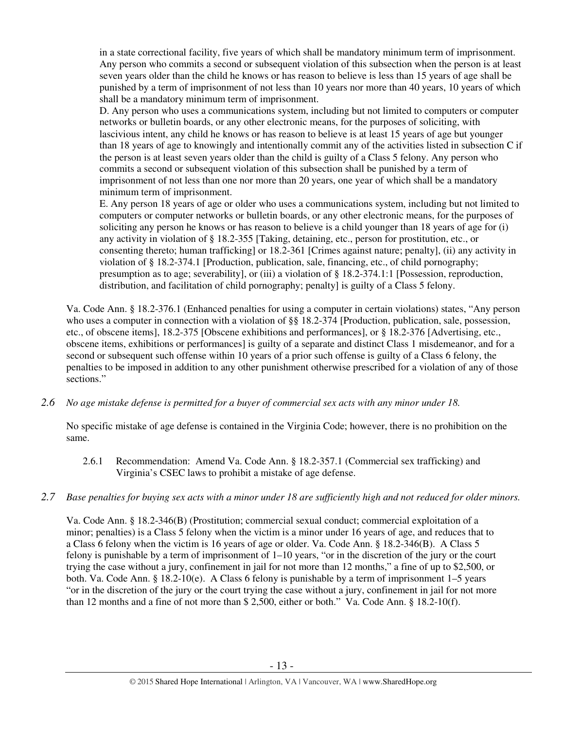in a state correctional facility, five years of which shall be mandatory minimum term of imprisonment. Any person who commits a second or subsequent violation of this subsection when the person is at least seven years older than the child he knows or has reason to believe is less than 15 years of age shall be punished by a term of imprisonment of not less than 10 years nor more than 40 years, 10 years of which shall be a mandatory minimum term of imprisonment.

D. Any person who uses a communications system, including but not limited to computers or computer networks or bulletin boards, or any other electronic means, for the purposes of soliciting, with lascivious intent, any child he knows or has reason to believe is at least 15 years of age but younger than 18 years of age to knowingly and intentionally commit any of the activities listed in subsection C if the person is at least seven years older than the child is guilty of a Class 5 felony. Any person who commits a second or subsequent violation of this subsection shall be punished by a term of imprisonment of not less than one nor more than 20 years, one year of which shall be a mandatory minimum term of imprisonment.

E. Any person 18 years of age or older who uses a communications system, including but not limited to computers or computer networks or bulletin boards, or any other electronic means, for the purposes of soliciting any person he knows or has reason to believe is a child younger than 18 years of age for (i) any activity in violation of § 18.2-355 [Taking, detaining, etc., person for prostitution, etc., or consenting thereto; human trafficking] or 18.2-361 [Crimes against nature; penalty], (ii) any activity in violation of § 18.2-374.1 [Production, publication, sale, financing, etc., of child pornography; presumption as to age; severability], or (iii) a violation of § 18.2-374.1:1 [Possession, reproduction, distribution, and facilitation of child pornography; penalty] is guilty of a Class 5 felony.

Va. Code Ann. § 18.2-376.1 (Enhanced penalties for using a computer in certain violations) states, "Any person who uses a computer in connection with a violation of §§ 18.2-374 [Production, publication, sale, possession, etc., of obscene items], 18.2-375 [Obscene exhibitions and performances], or § 18.2-376 [Advertising, etc., obscene items, exhibitions or performances] is guilty of a separate and distinct Class 1 misdemeanor, and for a second or subsequent such offense within 10 years of a prior such offense is guilty of a Class 6 felony, the penalties to be imposed in addition to any other punishment otherwise prescribed for a violation of any of those sections."

*2.6 No age mistake defense is permitted for a buyer of commercial sex acts with any minor under 18.*

No specific mistake of age defense is contained in the Virginia Code; however, there is no prohibition on the same.

2.6.1 Recommendation: Amend Va. Code Ann. § 18.2-357.1 (Commercial sex trafficking) and Virginia's CSEC laws to prohibit a mistake of age defense.

*2.7 Base penalties for buying sex acts with a minor under 18 are sufficiently high and not reduced for older minors.*

Va. Code Ann. § 18.2-346(B) (Prostitution; commercial sexual conduct; commercial exploitation of a minor; penalties) is a Class 5 felony when the victim is a minor under 16 years of age, and reduces that to a Class 6 felony when the victim is 16 years of age or older. Va. Code Ann. § 18.2-346(B). A Class 5 felony is punishable by a term of imprisonment of 1–10 years, "or in the discretion of the jury or the court trying the case without a jury, confinement in jail for not more than 12 months," a fine of up to $2,500, or both. Va. Code Ann. § 18.2-10(e). A Class 6 felony is punishable by a term of imprisonment 1–5 years "or in the discretion of the jury or the court trying the case without a jury, confinement in jail for not more than 12 months and a fine of not more than $ 2,500, either or both." Va. Code Ann. § 18.2-10(f).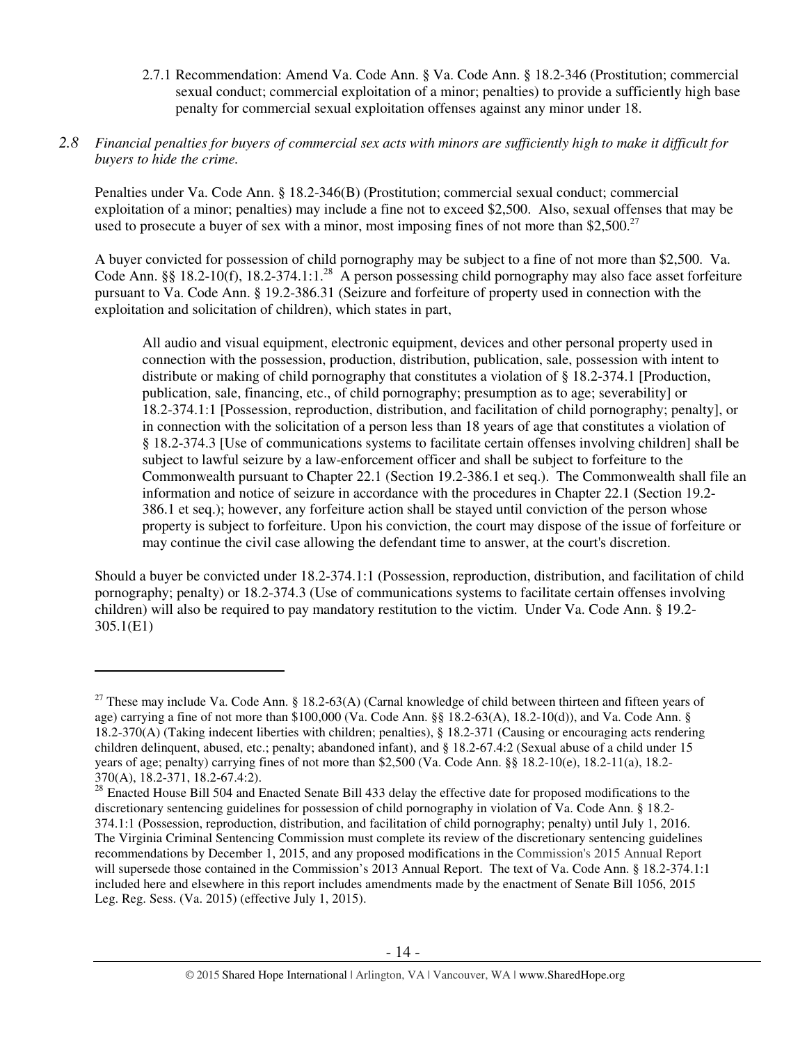2.7.1 Recommendation: Amend Va. Code Ann. § Va. Code Ann. § 18.2-346 (Prostitution; commercial sexual conduct; commercial exploitation of a minor; penalties) to provide a sufficiently high base penalty for commercial sexual exploitation offenses against any minor under 18.

*2.8 Financial penalties for buyers of commercial sex acts with minors are sufficiently high to make it difficult for buyers to hide the crime.*

Penalties under Va. Code Ann. § 18.2-346(B) (Prostitution; commercial sexual conduct; commercial exploitation of a minor; penalties) may include a fine not to exceed $2,500. Also, sexual offenses that may be used to prosecute a buyer of sex with a minor, most imposing fines of not more than $2,500.[27]

A buyer convicted for possession of child pornography may be subject to a fine of not more than $2,500. Va. Code Ann. §§ 18.2-10(f), 18.2-374.1:1.[28] A person possessing child pornography may also face asset forfeiture pursuant to Va. Code Ann. § 19.2-386.31 (Seizure and forfeiture of property used in connection with the exploitation and solicitation of children), which states in part,

> All audio and visual equipment, electronic equipment, devices and other personal property used in connection with the possession, production, distribution, publication, sale, possession with intent to distribute or making of child pornography that constitutes a violation of § 18.2-374.1 [Production, publication, sale, financing, etc., of child pornography; presumption as to age; severability] or 18.2-374.1:1 [Possession, reproduction, distribution, and facilitation of child pornography; penalty], or in connection with the solicitation of a person less than 18 years of age that constitutes a violation of § 18.2-374.3 [Use of communications systems to facilitate certain offenses involving children] shall be subject to lawful seizure by a law-enforcement officer and shall be subject to forfeiture to the Commonwealth pursuant to Chapter 22.1 (Section 19.2-386.1 et seq.). The Commonwealth shall file an information and notice of seizure in accordance with the procedures in Chapter 22.1 (Section 19.2-386.1 et seq.); however, any forfeiture action shall be stayed until conviction of the person whose property is subject to forfeiture. Upon his conviction, the court may dispose of the issue of forfeiture or may continue the civil case allowing the defendant time to answer, at the court's discretion.

Should a buyer be convicted under 18.2-374.1:1 (Possession, reproduction, distribution, and facilitation of child pornography; penalty) or 18.2-374.3 (Use of communications systems to facilitate certain offenses involving children) will also be required to pay mandatory restitution to the victim. Under Va. Code Ann. § 19.2-305.1(E1)

---

[27] These may include Va. Code Ann. § 18.2-63(A) (Carnal knowledge of child between thirteen and fifteen years of age) carrying a fine of not more than $100,000 (Va. Code Ann. §§ 18.2-63(A), 18.2-10(d)), and Va. Code Ann. § 18.2-370(A) (Taking indecent liberties with children; penalties), § 18.2-371 (Causing or encouraging acts rendering children delinquent, abused, etc.; penalty; abandoned infant), and § 18.2-67.4:2 (Sexual abuse of a child under 15 years of age; penalty) carrying fines of not more than $2,500 (Va. Code Ann. §§ 18.2-10(e), 18.2-11(a), 18.2-370(A), 18.2-371, 18.2-67.4:2).

[28] Enacted House Bill 504 and Enacted Senate Bill 433 delay the effective date for proposed modifications to the discretionary sentencing guidelines for possession of child pornography in violation of Va. Code Ann. § 18.2-374.1:1 (Possession, reproduction, distribution, and facilitation of child pornography; penalty) until July 1, 2016. The Virginia Criminal Sentencing Commission must complete its review of the discretionary sentencing guidelines recommendations by December 1, 2015, and any proposed modifications in the Commission's 2015 Annual Report will supersede those contained in the Commission's 2013 Annual Report. The text of Va. Code Ann. § 18.2-374.1:1 included here and elsewhere in this report includes amendments made by the enactment of Senate Bill 1056, 2015 Leg. Reg. Sess. (Va. 2015) (effective July 1, 2015).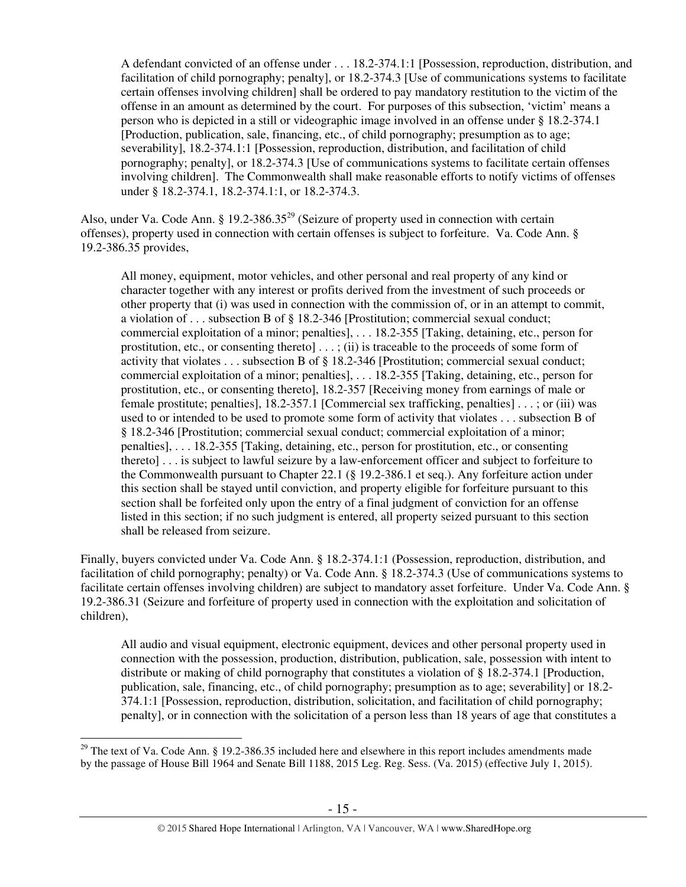> A defendant convicted of an offense under . . . 18.2-374.1:1 [Possession, reproduction, distribution, and facilitation of child pornography; penalty], or 18.2-374.3 [Use of communications systems to facilitate certain offenses involving children] shall be ordered to pay mandatory restitution to the victim of the offense in an amount as determined by the court. For purposes of this subsection, 'victim' means a person who is depicted in a still or videographic image involved in an offense under § 18.2-374.1 [Production, publication, sale, financing, etc., of child pornography; presumption as to age; severability], 18.2-374.1:1 [Possession, reproduction, distribution, and facilitation of child pornography; penalty], or 18.2-374.3 [Use of communications systems to facilitate certain offenses involving children]. The Commonwealth shall make reasonable efforts to notify victims of offenses under § 18.2-374.1, 18.2-374.1:1, or 18.2-374.3.

Also, under Va. Code Ann. § 19.2-386.35[29] (Seizure of property used in connection with certain offenses), property used in connection with certain offenses is subject to forfeiture. Va. Code Ann. § 19.2-386.35 provides,

> All money, equipment, motor vehicles, and other personal and real property of any kind or character together with any interest or profits derived from the investment of such proceeds or other property that (i) was used in connection with the commission of, or in an attempt to commit, a violation of . . . subsection B of § 18.2-346 [Prostitution; commercial sexual conduct; commercial exploitation of a minor; penalties], . . . 18.2-355 [Taking, detaining, etc., person for prostitution, etc., or consenting thereto] . . . ; (ii) is traceable to the proceeds of some form of activity that violates . . . subsection B of § 18.2-346 [Prostitution; commercial sexual conduct; commercial exploitation of a minor; penalties], . . . 18.2-355 [Taking, detaining, etc., person for prostitution, etc., or consenting thereto], 18.2-357 [Receiving money from earnings of male or female prostitute; penalties], 18.2-357.1 [Commercial sex trafficking, penalties] . . . ; or (iii) was used to or intended to be used to promote some form of activity that violates . . . subsection B of § 18.2-346 [Prostitution; commercial sexual conduct; commercial exploitation of a minor; penalties], . . . 18.2-355 [Taking, detaining, etc., person for prostitution, etc., or consenting thereto] . . . is subject to lawful seizure by a law-enforcement officer and subject to forfeiture to the Commonwealth pursuant to Chapter 22.1 (§ 19.2-386.1 et seq.). Any forfeiture action under this section shall be stayed until conviction, and property eligible for forfeiture pursuant to this section shall be forfeited only upon the entry of a final judgment of conviction for an offense listed in this section; if no such judgment is entered, all property seized pursuant to this section shall be released from seizure.

Finally, buyers convicted under Va. Code Ann. § 18.2-374.1:1 (Possession, reproduction, distribution, and facilitation of child pornography; penalty) or Va. Code Ann. § 18.2-374.3 (Use of communications systems to facilitate certain offenses involving children) are subject to mandatory asset forfeiture. Under Va. Code Ann. § 19.2-386.31 (Seizure and forfeiture of property used in connection with the exploitation and solicitation of children),

> All audio and visual equipment, electronic equipment, devices and other personal property used in connection with the possession, production, distribution, publication, sale, possession with intent to distribute or making of child pornography that constitutes a violation of § 18.2-374.1 [Production, publication, sale, financing, etc., of child pornography; presumption as to age; severability] or 18.2-374.1:1 [Possession, reproduction, distribution, solicitation, and facilitation of child pornography; penalty], or in connection with the solicitation of a person less than 18 years of age that constitutes a

[29] The text of Va. Code Ann. § 19.2-386.35 included here and elsewhere in this report includes amendments made by the passage of House Bill 1964 and Senate Bill 1188, 2015 Leg. Reg. Sess. (Va. 2015) (effective July 1, 2015).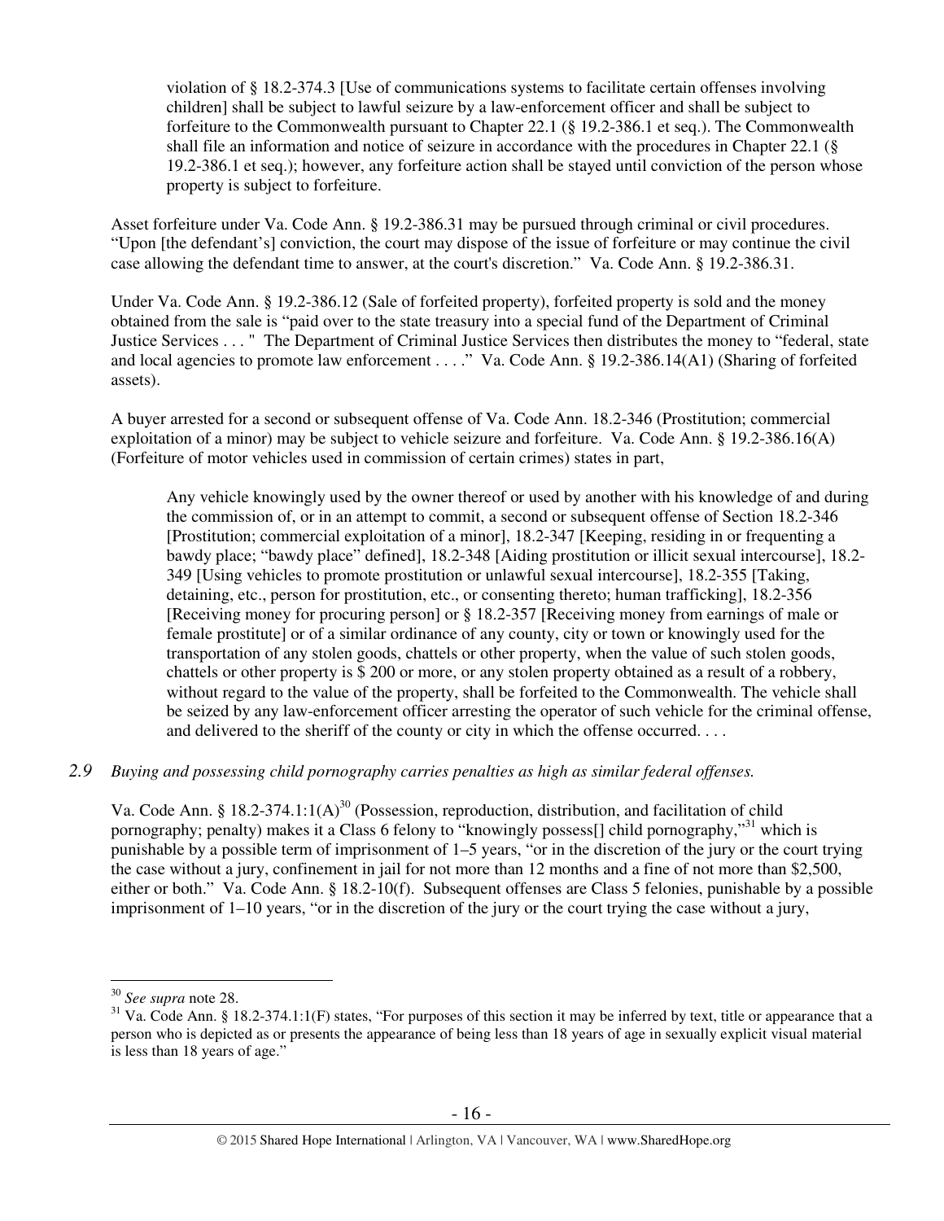> violation of § 18.2-374.3 [Use of communications systems to facilitate certain offenses involving children] shall be subject to lawful seizure by a law-enforcement officer and shall be subject to forfeiture to the Commonwealth pursuant to Chapter 22.1 (§ 19.2-386.1 et seq.). The Commonwealth shall file an information and notice of seizure in accordance with the procedures in Chapter 22.1 (§ 19.2-386.1 et seq.); however, any forfeiture action shall be stayed until conviction of the person whose property is subject to forfeiture.

Asset forfeiture under Va. Code Ann. § 19.2-386.31 may be pursued through criminal or civil procedures. "Upon [the defendant's] conviction, the court may dispose of the issue of forfeiture or may continue the civil case allowing the defendant time to answer, at the court's discretion." Va. Code Ann. § 19.2-386.31.

Under Va. Code Ann. § 19.2-386.12 (Sale of forfeited property), forfeited property is sold and the money obtained from the sale is "paid over to the state treasury into a special fund of the Department of Criminal Justice Services . . . " The Department of Criminal Justice Services then distributes the money to "federal, state and local agencies to promote law enforcement . . . ." Va. Code Ann. § 19.2-386.14(A1) (Sharing of forfeited assets).

A buyer arrested for a second or subsequent offense of Va. Code Ann. 18.2-346 (Prostitution; commercial exploitation of a minor) may be subject to vehicle seizure and forfeiture. Va. Code Ann. § 19.2-386.16(A) (Forfeiture of motor vehicles used in commission of certain crimes) states in part,

> Any vehicle knowingly used by the owner thereof or used by another with his knowledge of and during the commission of, or in an attempt to commit, a second or subsequent offense of Section 18.2-346 [Prostitution; commercial exploitation of a minor], 18.2-347 [Keeping, residing in or frequenting a bawdy place; "bawdy place" defined], 18.2-348 [Aiding prostitution or illicit sexual intercourse], 18.2-349 [Using vehicles to promote prostitution or unlawful sexual intercourse], 18.2-355 [Taking, detaining, etc., person for prostitution, etc., or consenting thereto; human trafficking], 18.2-356 [Receiving money for procuring person] or § 18.2-357 [Receiving money from earnings of male or female prostitute] or of a similar ordinance of any county, city or town or knowingly used for the transportation of any stolen goods, chattels or other property, when the value of such stolen goods, chattels or other property is $ 200 or more, or any stolen property obtained as a result of a robbery, without regard to the value of the property, shall be forfeited to the Commonwealth. The vehicle shall be seized by any law-enforcement officer arresting the operator of such vehicle for the criminal offense, and delivered to the sheriff of the county or city in which the offense occurred. . . .

*2.9 Buying and possessing child pornography carries penalties as high as similar federal offenses.*

Va. Code Ann. § 18.2-374.1:1(A)[30] (Possession, reproduction, distribution, and facilitation of child pornography; penalty) makes it a Class 6 felony to "knowingly possess[] child pornography,"[31] which is punishable by a possible term of imprisonment of 1–5 years, "or in the discretion of the jury or the court trying the case without a jury, confinement in jail for not more than 12 months and a fine of not more than $2,500, either or both." Va. Code Ann. § 18.2-10(f). Subsequent offenses are Class 5 felonies, punishable by a possible imprisonment of 1–10 years, "or in the discretion of the jury or the court trying the case without a jury,

---

[30] *See supra* note 28.

[31] Va. Code Ann. § 18.2-374.1:1(F) states, "For purposes of this section it may be inferred by text, title or appearance that a person who is depicted as or presents the appearance of being less than 18 years of age in sexually explicit visual material is less than 18 years of age."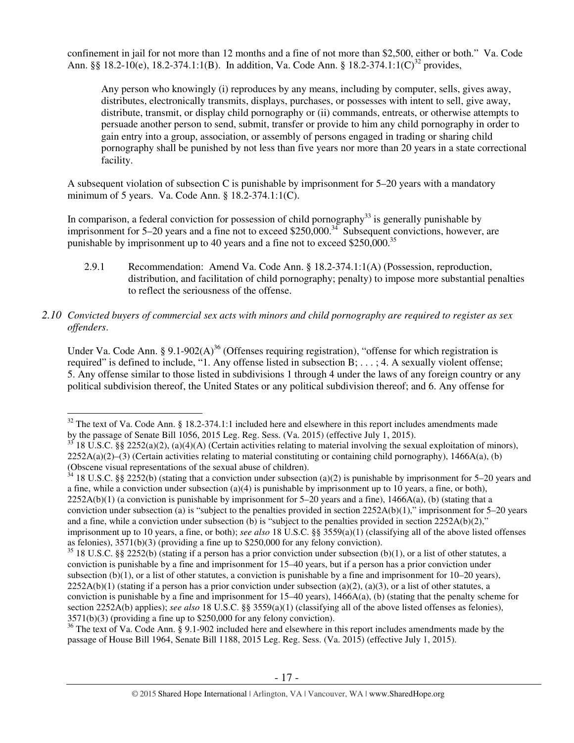confinement in jail for not more than 12 months and a fine of not more than $2,500, either or both." Va. Code Ann. §§ 18.2-10(e), 18.2-374.1:1(B). In addition, Va. Code Ann. § 18.2-374.1:1(C)[32] provides,

> Any person who knowingly (i) reproduces by any means, including by computer, sells, gives away, distributes, electronically transmits, displays, purchases, or possesses with intent to sell, give away, distribute, transmit, or display child pornography or (ii) commands, entreats, or otherwise attempts to persuade another person to send, submit, transfer or provide to him any child pornography in order to gain entry into a group, association, or assembly of persons engaged in trading or sharing child pornography shall be punished by not less than five years nor more than 20 years in a state correctional facility.

A subsequent violation of subsection C is punishable by imprisonment for 5–20 years with a mandatory minimum of 5 years. Va. Code Ann. § 18.2-374.1:1(C).

In comparison, a federal conviction for possession of child pornography[33] is generally punishable by imprisonment for 5–20 years and a fine not to exceed $250,000.[34] Subsequent convictions, however, are punishable by imprisonment up to 40 years and a fine not to exceed $250,000.[35]

2.9.1 Recommendation: Amend Va. Code Ann. § 18.2-374.1:1(A) (Possession, reproduction, distribution, and facilitation of child pornography; penalty) to impose more substantial penalties to reflect the seriousness of the offense.

*2.10 Convicted buyers of commercial sex acts with minors and child pornography are required to register as sex offenders.*

Under Va. Code Ann. § 9.1-902(A)[36] (Offenses requiring registration), "offense for which registration is required" is defined to include, "1. Any offense listed in subsection B; . . . ; 4. A sexually violent offense; 5. Any offense similar to those listed in subdivisions 1 through 4 under the laws of any foreign country or any political subdivision thereof, the United States or any political subdivision thereof; and 6. Any offense for

---

[32] The text of Va. Code Ann. § 18.2-374.1:1 included here and elsewhere in this report includes amendments made by the passage of Senate Bill 1056, 2015 Leg. Reg. Sess. (Va. 2015) (effective July 1, 2015).

[33] 18 U.S.C. §§ 2252(a)(2), (a)(4)(A) (Certain activities relating to material involving the sexual exploitation of minors), 2252A(a)(2)–(3) (Certain activities relating to material constituting or containing child pornography), 1466A(a), (b) (Obscene visual representations of the sexual abuse of children).

[34] 18 U.S.C. §§ 2252(b) (stating that a conviction under subsection (a)(2) is punishable by imprisonment for 5–20 years and a fine, while a conviction under subsection (a)(4) is punishable by imprisonment up to 10 years, a fine, or both), 2252A(b)(1) (a conviction is punishable by imprisonment for 5–20 years and a fine), 1466A(a), (b) (stating that a conviction under subsection (a) is "subject to the penalties provided in section 2252A(b)(1)," imprisonment for 5–20 years and a fine, while a conviction under subsection (b) is "subject to the penalties provided in section 2252A(b)(2)," imprisonment up to 10 years, a fine, or both); *see also* 18 U.S.C. §§ 3559(a)(1) (classifying all of the above listed offenses as felonies), 3571(b)(3) (providing a fine up to $250,000 for any felony conviction).

[35] 18 U.S.C. §§ 2252(b) (stating if a person has a prior conviction under subsection (b)(1), or a list of other statutes, a conviction is punishable by a fine and imprisonment for 15–40 years, but if a person has a prior conviction under subsection (b)(1), or a list of other statutes, a conviction is punishable by a fine and imprisonment for 10–20 years), 2252A(b)(1) (stating if a person has a prior conviction under subsection (a)(2), (a)(3), or a list of other statutes, a conviction is punishable by a fine and imprisonment for 15–40 years), 1466A(a), (b) (stating that the penalty scheme for section 2252A(b) applies); *see also* 18 U.S.C. §§ 3559(a)(1) (classifying all of the above listed offenses as felonies), 3571(b)(3) (providing a fine up to $250,000 for any felony conviction).

[36] The text of Va. Code Ann. § 9.1-902 included here and elsewhere in this report includes amendments made by the passage of House Bill 1964, Senate Bill 1188, 2015 Leg. Reg. Sess. (Va. 2015) (effective July 1, 2015).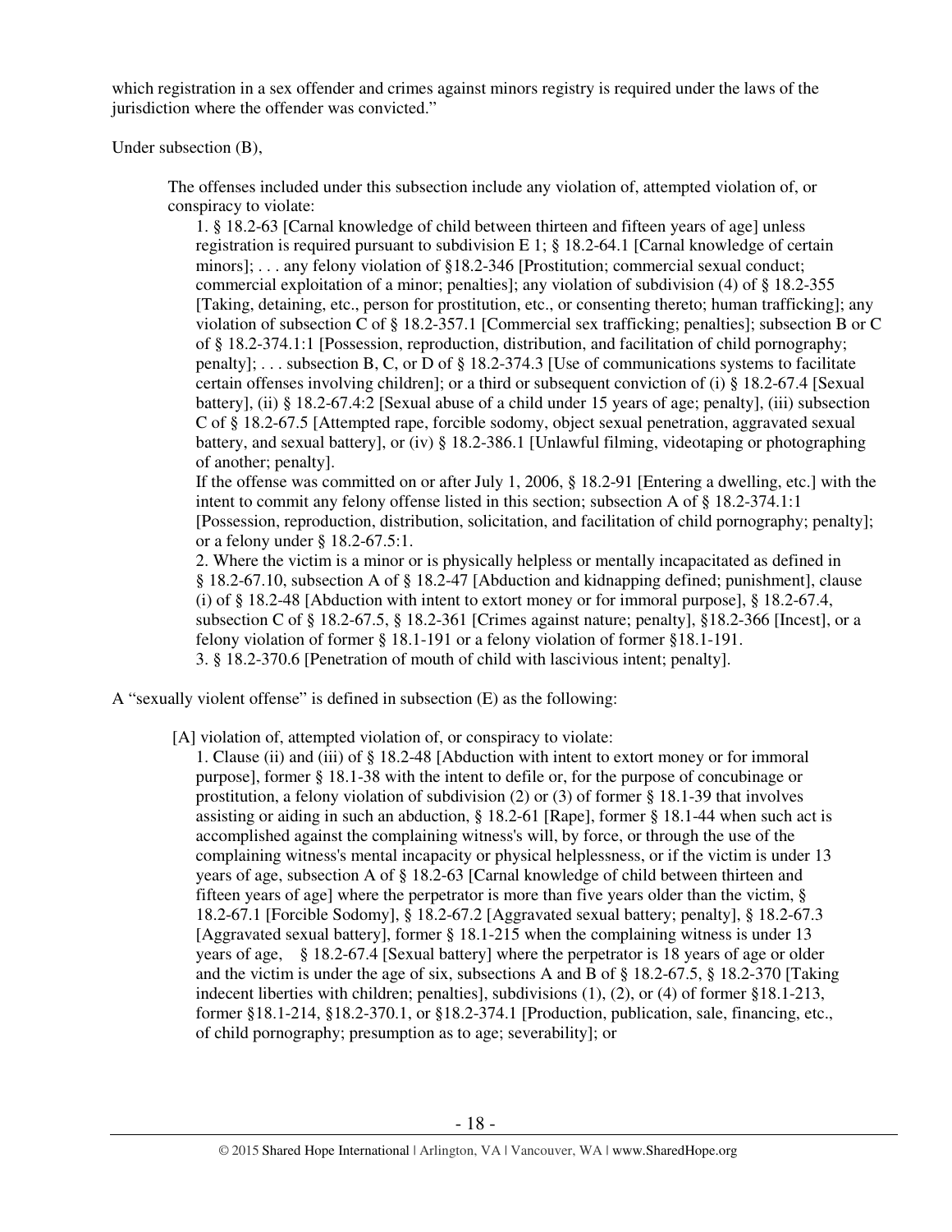which registration in a sex offender and crimes against minors registry is required under the laws of the jurisdiction where the offender was convicted."

Under subsection (B),

> The offenses included under this subsection include any violation of, attempted violation of, or conspiracy to violate:
>
> 1. § 18.2-63 [Carnal knowledge of child between thirteen and fifteen years of age] unless registration is required pursuant to subdivision E 1; § 18.2-64.1 [Carnal knowledge of certain minors]; . . . any felony violation of §18.2-346 [Prostitution; commercial sexual conduct; commercial exploitation of a minor; penalties]; any violation of subdivision (4) of § 18.2-355 [Taking, detaining, etc., person for prostitution, etc., or consenting thereto; human trafficking]; any violation of subsection C of § 18.2-357.1 [Commercial sex trafficking; penalties]; subsection B or C of § 18.2-374.1:1 [Possession, reproduction, distribution, and facilitation of child pornography; penalty]; . . . subsection B, C, or D of § 18.2-374.3 [Use of communications systems to facilitate certain offenses involving children]; or a third or subsequent conviction of (i) § 18.2-67.4 [Sexual battery], (ii) § 18.2-67.4:2 [Sexual abuse of a child under 15 years of age; penalty], (iii) subsection C of § 18.2-67.5 [Attempted rape, forcible sodomy, object sexual penetration, aggravated sexual battery, and sexual battery], or (iv) § 18.2-386.1 [Unlawful filming, videotaping or photographing of another; penalty].
>
> If the offense was committed on or after July 1, 2006, § 18.2-91 [Entering a dwelling, etc.] with the intent to commit any felony offense listed in this section; subsection A of § 18.2-374.1:1 [Possession, reproduction, distribution, solicitation, and facilitation of child pornography; penalty]; or a felony under § 18.2-67.5:1.
>
> 2. Where the victim is a minor or is physically helpless or mentally incapacitated as defined in § 18.2-67.10, subsection A of § 18.2-47 [Abduction and kidnapping defined; punishment], clause (i) of § 18.2-48 [Abduction with intent to extort money or for immoral purpose], § 18.2-67.4, subsection C of § 18.2-67.5, § 18.2-361 [Crimes against nature; penalty], §18.2-366 [Incest], or a felony violation of former § 18.1-191 or a felony violation of former §18.1-191.
>
> 3. § 18.2-370.6 [Penetration of mouth of child with lascivious intent; penalty].

A "sexually violent offense" is defined in subsection (E) as the following:

> [A] violation of, attempted violation of, or conspiracy to violate:
>
> 1. Clause (ii) and (iii) of § 18.2-48 [Abduction with intent to extort money or for immoral purpose], former § 18.1-38 with the intent to defile or, for the purpose of concubinage or prostitution, a felony violation of subdivision (2) or (3) of former § 18.1-39 that involves assisting or aiding in such an abduction, § 18.2-61 [Rape], former § 18.1-44 when such act is accomplished against the complaining witness's will, by force, or through the use of the complaining witness's mental incapacity or physical helplessness, or if the victim is under 13 years of age, subsection A of § 18.2-63 [Carnal knowledge of child between thirteen and fifteen years of age] where the perpetrator is more than five years older than the victim, § 18.2-67.1 [Forcible Sodomy], § 18.2-67.2 [Aggravated sexual battery; penalty], § 18.2-67.3 [Aggravated sexual battery], former § 18.1-215 when the complaining witness is under 13 years of age, § 18.2-67.4 [Sexual battery] where the perpetrator is 18 years of age or older and the victim is under the age of six, subsections A and B of § 18.2-67.5, § 18.2-370 [Taking indecent liberties with children; penalties], subdivisions (1), (2), or (4) of former §18.1-213, former §18.1-214, §18.2-370.1, or §18.2-374.1 [Production, publication, sale, financing, etc., of child pornography; presumption as to age; severability]; or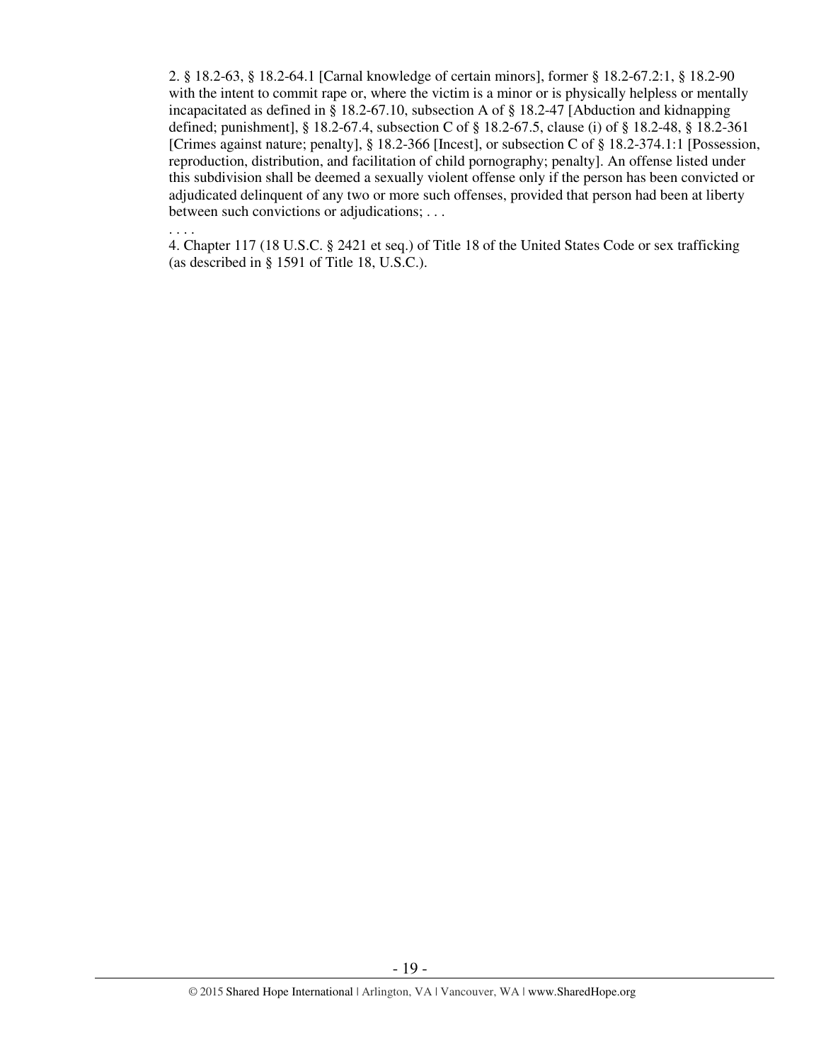2. § 18.2-63, § 18.2-64.1 [Carnal knowledge of certain minors], former § 18.2-67.2:1, § 18.2-90 with the intent to commit rape or, where the victim is a minor or is physically helpless or mentally incapacitated as defined in § 18.2-67.10, subsection A of § 18.2-47 [Abduction and kidnapping defined; punishment], § 18.2-67.4, subsection C of § 18.2-67.5, clause (i) of § 18.2-48, § 18.2-361 [Crimes against nature; penalty], § 18.2-366 [Incest], or subsection C of § 18.2-374.1:1 [Possession, reproduction, distribution, and facilitation of child pornography; penalty]. An offense listed under this subdivision shall be deemed a sexually violent offense only if the person has been convicted or adjudicated delinquent of any two or more such offenses, provided that person had been at liberty between such convictions or adjudications; . . .

. . . .

4. Chapter 117 (18 U.S.C. § 2421 et seq.) of Title 18 of the United States Code or sex trafficking (as described in § 1591 of Title 18, U.S.C.).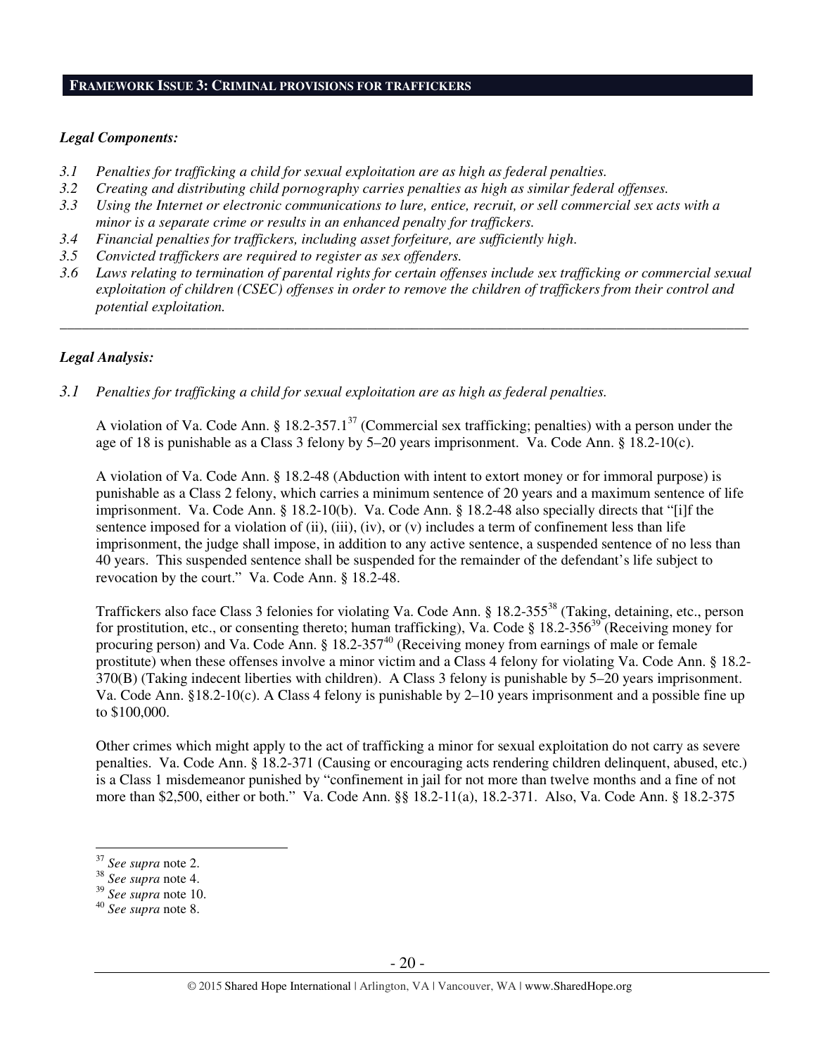## FRAMEWORK ISSUE 3: CRIMINAL PROVISIONS FOR TRAFFICKERS

***Legal Components:***

*3.1 Penalties for trafficking a child for sexual exploitation are as high as federal penalties.*
*3.2 Creating and distributing child pornography carries penalties as high as similar federal offenses.*
*3.3 Using the Internet or electronic communications to lure, entice, recruit, or sell commercial sex acts with a minor is a separate crime or results in an enhanced penalty for traffickers.*
*3.4 Financial penalties for traffickers, including asset forfeiture, are sufficiently high.*
*3.5 Convicted traffickers are required to register as sex offenders.*
*3.6 Laws relating to termination of parental rights for certain offenses include sex trafficking or commercial sexual exploitation of children (CSEC) offenses in order to remove the children of traffickers from their control and potential exploitation.*

---

***Legal Analysis:***

*3.1 Penalties for trafficking a child for sexual exploitation are as high as federal penalties.*

A violation of Va. Code Ann. § 18.2-357.1[37] (Commercial sex trafficking; penalties) with a person under the age of 18 is punishable as a Class 3 felony by 5–20 years imprisonment. Va. Code Ann. § 18.2-10(c).

A violation of Va. Code Ann. § 18.2-48 (Abduction with intent to extort money or for immoral purpose) is punishable as a Class 2 felony, which carries a minimum sentence of 20 years and a maximum sentence of life imprisonment. Va. Code Ann. § 18.2-10(b). Va. Code Ann. § 18.2-48 also specially directs that "[i]f the sentence imposed for a violation of (ii), (iii), (iv), or (v) includes a term of confinement less than life imprisonment, the judge shall impose, in addition to any active sentence, a suspended sentence of no less than 40 years. This suspended sentence shall be suspended for the remainder of the defendant's life subject to revocation by the court." Va. Code Ann. § 18.2-48.

Traffickers also face Class 3 felonies for violating Va. Code Ann. § 18.2-355[38] (Taking, detaining, etc., person for prostitution, etc., or consenting thereto; human trafficking), Va. Code § 18.2-356[39] (Receiving money for procuring person) and Va. Code Ann. § 18.2-357[40] (Receiving money from earnings of male or female prostitute) when these offenses involve a minor victim and a Class 4 felony for violating Va. Code Ann. § 18.2-370(B) (Taking indecent liberties with children). A Class 3 felony is punishable by 5–20 years imprisonment. Va. Code Ann. §18.2-10(c). A Class 4 felony is punishable by 2–10 years imprisonment and a possible fine up to $100,000.

Other crimes which might apply to the act of trafficking a minor for sexual exploitation do not carry as severe penalties. Va. Code Ann. § 18.2-371 (Causing or encouraging acts rendering children delinquent, abused, etc.) is a Class 1 misdemeanor punished by "confinement in jail for not more than twelve months and a fine of not more than $2,500, either or both." Va. Code Ann. §§ 18.2-11(a), 18.2-371. Also, Va. Code Ann. § 18.2-375

---

[37] *See supra* note 2.
[38] *See supra* note 4.
[39] *See supra* note 10.
[40] *See supra* note 8.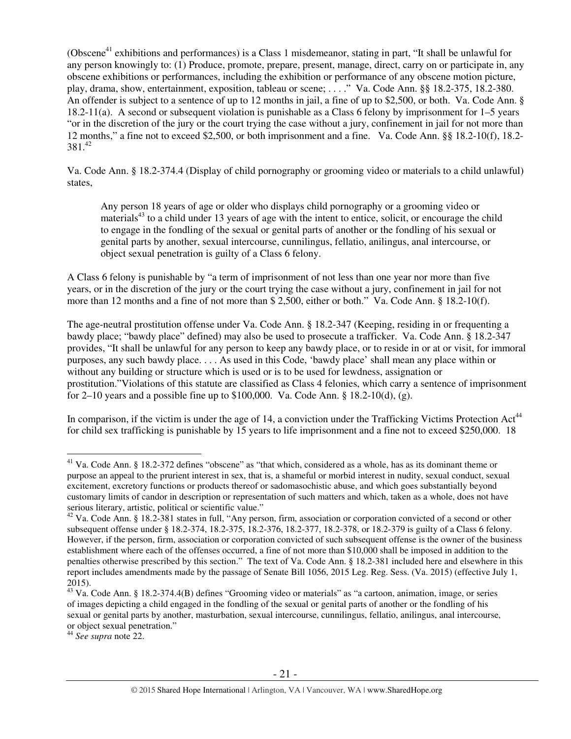(Obscene[41] exhibitions and performances) is a Class 1 misdemeanor, stating in part, "It shall be unlawful for any person knowingly to: (1) Produce, promote, prepare, present, manage, direct, carry on or participate in, any obscene exhibitions or performances, including the exhibition or performance of any obscene motion picture, play, drama, show, entertainment, exposition, tableau or scene; . . . ." Va. Code Ann. §§ 18.2-375, 18.2-380. An offender is subject to a sentence of up to 12 months in jail, a fine of up to $2,500, or both. Va. Code Ann. § 18.2-11(a). A second or subsequent violation is punishable as a Class 6 felony by imprisonment for 1–5 years "or in the discretion of the jury or the court trying the case without a jury, confinement in jail for not more than 12 months," a fine not to exceed $2,500, or both imprisonment and a fine. Va. Code Ann. §§ 18.2-10(f), 18.2-381.[42]

Va. Code Ann. § 18.2-374.4 (Display of child pornography or grooming video or materials to a child unlawful) states,

> Any person 18 years of age or older who displays child pornography or a grooming video or materials[43] to a child under 13 years of age with the intent to entice, solicit, or encourage the child to engage in the fondling of the sexual or genital parts of another or the fondling of his sexual or genital parts by another, sexual intercourse, cunnilingus, fellatio, anilingus, anal intercourse, or object sexual penetration is guilty of a Class 6 felony.

A Class 6 felony is punishable by "a term of imprisonment of not less than one year nor more than five years, or in the discretion of the jury or the court trying the case without a jury, confinement in jail for not more than 12 months and a fine of not more than $ 2,500, either or both." Va. Code Ann. § 18.2-10(f).

The age-neutral prostitution offense under Va. Code Ann. § 18.2-347 (Keeping, residing in or frequenting a bawdy place; "bawdy place" defined) may also be used to prosecute a trafficker. Va. Code Ann. § 18.2-347 provides, "It shall be unlawful for any person to keep any bawdy place, or to reside in or at or visit, for immoral purposes, any such bawdy place. . . . As used in this Code, 'bawdy place' shall mean any place within or without any building or structure which is used or is to be used for lewdness, assignation or prostitution."Violations of this statute are classified as Class 4 felonies, which carry a sentence of imprisonment for 2–10 years and a possible fine up to $100,000. Va. Code Ann. § 18.2-10(d), (g).

In comparison, if the victim is under the age of 14, a conviction under the Trafficking Victims Protection Act[44] for child sex trafficking is punishable by 15 years to life imprisonment and a fine not to exceed $250,000. 18

---

[41] Va. Code Ann. § 18.2-372 defines "obscene" as "that which, considered as a whole, has as its dominant theme or purpose an appeal to the prurient interest in sex, that is, a shameful or morbid interest in nudity, sexual conduct, sexual excitement, excretory functions or products thereof or sadomasochistic abuse, and which goes substantially beyond customary limits of candor in description or representation of such matters and which, taken as a whole, does not have serious literary, artistic, political or scientific value."

[42] Va. Code Ann. § 18.2-381 states in full, "Any person, firm, association or corporation convicted of a second or other subsequent offense under § 18.2-374, 18.2-375, 18.2-376, 18.2-377, 18.2-378, or 18.2-379 is guilty of a Class 6 felony. However, if the person, firm, association or corporation convicted of such subsequent offense is the owner of the business establishment where each of the offenses occurred, a fine of not more than $10,000 shall be imposed in addition to the penalties otherwise prescribed by this section." The text of Va. Code Ann. § 18.2-381 included here and elsewhere in this report includes amendments made by the passage of Senate Bill 1056, 2015 Leg. Reg. Sess. (Va. 2015) (effective July 1, 2015).

[43] Va. Code Ann. § 18.2-374.4(B) defines "Grooming video or materials" as "a cartoon, animation, image, or series of images depicting a child engaged in the fondling of the sexual or genital parts of another or the fondling of his sexual or genital parts by another, masturbation, sexual intercourse, cunnilingus, fellatio, anilingus, anal intercourse, or object sexual penetration."

[44] *See supra* note 22.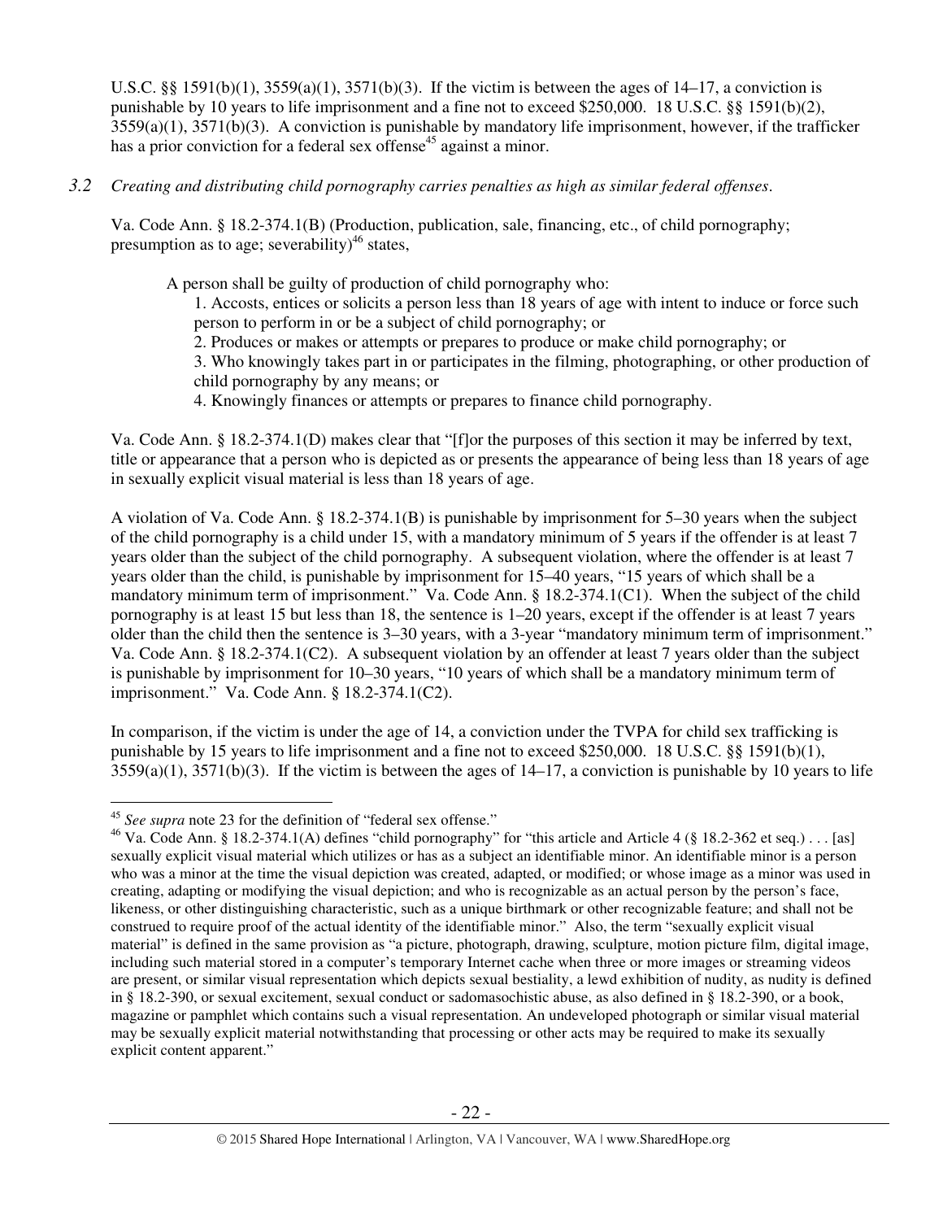U.S.C. §§ 1591(b)(1), 3559(a)(1), 3571(b)(3). If the victim is between the ages of 14–17, a conviction is punishable by 10 years to life imprisonment and a fine not to exceed $250,000. 18 U.S.C. §§ 1591(b)(2), 3559(a)(1), 3571(b)(3). A conviction is punishable by mandatory life imprisonment, however, if the trafficker has a prior conviction for a federal sex offense[45] against a minor.

*3.2 Creating and distributing child pornography carries penalties as high as similar federal offenses.*

Va. Code Ann. § 18.2-374.1(B) (Production, publication, sale, financing, etc., of child pornography; presumption as to age; severability)[46] states,

> A person shall be guilty of production of child pornography who:
> 1. Accosts, entices or solicits a person less than 18 years of age with intent to induce or force such person to perform in or be a subject of child pornography; or
> 2. Produces or makes or attempts or prepares to produce or make child pornography; or
> 3. Who knowingly takes part in or participates in the filming, photographing, or other production of child pornography by any means; or
> 4. Knowingly finances or attempts or prepares to finance child pornography.

Va. Code Ann. § 18.2-374.1(D) makes clear that "[f]or the purposes of this section it may be inferred by text, title or appearance that a person who is depicted as or presents the appearance of being less than 18 years of age in sexually explicit visual material is less than 18 years of age.

A violation of Va. Code Ann. § 18.2-374.1(B) is punishable by imprisonment for 5–30 years when the subject of the child pornography is a child under 15, with a mandatory minimum of 5 years if the offender is at least 7 years older than the subject of the child pornography. A subsequent violation, where the offender is at least 7 years older than the child, is punishable by imprisonment for 15–40 years, "15 years of which shall be a mandatory minimum term of imprisonment." Va. Code Ann. § 18.2-374.1(C1). When the subject of the child pornography is at least 15 but less than 18, the sentence is 1–20 years, except if the offender is at least 7 years older than the child then the sentence is 3–30 years, with a 3-year "mandatory minimum term of imprisonment." Va. Code Ann. § 18.2-374.1(C2). A subsequent violation by an offender at least 7 years older than the subject is punishable by imprisonment for 10–30 years, "10 years of which shall be a mandatory minimum term of imprisonment." Va. Code Ann. § 18.2-374.1(C2).

In comparison, if the victim is under the age of 14, a conviction under the TVPA for child sex trafficking is punishable by 15 years to life imprisonment and a fine not to exceed $250,000. 18 U.S.C. §§ 1591(b)(1), 3559(a)(1), 3571(b)(3). If the victim is between the ages of 14–17, a conviction is punishable by 10 years to life

---

[45] *See supra* note 23 for the definition of "federal sex offense."

[46] Va. Code Ann. § 18.2-374.1(A) defines "child pornography" for "this article and Article 4 (§ 18.2-362 et seq.) . . . [as] sexually explicit visual material which utilizes or has as a subject an identifiable minor. An identifiable minor is a person who was a minor at the time the visual depiction was created, adapted, or modified; or whose image as a minor was used in creating, adapting or modifying the visual depiction; and who is recognizable as an actual person by the person's face, likeness, or other distinguishing characteristic, such as a unique birthmark or other recognizable feature; and shall not be construed to require proof of the actual identity of the identifiable minor." Also, the term "sexually explicit visual material" is defined in the same provision as "a picture, photograph, drawing, sculpture, motion picture film, digital image, including such material stored in a computer's temporary Internet cache when three or more images or streaming videos are present, or similar visual representation which depicts sexual bestiality, a lewd exhibition of nudity, as nudity is defined in § 18.2-390, or sexual excitement, sexual conduct or sadomasochistic abuse, as also defined in § 18.2-390, or a book, magazine or pamphlet which contains such a visual representation. An undeveloped photograph or similar visual material may be sexually explicit material notwithstanding that processing or other acts may be required to make its sexually explicit content apparent."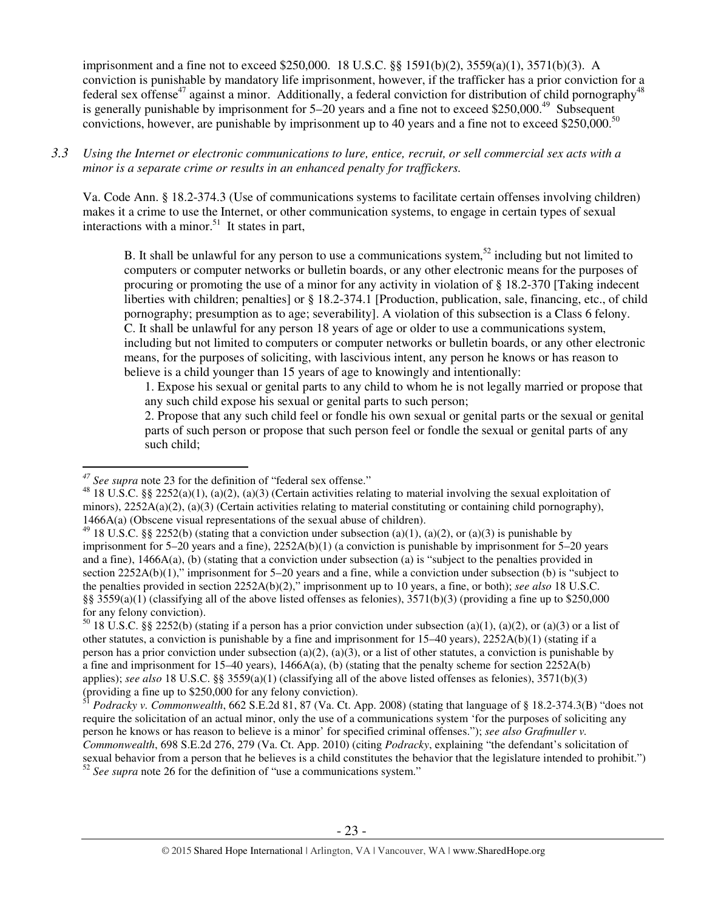imprisonment and a fine not to exceed $250,000. 18 U.S.C. §§ 1591(b)(2), 3559(a)(1), 3571(b)(3). A conviction is punishable by mandatory life imprisonment, however, if the trafficker has a prior conviction for a federal sex offense[47] against a minor. Additionally, a federal conviction for distribution of child pornography[48] is generally punishable by imprisonment for 5–20 years and a fine not to exceed $250,000.[49] Subsequent convictions, however, are punishable by imprisonment up to 40 years and a fine not to exceed $250,000.[50]

*3.3 Using the Internet or electronic communications to lure, entice, recruit, or sell commercial sex acts with a minor is a separate crime or results in an enhanced penalty for traffickers.*

Va. Code Ann. § 18.2-374.3 (Use of communications systems to facilitate certain offenses involving children) makes it a crime to use the Internet, or other communication systems, to engage in certain types of sexual interactions with a minor.[51] It states in part,

> B. It shall be unlawful for any person to use a communications system,[52] including but not limited to computers or computer networks or bulletin boards, or any other electronic means for the purposes of procuring or promoting the use of a minor for any activity in violation of § 18.2-370 [Taking indecent liberties with children; penalties] or § 18.2-374.1 [Production, publication, sale, financing, etc., of child pornography; presumption as to age; severability]. A violation of this subsection is a Class 6 felony.
> C. It shall be unlawful for any person 18 years of age or older to use a communications system, including but not limited to computers or computer networks or bulletin boards, or any other electronic means, for the purposes of soliciting, with lascivious intent, any person he knows or has reason to believe is a child younger than 15 years of age to knowingly and intentionally:
>
> 1. Expose his sexual or genital parts to any child to whom he is not legally married or propose that any such child expose his sexual or genital parts to such person;
> 2. Propose that any such child feel or fondle his own sexual or genital parts or the sexual or genital parts of such person or propose that such person feel or fondle the sexual or genital parts of any such child;

---

[47] *See supra* note 23 for the definition of "federal sex offense."

[48] 18 U.S.C. §§ 2252(a)(1), (a)(2), (a)(3) (Certain activities relating to material involving the sexual exploitation of minors), 2252A(a)(2), (a)(3) (Certain activities relating to material constituting or containing child pornography), 1466A(a) (Obscene visual representations of the sexual abuse of children).

[49] 18 U.S.C. §§ 2252(b) (stating that a conviction under subsection (a)(1), (a)(2), or (a)(3) is punishable by imprisonment for 5–20 years and a fine), 2252A(b)(1) (a conviction is punishable by imprisonment for 5–20 years and a fine), 1466A(a), (b) (stating that a conviction under subsection (a) is "subject to the penalties provided in section 2252A(b)(1)," imprisonment for 5–20 years and a fine, while a conviction under subsection (b) is "subject to the penalties provided in section 2252A(b)(2)," imprisonment up to 10 years, a fine, or both); *see also* 18 U.S.C. §§ 3559(a)(1) (classifying all of the above listed offenses as felonies), 3571(b)(3) (providing a fine up to $250,000 for any felony conviction).

[50] 18 U.S.C. §§ 2252(b) (stating if a person has a prior conviction under subsection (a)(1), (a)(2), or (a)(3) or a list of other statutes, a conviction is punishable by a fine and imprisonment for 15–40 years), 2252A(b)(1) (stating if a person has a prior conviction under subsection (a)(2), (a)(3), or a list of other statutes, a conviction is punishable by a fine and imprisonment for 15–40 years), 1466A(a), (b) (stating that the penalty scheme for section 2252A(b) applies); *see also* 18 U.S.C. §§ 3559(a)(1) (classifying all of the above listed offenses as felonies), 3571(b)(3) (providing a fine up to $250,000 for any felony conviction).

[51] *Podracky v. Commonwealth*, 662 S.E.2d 81, 87 (Va. Ct. App. 2008) (stating that language of § 18.2-374.3(B) "does not require the solicitation of an actual minor, only the use of a communications system 'for the purposes of soliciting any person he knows or has reason to believe is a minor' for specified criminal offenses."); *see also Grafmuller v. Commonwealth*, 698 S.E.2d 276, 279 (Va. Ct. App. 2010) (citing *Podracky*, explaining "the defendant's solicitation of sexual behavior from a person that he believes is a child constitutes the behavior that the legislature intended to prohibit.")

[52] *See supra* note 26 for the definition of "use a communications system."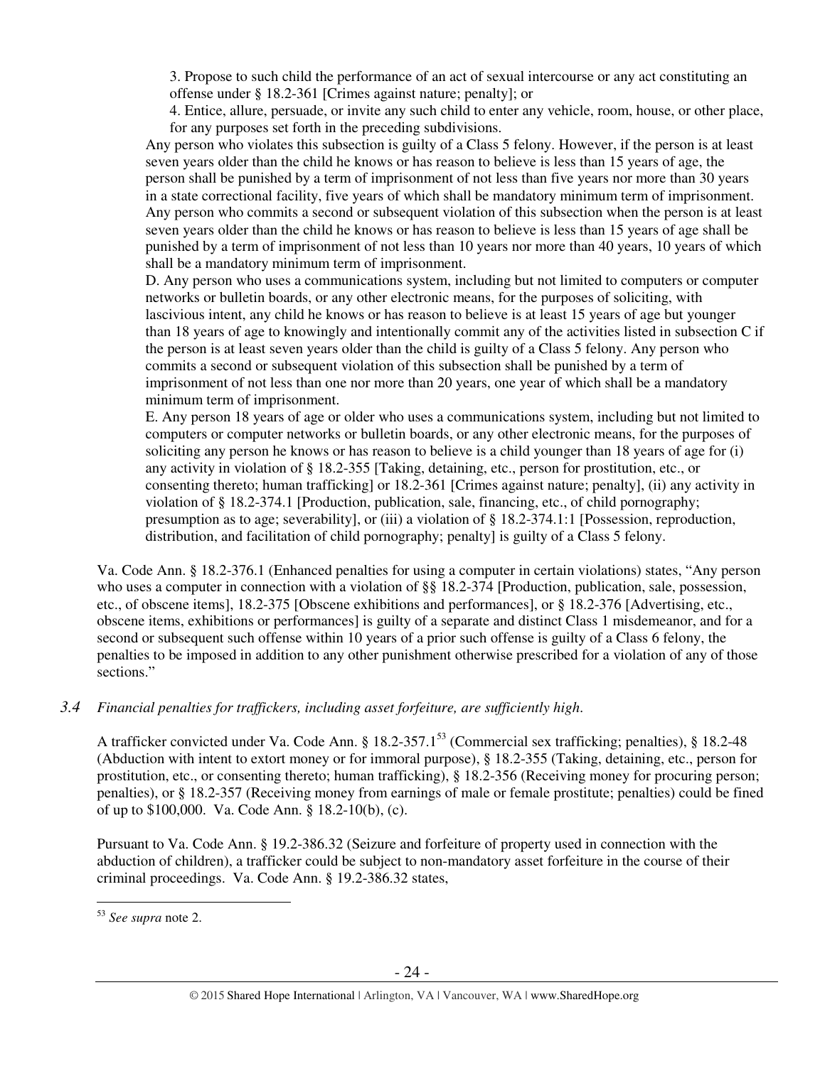3. Propose to such child the performance of an act of sexual intercourse or any act constituting an offense under § 18.2-361 [Crimes against nature; penalty]; or

4. Entice, allure, persuade, or invite any such child to enter any vehicle, room, house, or other place, for any purposes set forth in the preceding subdivisions.

Any person who violates this subsection is guilty of a Class 5 felony. However, if the person is at least seven years older than the child he knows or has reason to believe is less than 15 years of age, the person shall be punished by a term of imprisonment of not less than five years nor more than 30 years in a state correctional facility, five years of which shall be mandatory minimum term of imprisonment. Any person who commits a second or subsequent violation of this subsection when the person is at least seven years older than the child he knows or has reason to believe is less than 15 years of age shall be punished by a term of imprisonment of not less than 10 years nor more than 40 years, 10 years of which shall be a mandatory minimum term of imprisonment.

D. Any person who uses a communications system, including but not limited to computers or computer networks or bulletin boards, or any other electronic means, for the purposes of soliciting, with lascivious intent, any child he knows or has reason to believe is at least 15 years of age but younger than 18 years of age to knowingly and intentionally commit any of the activities listed in subsection C if the person is at least seven years older than the child is guilty of a Class 5 felony. Any person who commits a second or subsequent violation of this subsection shall be punished by a term of imprisonment of not less than one nor more than 20 years, one year of which shall be a mandatory minimum term of imprisonment.

E. Any person 18 years of age or older who uses a communications system, including but not limited to computers or computer networks or bulletin boards, or any other electronic means, for the purposes of soliciting any person he knows or has reason to believe is a child younger than 18 years of age for (i) any activity in violation of § 18.2-355 [Taking, detaining, etc., person for prostitution, etc., or consenting thereto; human trafficking] or 18.2-361 [Crimes against nature; penalty], (ii) any activity in violation of § 18.2-374.1 [Production, publication, sale, financing, etc., of child pornography; presumption as to age; severability], or (iii) a violation of § 18.2-374.1:1 [Possession, reproduction, distribution, and facilitation of child pornography; penalty] is guilty of a Class 5 felony.

Va. Code Ann. § 18.2-376.1 (Enhanced penalties for using a computer in certain violations) states, "Any person who uses a computer in connection with a violation of §§ 18.2-374 [Production, publication, sale, possession, etc., of obscene items], 18.2-375 [Obscene exhibitions and performances], or § 18.2-376 [Advertising, etc., obscene items, exhibitions or performances] is guilty of a separate and distinct Class 1 misdemeanor, and for a second or subsequent such offense within 10 years of a prior such offense is guilty of a Class 6 felony, the penalties to be imposed in addition to any other punishment otherwise prescribed for a violation of any of those sections."

### *3.4 Financial penalties for traffickers, including asset forfeiture, are sufficiently high.*

A trafficker convicted under Va. Code Ann. § 18.2-357.1[53] (Commercial sex trafficking; penalties), § 18.2-48 (Abduction with intent to extort money or for immoral purpose), § 18.2-355 (Taking, detaining, etc., person for prostitution, etc., or consenting thereto; human trafficking), § 18.2-356 (Receiving money for procuring person; penalties), or § 18.2-357 (Receiving money from earnings of male or female prostitute; penalties) could be fined of up to $100,000. Va. Code Ann. § 18.2-10(b), (c).

Pursuant to Va. Code Ann. § 19.2-386.32 (Seizure and forfeiture of property used in connection with the abduction of children), a trafficker could be subject to non-mandatory asset forfeiture in the course of their criminal proceedings. Va. Code Ann. § 19.2-386.32 states,

[53] *See supra* note 2.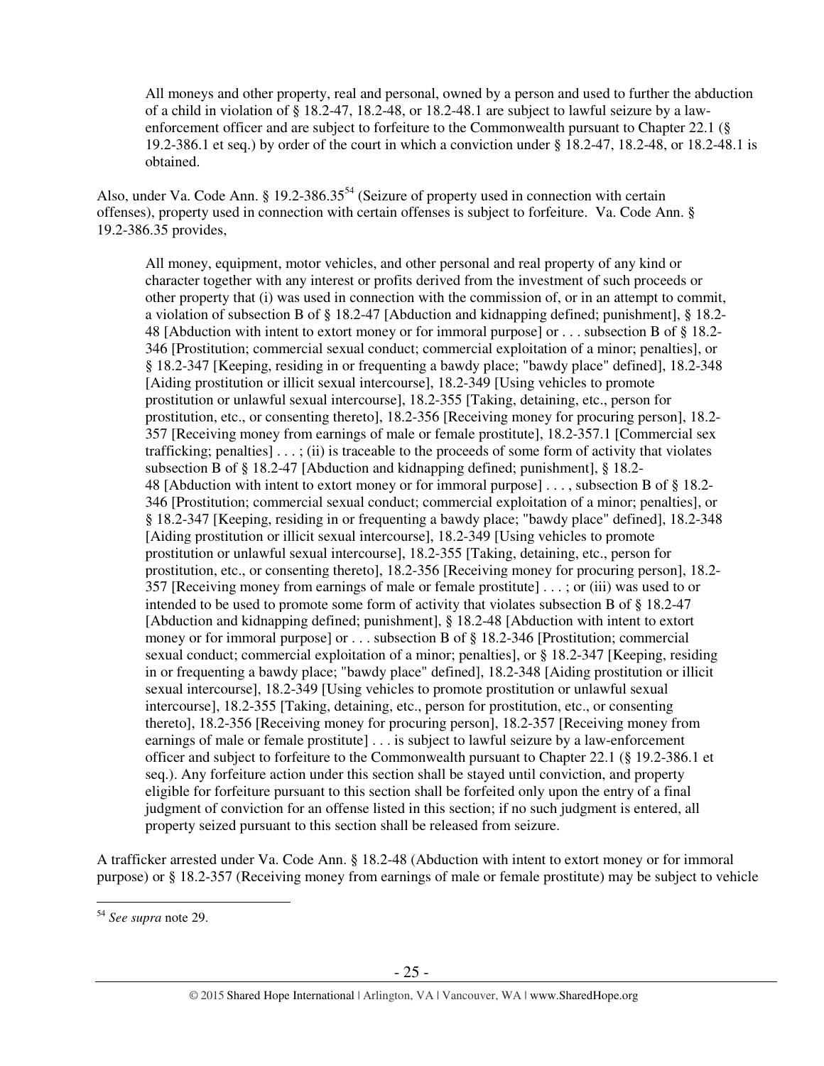> All moneys and other property, real and personal, owned by a person and used to further the abduction of a child in violation of § 18.2-47, 18.2-48, or 18.2-48.1 are subject to lawful seizure by a law-enforcement officer and are subject to forfeiture to the Commonwealth pursuant to Chapter 22.1 (§ 19.2-386.1 et seq.) by order of the court in which a conviction under § 18.2-47, 18.2-48, or 18.2-48.1 is obtained.

Also, under Va. Code Ann. § 19.2-386.35[54] (Seizure of property used in connection with certain offenses), property used in connection with certain offenses is subject to forfeiture. Va. Code Ann. § 19.2-386.35 provides,

> All money, equipment, motor vehicles, and other personal and real property of any kind or character together with any interest or profits derived from the investment of such proceeds or other property that (i) was used in connection with the commission of, or in an attempt to commit, a violation of subsection B of § 18.2-47 [Abduction and kidnapping defined; punishment], § 18.2-48 [Abduction with intent to extort money or for immoral purpose] or . . . subsection B of § 18.2-346 [Prostitution; commercial sexual conduct; commercial exploitation of a minor; penalties], or § 18.2-347 [Keeping, residing in or frequenting a bawdy place; "bawdy place" defined], 18.2-348 [Aiding prostitution or illicit sexual intercourse], 18.2-349 [Using vehicles to promote prostitution or unlawful sexual intercourse], 18.2-355 [Taking, detaining, etc., person for prostitution, etc., or consenting thereto], 18.2-356 [Receiving money for procuring person], 18.2-357 [Receiving money from earnings of male or female prostitute], 18.2-357.1 [Commercial sex trafficking; penalties] . . . ; (ii) is traceable to the proceeds of some form of activity that violates subsection B of § 18.2-47 [Abduction and kidnapping defined; punishment], § 18.2-48 [Abduction with intent to extort money or for immoral purpose] . . . , subsection B of § 18.2-346 [Prostitution; commercial sexual conduct; commercial exploitation of a minor; penalties], or § 18.2-347 [Keeping, residing in or frequenting a bawdy place; "bawdy place" defined], 18.2-348 [Aiding prostitution or illicit sexual intercourse], 18.2-349 [Using vehicles to promote prostitution or unlawful sexual intercourse], 18.2-355 [Taking, detaining, etc., person for prostitution, etc., or consenting thereto], 18.2-356 [Receiving money for procuring person], 18.2-357 [Receiving money from earnings of male or female prostitute] . . . ; or (iii) was used to or intended to be used to promote some form of activity that violates subsection B of § 18.2-47 [Abduction and kidnapping defined; punishment], § 18.2-48 [Abduction with intent to extort money or for immoral purpose] or . . . subsection B of § 18.2-346 [Prostitution; commercial sexual conduct; commercial exploitation of a minor; penalties], or § 18.2-347 [Keeping, residing in or frequenting a bawdy place; "bawdy place" defined], 18.2-348 [Aiding prostitution or illicit sexual intercourse], 18.2-349 [Using vehicles to promote prostitution or unlawful sexual intercourse], 18.2-355 [Taking, detaining, etc., person for prostitution, etc., or consenting thereto], 18.2-356 [Receiving money for procuring person], 18.2-357 [Receiving money from earnings of male or female prostitute] . . . is subject to lawful seizure by a law-enforcement officer and subject to forfeiture to the Commonwealth pursuant to Chapter 22.1 (§ 19.2-386.1 et seq.). Any forfeiture action under this section shall be stayed until conviction, and property eligible for forfeiture pursuant to this section shall be forfeited only upon the entry of a final judgment of conviction for an offense listed in this section; if no such judgment is entered, all property seized pursuant to this section shall be released from seizure.

A trafficker arrested under Va. Code Ann. § 18.2-48 (Abduction with intent to extort money or for immoral purpose) or § 18.2-357 (Receiving money from earnings of male or female prostitute) may be subject to vehicle

---

[54] *See supra* note 29.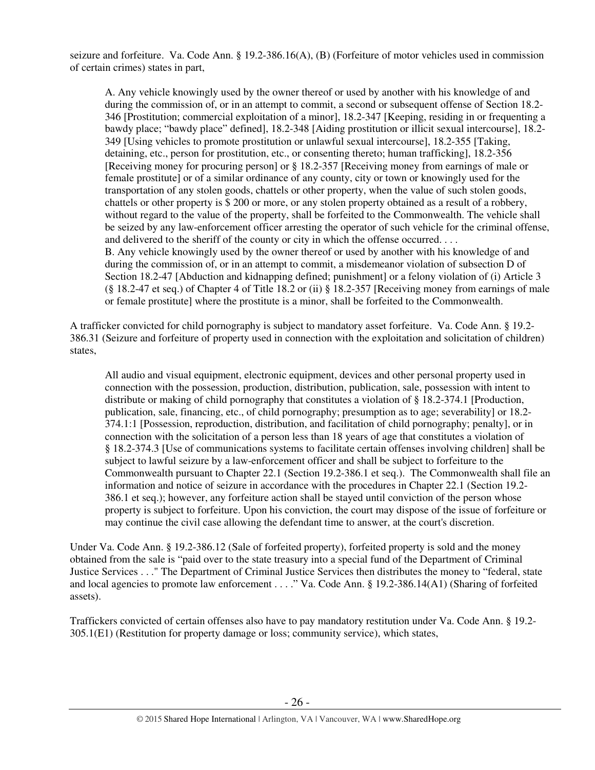seizure and forfeiture. Va. Code Ann. § 19.2-386.16(A), (B) (Forfeiture of motor vehicles used in commission of certain crimes) states in part,

> A. Any vehicle knowingly used by the owner thereof or used by another with his knowledge of and during the commission of, or in an attempt to commit, a second or subsequent offense of Section 18.2-346 [Prostitution; commercial exploitation of a minor], 18.2-347 [Keeping, residing in or frequenting a bawdy place; "bawdy place" defined], 18.2-348 [Aiding prostitution or illicit sexual intercourse], 18.2-349 [Using vehicles to promote prostitution or unlawful sexual intercourse], 18.2-355 [Taking, detaining, etc., person for prostitution, etc., or consenting thereto; human trafficking], 18.2-356 [Receiving money for procuring person] or § 18.2-357 [Receiving money from earnings of male or female prostitute] or of a similar ordinance of any county, city or town or knowingly used for the transportation of any stolen goods, chattels or other property, when the value of such stolen goods, chattels or other property is $ 200 or more, or any stolen property obtained as a result of a robbery, without regard to the value of the property, shall be forfeited to the Commonwealth. The vehicle shall be seized by any law-enforcement officer arresting the operator of such vehicle for the criminal offense, and delivered to the sheriff of the county or city in which the offense occurred. . . .
> B. Any vehicle knowingly used by the owner thereof or used by another with his knowledge of and during the commission of, or in an attempt to commit, a misdemeanor violation of subsection D of Section 18.2-47 [Abduction and kidnapping defined; punishment] or a felony violation of (i) Article 3 (§ 18.2-47 et seq.) of Chapter 4 of Title 18.2 or (ii) § 18.2-357 [Receiving money from earnings of male or female prostitute] where the prostitute is a minor, shall be forfeited to the Commonwealth.

A trafficker convicted for child pornography is subject to mandatory asset forfeiture. Va. Code Ann. § 19.2-386.31 (Seizure and forfeiture of property used in connection with the exploitation and solicitation of children) states,

> All audio and visual equipment, electronic equipment, devices and other personal property used in connection with the possession, production, distribution, publication, sale, possession with intent to distribute or making of child pornography that constitutes a violation of § 18.2-374.1 [Production, publication, sale, financing, etc., of child pornography; presumption as to age; severability] or 18.2-374.1:1 [Possession, reproduction, distribution, and facilitation of child pornography; penalty], or in connection with the solicitation of a person less than 18 years of age that constitutes a violation of § 18.2-374.3 [Use of communications systems to facilitate certain offenses involving children] shall be subject to lawful seizure by a law-enforcement officer and shall be subject to forfeiture to the Commonwealth pursuant to Chapter 22.1 (Section 19.2-386.1 et seq.). The Commonwealth shall file an information and notice of seizure in accordance with the procedures in Chapter 22.1 (Section 19.2-386.1 et seq.); however, any forfeiture action shall be stayed until conviction of the person whose property is subject to forfeiture. Upon his conviction, the court may dispose of the issue of forfeiture or may continue the civil case allowing the defendant time to answer, at the court's discretion.

Under Va. Code Ann. § 19.2-386.12 (Sale of forfeited property), forfeited property is sold and the money obtained from the sale is "paid over to the state treasury into a special fund of the Department of Criminal Justice Services . . ." The Department of Criminal Justice Services then distributes the money to "federal, state and local agencies to promote law enforcement . . . ." Va. Code Ann. § 19.2-386.14(A1) (Sharing of forfeited assets).

Traffickers convicted of certain offenses also have to pay mandatory restitution under Va. Code Ann. § 19.2-305.1(E1) (Restitution for property damage or loss; community service), which states,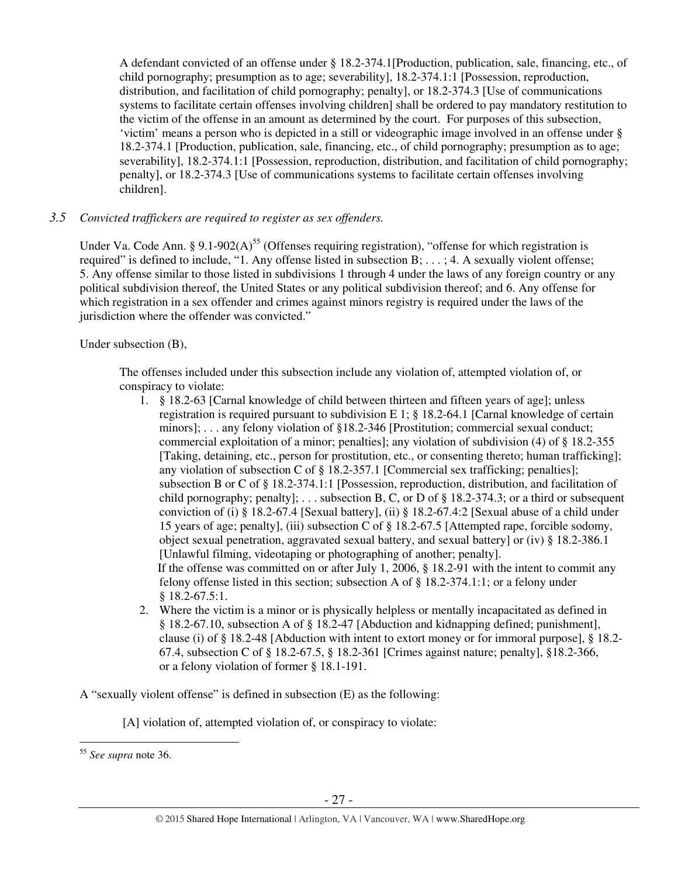> A defendant convicted of an offense under § 18.2-374.1[Production, publication, sale, financing, etc., of child pornography; presumption as to age; severability], 18.2-374.1:1 [Possession, reproduction, distribution, and facilitation of child pornography; penalty], or 18.2-374.3 [Use of communications systems to facilitate certain offenses involving children] shall be ordered to pay mandatory restitution to the victim of the offense in an amount as determined by the court. For purposes of this subsection, 'victim' means a person who is depicted in a still or videographic image involved in an offense under § 18.2-374.1 [Production, publication, sale, financing, etc., of child pornography; presumption as to age; severability], 18.2-374.1:1 [Possession, reproduction, distribution, and facilitation of child pornography; penalty], or 18.2-374.3 [Use of communications systems to facilitate certain offenses involving children].

*3.5 Convicted traffickers are required to register as sex offenders.*

Under Va. Code Ann. § 9.1-902(A)[55] (Offenses requiring registration), "offense for which registration is required" is defined to include, "1. Any offense listed in subsection B; . . . ; 4. A sexually violent offense; 5. Any offense similar to those listed in subdivisions 1 through 4 under the laws of any foreign country or any political subdivision thereof, the United States or any political subdivision thereof; and 6. Any offense for which registration in a sex offender and crimes against minors registry is required under the laws of the jurisdiction where the offender was convicted."

Under subsection (B),

> The offenses included under this subsection include any violation of, attempted violation of, or conspiracy to violate:
>
> 1. § 18.2-63 [Carnal knowledge of child between thirteen and fifteen years of age]; unless registration is required pursuant to subdivision E 1; § 18.2-64.1 [Carnal knowledge of certain minors]; . . . any felony violation of §18.2-346 [Prostitution; commercial sexual conduct; commercial exploitation of a minor; penalties]; any violation of subdivision (4) of § 18.2-355 [Taking, detaining, etc., person for prostitution, etc., or consenting thereto; human trafficking]; any violation of subsection C of § 18.2-357.1 [Commercial sex trafficking; penalties]; subsection B or C of § 18.2-374.1:1 [Possession, reproduction, distribution, and facilitation of child pornography; penalty]; . . . subsection B, C, or D of § 18.2-374.3; or a third or subsequent conviction of (i) § 18.2-67.4 [Sexual battery], (ii) § 18.2-67.4:2 [Sexual abuse of a child under 15 years of age; penalty], (iii) subsection C of § 18.2-67.5 [Attempted rape, forcible sodomy, object sexual penetration, aggravated sexual battery, and sexual battery] or (iv) § 18.2-386.1 [Unlawful filming, videotaping or photographing of another; penalty].
>    If the offense was committed on or after July 1, 2006, § 18.2-91 with the intent to commit any felony offense listed in this section; subsection A of § 18.2-374.1:1; or a felony under § 18.2-67.5:1.
> 2. Where the victim is a minor or is physically helpless or mentally incapacitated as defined in § 18.2-67.10, subsection A of § 18.2-47 [Abduction and kidnapping defined; punishment], clause (i) of § 18.2-48 [Abduction with intent to extort money or for immoral purpose], § 18.2-67.4, subsection C of § 18.2-67.5, § 18.2-361 [Crimes against nature; penalty], §18.2-366, or a felony violation of former § 18.1-191.

A "sexually violent offense" is defined in subsection (E) as the following:

> [A] violation of, attempted violation of, or conspiracy to violate:

[55] *See supra* note 36.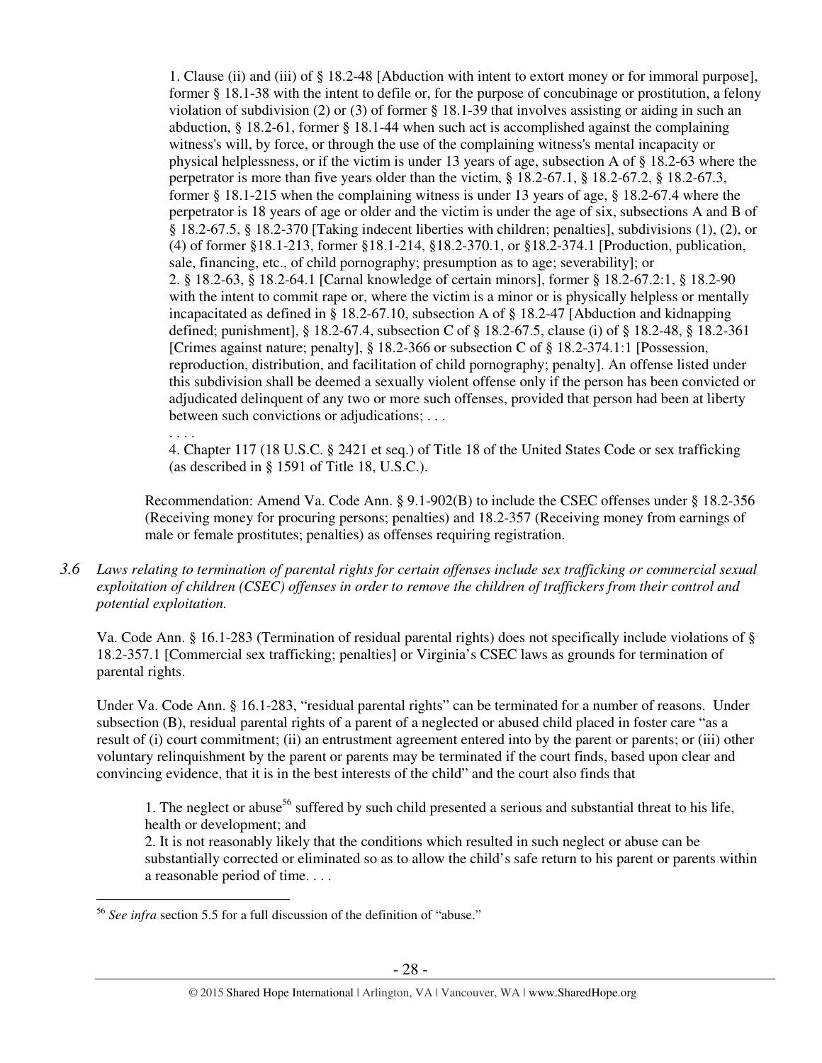1. Clause (ii) and (iii) of § 18.2-48 [Abduction with intent to extort money or for immoral purpose], former § 18.1-38 with the intent to defile or, for the purpose of concubinage or prostitution, a felony violation of subdivision (2) or (3) of former § 18.1-39 that involves assisting or aiding in such an abduction, § 18.2-61, former § 18.1-44 when such act is accomplished against the complaining witness's will, by force, or through the use of the complaining witness's mental incapacity or physical helplessness, or if the victim is under 13 years of age, subsection A of § 18.2-63 where the perpetrator is more than five years older than the victim, § 18.2-67.1, § 18.2-67.2, § 18.2-67.3, former § 18.1-215 when the complaining witness is under 13 years of age, § 18.2-67.4 where the perpetrator is 18 years of age or older and the victim is under the age of six, subsections A and B of § 18.2-67.5, § 18.2-370 [Taking indecent liberties with children; penalties], subdivisions (1), (2), or (4) of former §18.1-213, former §18.1-214, §18.2-370.1, or §18.2-374.1 [Production, publication, sale, financing, etc., of child pornography; presumption as to age; severability]; or

2. § 18.2-63, § 18.2-64.1 [Carnal knowledge of certain minors], former § 18.2-67.2:1, § 18.2-90 with the intent to commit rape or, where the victim is a minor or is physically helpless or mentally incapacitated as defined in § 18.2-67.10, subsection A of § 18.2-47 [Abduction and kidnapping defined; punishment], § 18.2-67.4, subsection C of § 18.2-67.5, clause (i) of § 18.2-48, § 18.2-361 [Crimes against nature; penalty], § 18.2-366 or subsection C of § 18.2-374.1:1 [Possession, reproduction, distribution, and facilitation of child pornography; penalty]. An offense listed under this subdivision shall be deemed a sexually violent offense only if the person has been convicted or adjudicated delinquent of any two or more such offenses, provided that person had been at liberty between such convictions or adjudications; . . .

. . . .

4. Chapter 117 (18 U.S.C. § 2421 et seq.) of Title 18 of the United States Code or sex trafficking (as described in § 1591 of Title 18, U.S.C.).

Recommendation: Amend Va. Code Ann. § 9.1-902(B) to include the CSEC offenses under § 18.2-356 (Receiving money for procuring persons; penalties) and 18.2-357 (Receiving money from earnings of male or female prostitutes; penalties) as offenses requiring registration.

*3.6 Laws relating to termination of parental rights for certain offenses include sex trafficking or commercial sexual exploitation of children (CSEC) offenses in order to remove the children of traffickers from their control and potential exploitation.*

Va. Code Ann. § 16.1-283 (Termination of residual parental rights) does not specifically include violations of § 18.2-357.1 [Commercial sex trafficking; penalties] or Virginia's CSEC laws as grounds for termination of parental rights.

Under Va. Code Ann. § 16.1-283, "residual parental rights" can be terminated for a number of reasons. Under subsection (B), residual parental rights of a parent of a neglected or abused child placed in foster care "as a result of (i) court commitment; (ii) an entrustment agreement entered into by the parent or parents; or (iii) other voluntary relinquishment by the parent or parents may be terminated if the court finds, based upon clear and convincing evidence, that it is in the best interests of the child" and the court also finds that

1. The neglect or abuse[56] suffered by such child presented a serious and substantial threat to his life, health or development; and

2. It is not reasonably likely that the conditions which resulted in such neglect or abuse can be substantially corrected or eliminated so as to allow the child's safe return to his parent or parents within a reasonable period of time. . . .

[56] *See infra* section 5.5 for a full discussion of the definition of "abuse."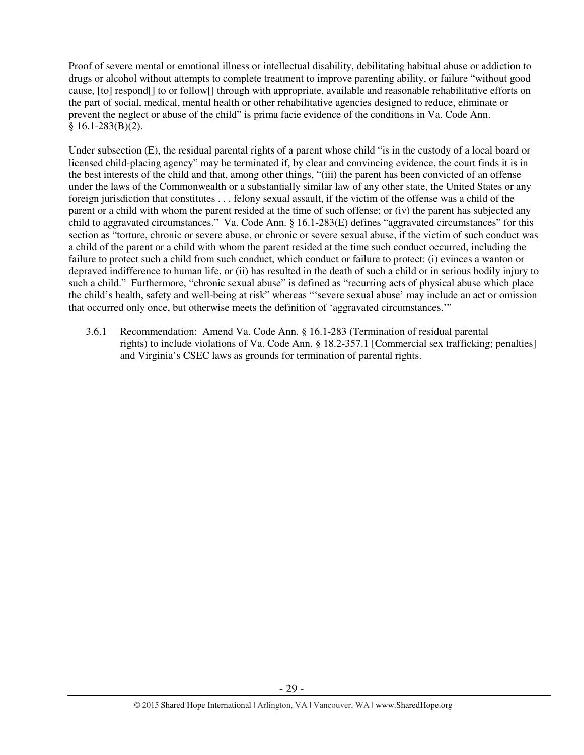Proof of severe mental or emotional illness or intellectual disability, debilitating habitual abuse or addiction to drugs or alcohol without attempts to complete treatment to improve parenting ability, or failure "without good cause, [to] respond[] to or follow[] through with appropriate, available and reasonable rehabilitative efforts on the part of social, medical, mental health or other rehabilitative agencies designed to reduce, eliminate or prevent the neglect or abuse of the child" is prima facie evidence of the conditions in Va. Code Ann. § 16.1-283(B)(2).

Under subsection (E), the residual parental rights of a parent whose child "is in the custody of a local board or licensed child-placing agency" may be terminated if, by clear and convincing evidence, the court finds it is in the best interests of the child and that, among other things, "(iii) the parent has been convicted of an offense under the laws of the Commonwealth or a substantially similar law of any other state, the United States or any foreign jurisdiction that constitutes . . . felony sexual assault, if the victim of the offense was a child of the parent or a child with whom the parent resided at the time of such offense; or (iv) the parent has subjected any child to aggravated circumstances." Va. Code Ann. § 16.1-283(E) defines "aggravated circumstances" for this section as "torture, chronic or severe abuse, or chronic or severe sexual abuse, if the victim of such conduct was a child of the parent or a child with whom the parent resided at the time such conduct occurred, including the failure to protect such a child from such conduct, which conduct or failure to protect: (i) evinces a wanton or depraved indifference to human life, or (ii) has resulted in the death of such a child or in serious bodily injury to such a child." Furthermore, "chronic sexual abuse" is defined as "recurring acts of physical abuse which place the child's health, safety and well-being at risk" whereas "'severe sexual abuse' may include an act or omission that occurred only once, but otherwise meets the definition of 'aggravated circumstances.'"

3.6.1 Recommendation: Amend Va. Code Ann. § 16.1-283 (Termination of residual parental rights) to include violations of Va. Code Ann. § 18.2-357.1 [Commercial sex trafficking; penalties] and Virginia's CSEC laws as grounds for termination of parental rights.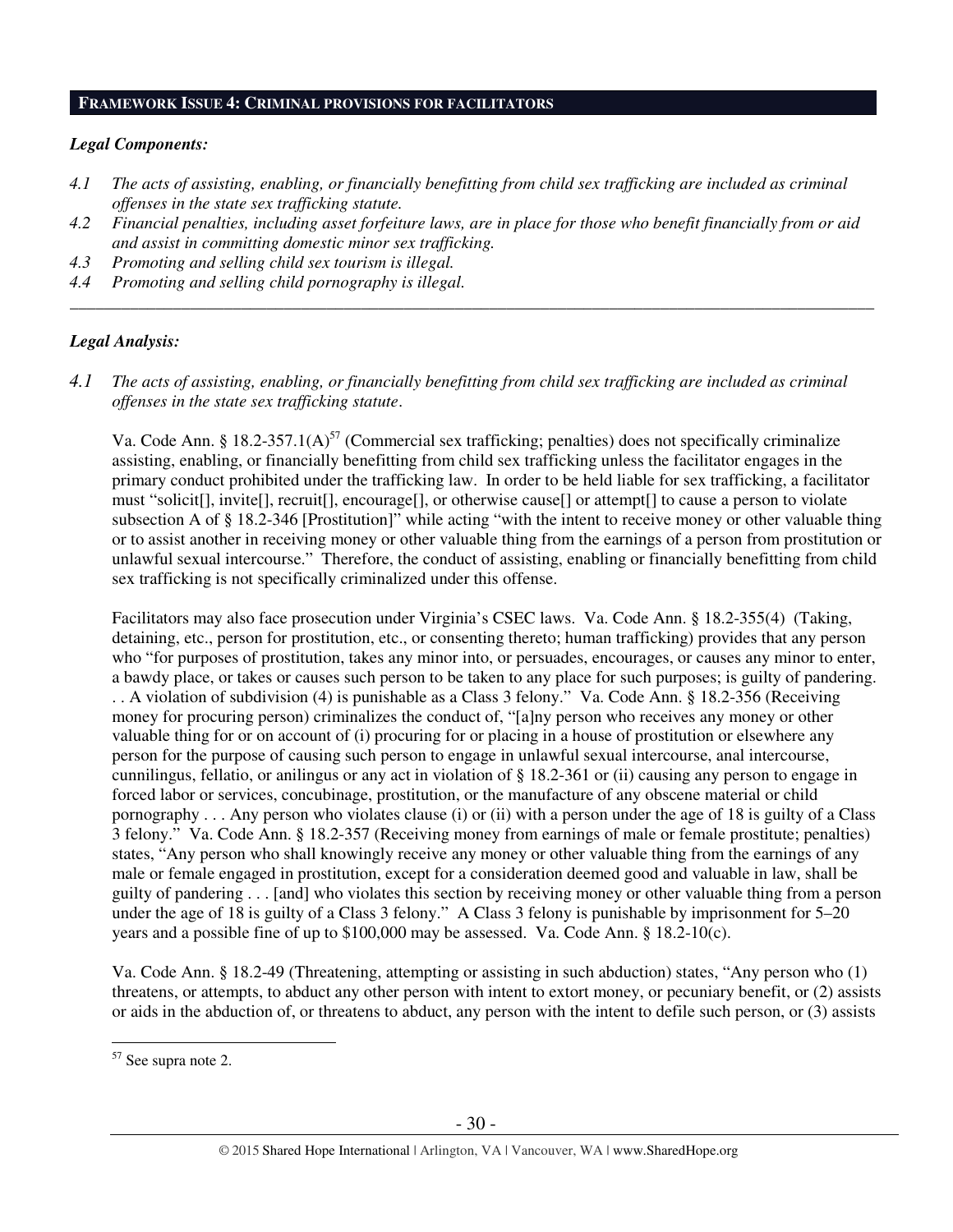## FRAMEWORK ISSUE 4: CRIMINAL PROVISIONS FOR FACILITATORS

***Legal Components:***

*4.1 The acts of assisting, enabling, or financially benefitting from child sex trafficking are included as criminal offenses in the state sex trafficking statute.*

*4.2 Financial penalties, including asset forfeiture laws, are in place for those who benefit financially from or aid and assist in committing domestic minor sex trafficking.*

*4.3 Promoting and selling child sex tourism is illegal.*

*4.4 Promoting and selling child pornography is illegal.*

---

***Legal Analysis:***

*4.1 The acts of assisting, enabling, or financially benefitting from child sex trafficking are included as criminal offenses in the state sex trafficking statute.*

Va. Code Ann. § 18.2-357.1(A)[57] (Commercial sex trafficking; penalties) does not specifically criminalize assisting, enabling, or financially benefitting from child sex trafficking unless the facilitator engages in the primary conduct prohibited under the trafficking law. In order to be held liable for sex trafficking, a facilitator must "solicit[], invite[], recruit[], encourage[], or otherwise cause[] or attempt[] to cause a person to violate subsection A of § 18.2-346 [Prostitution]" while acting "with the intent to receive money or other valuable thing or to assist another in receiving money or other valuable thing from the earnings of a person from prostitution or unlawful sexual intercourse." Therefore, the conduct of assisting, enabling or financially benefitting from child sex trafficking is not specifically criminalized under this offense.

Facilitators may also face prosecution under Virginia's CSEC laws. Va. Code Ann. § 18.2-355(4) (Taking, detaining, etc., person for prostitution, etc., or consenting thereto; human trafficking) provides that any person who "for purposes of prostitution, takes any minor into, or persuades, encourages, or causes any minor to enter, a bawdy place, or takes or causes such person to be taken to any place for such purposes; is guilty of pandering. . . A violation of subdivision (4) is punishable as a Class 3 felony." Va. Code Ann. § 18.2-356 (Receiving money for procuring person) criminalizes the conduct of, "[a]ny person who receives any money or other valuable thing for or on account of (i) procuring for or placing in a house of prostitution or elsewhere any person for the purpose of causing such person to engage in unlawful sexual intercourse, anal intercourse, cunnilingus, fellatio, or anilingus or any act in violation of § 18.2-361 or (ii) causing any person to engage in forced labor or services, concubinage, prostitution, or the manufacture of any obscene material or child pornography . . . Any person who violates clause (i) or (ii) with a person under the age of 18 is guilty of a Class 3 felony." Va. Code Ann. § 18.2-357 (Receiving money from earnings of male or female prostitute; penalties) states, "Any person who shall knowingly receive any money or other valuable thing from the earnings of any male or female engaged in prostitution, except for a consideration deemed good and valuable in law, shall be guilty of pandering . . . [and] who violates this section by receiving money or other valuable thing from a person under the age of 18 is guilty of a Class 3 felony." A Class 3 felony is punishable by imprisonment for 5–20 years and a possible fine of up to $100,000 may be assessed. Va. Code Ann. § 18.2-10(c).

Va. Code Ann. § 18.2-49 (Threatening, attempting or assisting in such abduction) states, "Any person who (1) threatens, or attempts, to abduct any other person with intent to extort money, or pecuniary benefit, or (2) assists or aids in the abduction of, or threatens to abduct, any person with the intent to defile such person, or (3) assists

---

[57] See supra note 2.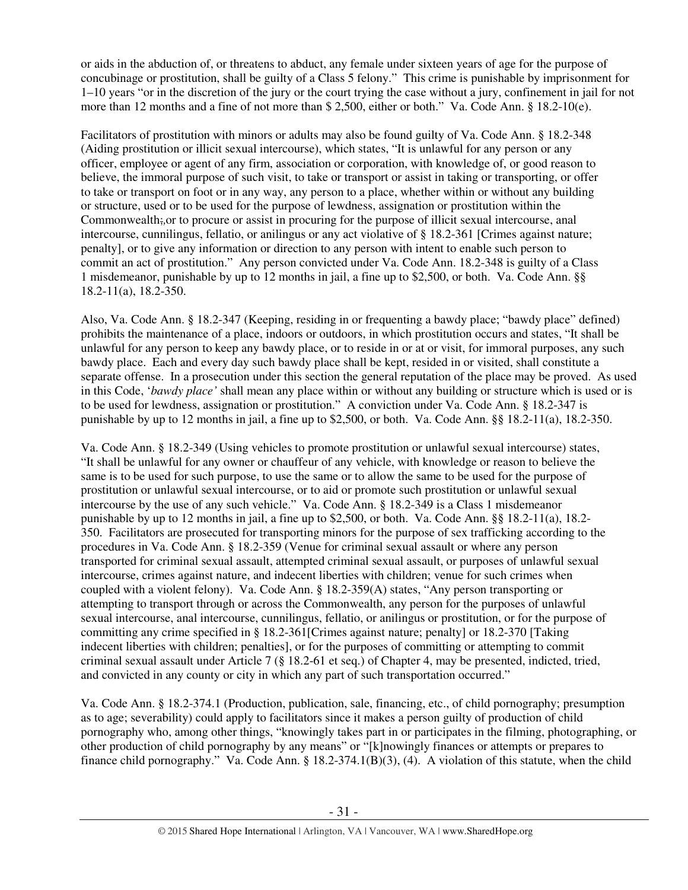or aids in the abduction of, or threatens to abduct, any female under sixteen years of age for the purpose of concubinage or prostitution, shall be guilty of a Class 5 felony." This crime is punishable by imprisonment for 1–10 years "or in the discretion of the jury or the court trying the case without a jury, confinement in jail for not more than 12 months and a fine of not more than $ 2,500, either or both." Va. Code Ann. § 18.2-10(e).

Facilitators of prostitution with minors or adults may also be found guilty of Va. Code Ann. § 18.2-348 (Aiding prostitution or illicit sexual intercourse), which states, "It is unlawful for any person or any officer, employee or agent of any firm, association or corporation, with knowledge of, or good reason to believe, the immoral purpose of such visit, to take or transport or assist in taking or transporting, or offer to take or transport on foot or in any way, any person to a place, whether within or without any building or structure, used or to be used for the purpose of lewdness, assignation or prostitution within the Commonwealth;,or to procure or assist in procuring for the purpose of illicit sexual intercourse, anal intercourse, cunnilingus, fellatio, or anilingus or any act violative of § 18.2-361 [Crimes against nature; penalty], or to give any information or direction to any person with intent to enable such person to commit an act of prostitution." Any person convicted under Va. Code Ann. 18.2-348 is guilty of a Class 1 misdemeanor, punishable by up to 12 months in jail, a fine up to $2,500, or both. Va. Code Ann. §§ 18.2-11(a), 18.2-350.

Also, Va. Code Ann. § 18.2-347 (Keeping, residing in or frequenting a bawdy place; "bawdy place" defined) prohibits the maintenance of a place, indoors or outdoors, in which prostitution occurs and states, "It shall be unlawful for any person to keep any bawdy place, or to reside in or at or visit, for immoral purposes, any such bawdy place. Each and every day such bawdy place shall be kept, resided in or visited, shall constitute a separate offense. In a prosecution under this section the general reputation of the place may be proved. As used in this Code, '*bawdy place'* shall mean any place within or without any building or structure which is used or is to be used for lewdness, assignation or prostitution." A conviction under Va. Code Ann. § 18.2-347 is punishable by up to 12 months in jail, a fine up to $2,500, or both. Va. Code Ann. §§ 18.2-11(a), 18.2-350.

Va. Code Ann. § 18.2-349 (Using vehicles to promote prostitution or unlawful sexual intercourse) states, "It shall be unlawful for any owner or chauffeur of any vehicle, with knowledge or reason to believe the same is to be used for such purpose, to use the same or to allow the same to be used for the purpose of prostitution or unlawful sexual intercourse, or to aid or promote such prostitution or unlawful sexual intercourse by the use of any such vehicle." Va. Code Ann. § 18.2-349 is a Class 1 misdemeanor punishable by up to 12 months in jail, a fine up to $2,500, or both. Va. Code Ann. §§ 18.2-11(a), 18.2-350. Facilitators are prosecuted for transporting minors for the purpose of sex trafficking according to the procedures in Va. Code Ann. § 18.2-359 (Venue for criminal sexual assault or where any person transported for criminal sexual assault, attempted criminal sexual assault, or purposes of unlawful sexual intercourse, crimes against nature, and indecent liberties with children; venue for such crimes when coupled with a violent felony). Va. Code Ann. § 18.2-359(A) states, "Any person transporting or attempting to transport through or across the Commonwealth, any person for the purposes of unlawful sexual intercourse, anal intercourse, cunnilingus, fellatio, or anilingus or prostitution, or for the purpose of committing any crime specified in § 18.2-361[Crimes against nature; penalty] or 18.2-370 [Taking indecent liberties with children; penalties], or for the purposes of committing or attempting to commit criminal sexual assault under Article 7 (§ 18.2-61 et seq.) of Chapter 4, may be presented, indicted, tried, and convicted in any county or city in which any part of such transportation occurred."

Va. Code Ann. § 18.2-374.1 (Production, publication, sale, financing, etc., of child pornography; presumption as to age; severability) could apply to facilitators since it makes a person guilty of production of child pornography who, among other things, "knowingly takes part in or participates in the filming, photographing, or other production of child pornography by any means" or "[k]nowingly finances or attempts or prepares to finance child pornography." Va. Code Ann. § 18.2-374.1(B)(3), (4). A violation of this statute, when the child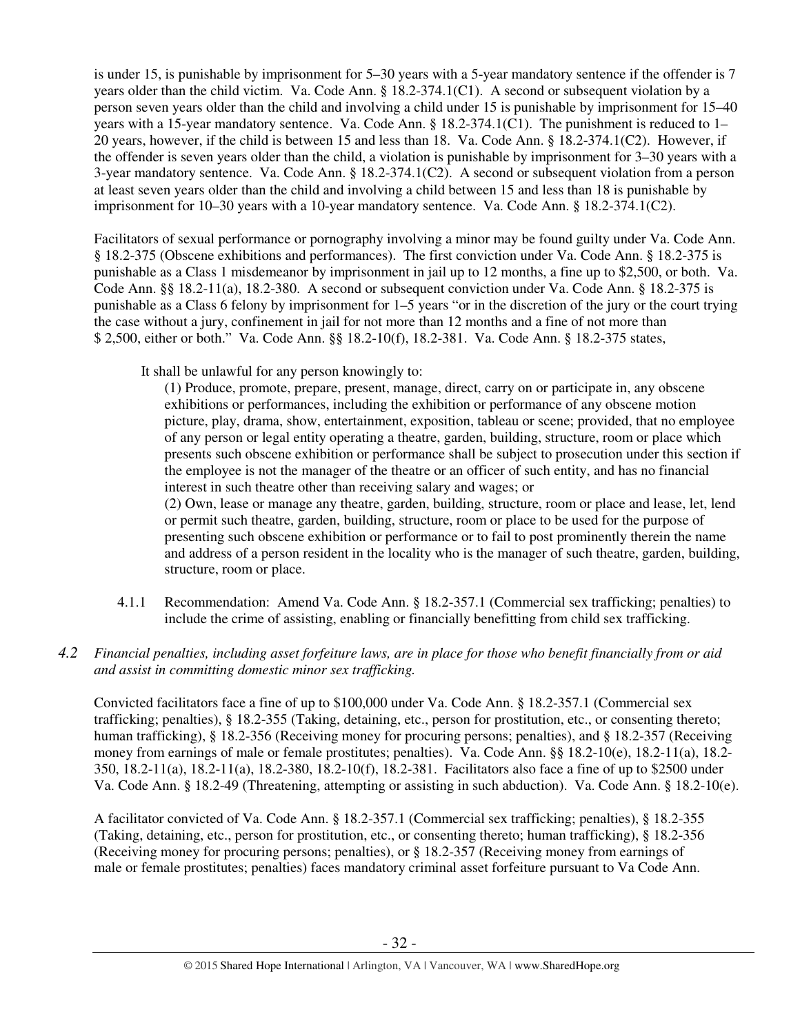is under 15, is punishable by imprisonment for 5–30 years with a 5-year mandatory sentence if the offender is 7 years older than the child victim. Va. Code Ann. § 18.2-374.1(C1). A second or subsequent violation by a person seven years older than the child and involving a child under 15 is punishable by imprisonment for 15–40 years with a 15-year mandatory sentence. Va. Code Ann. § 18.2-374.1(C1). The punishment is reduced to 1–20 years, however, if the child is between 15 and less than 18. Va. Code Ann. § 18.2-374.1(C2). However, if the offender is seven years older than the child, a violation is punishable by imprisonment for 3–30 years with a 3-year mandatory sentence. Va. Code Ann. § 18.2-374.1(C2). A second or subsequent violation from a person at least seven years older than the child and involving a child between 15 and less than 18 is punishable by imprisonment for 10–30 years with a 10-year mandatory sentence. Va. Code Ann. § 18.2-374.1(C2).

Facilitators of sexual performance or pornography involving a minor may be found guilty under Va. Code Ann. § 18.2-375 (Obscene exhibitions and performances). The first conviction under Va. Code Ann. § 18.2-375 is punishable as a Class 1 misdemeanor by imprisonment in jail up to 12 months, a fine up to $2,500, or both. Va. Code Ann. §§ 18.2-11(a), 18.2-380. A second or subsequent conviction under Va. Code Ann. § 18.2-375 is punishable as a Class 6 felony by imprisonment for 1–5 years "or in the discretion of the jury or the court trying the case without a jury, confinement in jail for not more than 12 months and a fine of not more than $ 2,500, either or both." Va. Code Ann. §§ 18.2-10(f), 18.2-381. Va. Code Ann. § 18.2-375 states,

> It shall be unlawful for any person knowingly to:
>
> (1) Produce, promote, prepare, present, manage, direct, carry on or participate in, any obscene exhibitions or performances, including the exhibition or performance of any obscene motion picture, play, drama, show, entertainment, exposition, tableau or scene; provided, that no employee of any person or legal entity operating a theatre, garden, building, structure, room or place which presents such obscene exhibition or performance shall be subject to prosecution under this section if the employee is not the manager of the theatre or an officer of such entity, and has no financial interest in such theatre other than receiving salary and wages; or
>
> (2) Own, lease or manage any theatre, garden, building, structure, room or place and lease, let, lend or permit such theatre, garden, building, structure, room or place to be used for the purpose of presenting such obscene exhibition or performance or to fail to post prominently therein the name and address of a person resident in the locality who is the manager of such theatre, garden, building, structure, room or place.

4.1.1 Recommendation: Amend Va. Code Ann. § 18.2-357.1 (Commercial sex trafficking; penalties) to include the crime of assisting, enabling or financially benefitting from child sex trafficking.

*4.2 Financial penalties, including asset forfeiture laws, are in place for those who benefit financially from or aid and assist in committing domestic minor sex trafficking.*

Convicted facilitators face a fine of up to $100,000 under Va. Code Ann. § 18.2-357.1 (Commercial sex trafficking; penalties), § 18.2-355 (Taking, detaining, etc., person for prostitution, etc., or consenting thereto; human trafficking), § 18.2-356 (Receiving money for procuring persons; penalties), and § 18.2-357 (Receiving money from earnings of male or female prostitutes; penalties). Va. Code Ann. §§ 18.2-10(e), 18.2-11(a), 18.2-350, 18.2-11(a), 18.2-11(a), 18.2-380, 18.2-10(f), 18.2-381. Facilitators also face a fine of up to $2500 under Va. Code Ann. § 18.2-49 (Threatening, attempting or assisting in such abduction). Va. Code Ann. § 18.2-10(e).

A facilitator convicted of Va. Code Ann. § 18.2-357.1 (Commercial sex trafficking; penalties), § 18.2-355 (Taking, detaining, etc., person for prostitution, etc., or consenting thereto; human trafficking), § 18.2-356 (Receiving money for procuring persons; penalties), or § 18.2-357 (Receiving money from earnings of male or female prostitutes; penalties) faces mandatory criminal asset forfeiture pursuant to Va Code Ann.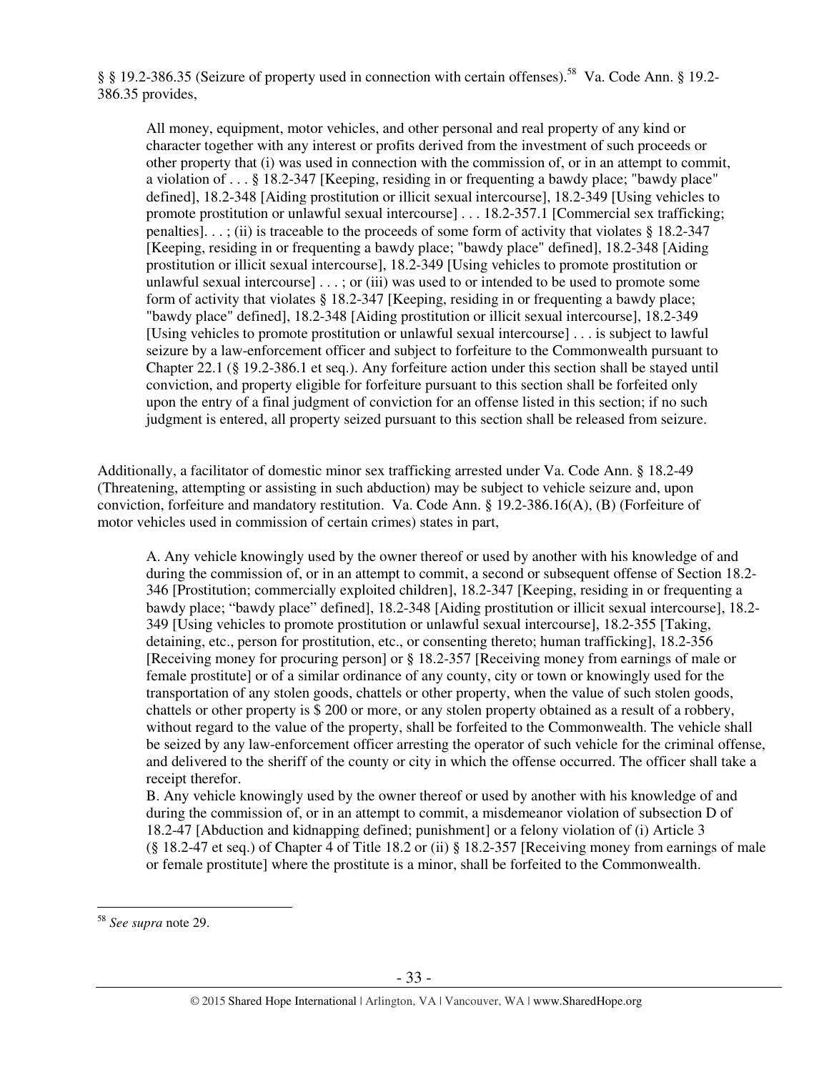§ § 19.2-386.35 (Seizure of property used in connection with certain offenses).[58] Va. Code Ann. § 19.2-386.35 provides,

> All money, equipment, motor vehicles, and other personal and real property of any kind or character together with any interest or profits derived from the investment of such proceeds or other property that (i) was used in connection with the commission of, or in an attempt to commit, a violation of . . . § 18.2-347 [Keeping, residing in or frequenting a bawdy place; "bawdy place" defined], 18.2-348 [Aiding prostitution or illicit sexual intercourse], 18.2-349 [Using vehicles to promote prostitution or unlawful sexual intercourse] . . . 18.2-357.1 [Commercial sex trafficking; penalties]. . . ; (ii) is traceable to the proceeds of some form of activity that violates § 18.2-347 [Keeping, residing in or frequenting a bawdy place; "bawdy place" defined], 18.2-348 [Aiding prostitution or illicit sexual intercourse], 18.2-349 [Using vehicles to promote prostitution or unlawful sexual intercourse] . . . ; or (iii) was used to or intended to be used to promote some form of activity that violates § 18.2-347 [Keeping, residing in or frequenting a bawdy place; "bawdy place" defined], 18.2-348 [Aiding prostitution or illicit sexual intercourse], 18.2-349 [Using vehicles to promote prostitution or unlawful sexual intercourse] . . . is subject to lawful seizure by a law-enforcement officer and subject to forfeiture to the Commonwealth pursuant to Chapter 22.1 (§ 19.2-386.1 et seq.). Any forfeiture action under this section shall be stayed until conviction, and property eligible for forfeiture pursuant to this section shall be forfeited only upon the entry of a final judgment of conviction for an offense listed in this section; if no such judgment is entered, all property seized pursuant to this section shall be released from seizure.

Additionally, a facilitator of domestic minor sex trafficking arrested under Va. Code Ann. § 18.2-49 (Threatening, attempting or assisting in such abduction) may be subject to vehicle seizure and, upon conviction, forfeiture and mandatory restitution. Va. Code Ann. § 19.2-386.16(A), (B) (Forfeiture of motor vehicles used in commission of certain crimes) states in part,

> A. Any vehicle knowingly used by the owner thereof or used by another with his knowledge of and during the commission of, or in an attempt to commit, a second or subsequent offense of Section 18.2-346 [Prostitution; commercially exploited children], 18.2-347 [Keeping, residing in or frequenting a bawdy place; "bawdy place" defined], 18.2-348 [Aiding prostitution or illicit sexual intercourse], 18.2-349 [Using vehicles to promote prostitution or unlawful sexual intercourse], 18.2-355 [Taking, detaining, etc., person for prostitution, etc., or consenting thereto; human trafficking], 18.2-356 [Receiving money for procuring person] or § 18.2-357 [Receiving money from earnings of male or female prostitute] or of a similar ordinance of any county, city or town or knowingly used for the transportation of any stolen goods, chattels or other property, when the value of such stolen goods, chattels or other property is $ 200 or more, or any stolen property obtained as a result of a robbery, without regard to the value of the property, shall be forfeited to the Commonwealth. The vehicle shall be seized by any law-enforcement officer arresting the operator of such vehicle for the criminal offense, and delivered to the sheriff of the county or city in which the offense occurred. The officer shall take a receipt therefor.
>
> B. Any vehicle knowingly used by the owner thereof or used by another with his knowledge of and during the commission of, or in an attempt to commit, a misdemeanor violation of subsection D of 18.2-47 [Abduction and kidnapping defined; punishment] or a felony violation of (i) Article 3 (§ 18.2-47 et seq.) of Chapter 4 of Title 18.2 or (ii) § 18.2-357 [Receiving money from earnings of male or female prostitute] where the prostitute is a minor, shall be forfeited to the Commonwealth.

---

[58] *See supra* note 29.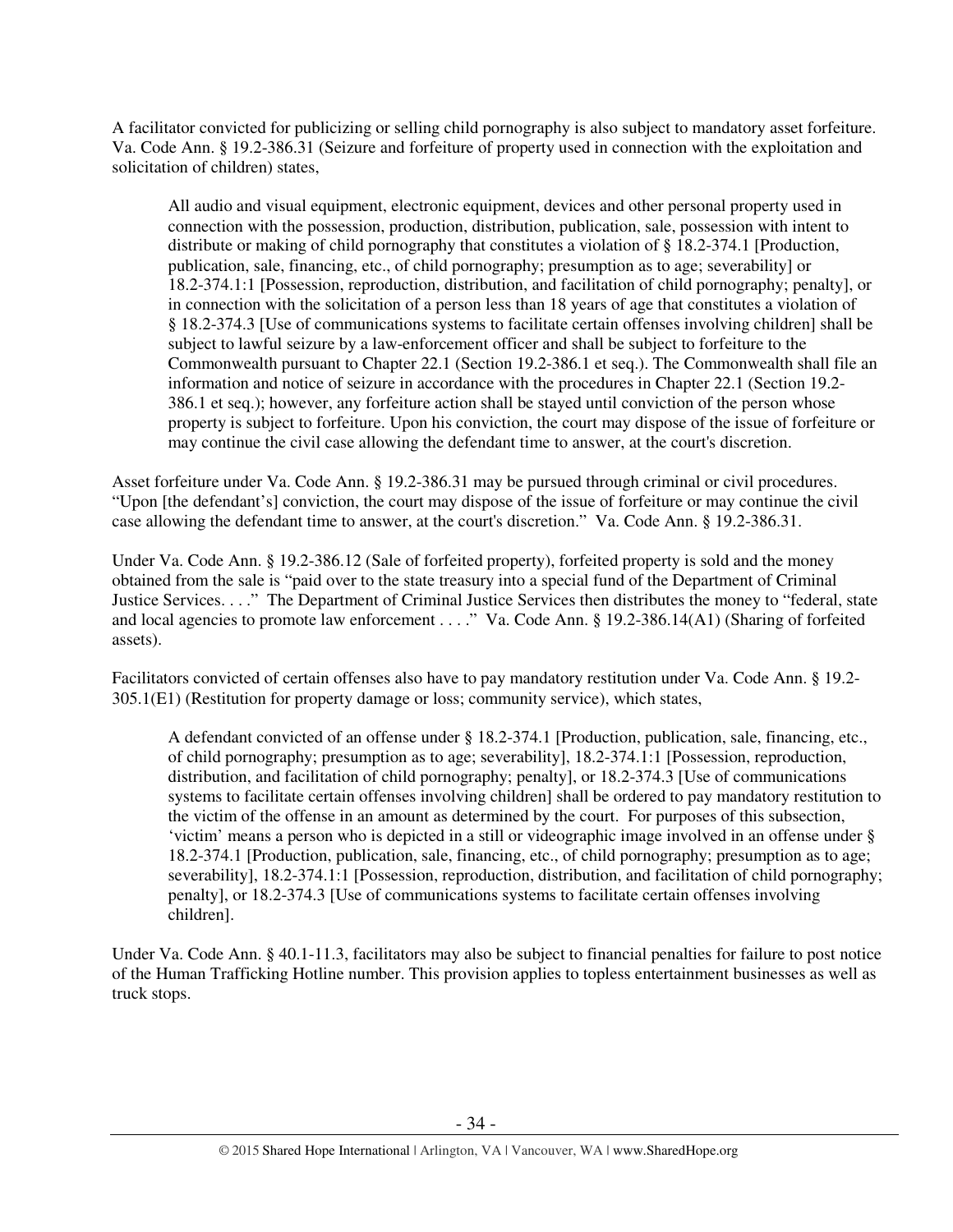A facilitator convicted for publicizing or selling child pornography is also subject to mandatory asset forfeiture. Va. Code Ann. § 19.2-386.31 (Seizure and forfeiture of property used in connection with the exploitation and solicitation of children) states,

> All audio and visual equipment, electronic equipment, devices and other personal property used in connection with the possession, production, distribution, publication, sale, possession with intent to distribute or making of child pornography that constitutes a violation of § 18.2-374.1 [Production, publication, sale, financing, etc., of child pornography; presumption as to age; severability] or 18.2-374.1:1 [Possession, reproduction, distribution, and facilitation of child pornography; penalty], or in connection with the solicitation of a person less than 18 years of age that constitutes a violation of § 18.2-374.3 [Use of communications systems to facilitate certain offenses involving children] shall be subject to lawful seizure by a law-enforcement officer and shall be subject to forfeiture to the Commonwealth pursuant to Chapter 22.1 (Section 19.2-386.1 et seq.). The Commonwealth shall file an information and notice of seizure in accordance with the procedures in Chapter 22.1 (Section 19.2-386.1 et seq.); however, any forfeiture action shall be stayed until conviction of the person whose property is subject to forfeiture. Upon his conviction, the court may dispose of the issue of forfeiture or may continue the civil case allowing the defendant time to answer, at the court's discretion.

Asset forfeiture under Va. Code Ann. § 19.2-386.31 may be pursued through criminal or civil procedures. "Upon [the defendant's] conviction, the court may dispose of the issue of forfeiture or may continue the civil case allowing the defendant time to answer, at the court's discretion." Va. Code Ann. § 19.2-386.31.

Under Va. Code Ann. § 19.2-386.12 (Sale of forfeited property), forfeited property is sold and the money obtained from the sale is "paid over to the state treasury into a special fund of the Department of Criminal Justice Services. . . ." The Department of Criminal Justice Services then distributes the money to "federal, state and local agencies to promote law enforcement . . . ." Va. Code Ann. § 19.2-386.14(A1) (Sharing of forfeited assets).

Facilitators convicted of certain offenses also have to pay mandatory restitution under Va. Code Ann. § 19.2-305.1(E1) (Restitution for property damage or loss; community service), which states,

> A defendant convicted of an offense under § 18.2-374.1 [Production, publication, sale, financing, etc., of child pornography; presumption as to age; severability], 18.2-374.1:1 [Possession, reproduction, distribution, and facilitation of child pornography; penalty], or 18.2-374.3 [Use of communications systems to facilitate certain offenses involving children] shall be ordered to pay mandatory restitution to the victim of the offense in an amount as determined by the court. For purposes of this subsection, 'victim' means a person who is depicted in a still or videographic image involved in an offense under § 18.2-374.1 [Production, publication, sale, financing, etc., of child pornography; presumption as to age; severability], 18.2-374.1:1 [Possession, reproduction, distribution, and facilitation of child pornography; penalty], or 18.2-374.3 [Use of communications systems to facilitate certain offenses involving children].

Under Va. Code Ann. § 40.1-11.3, facilitators may also be subject to financial penalties for failure to post notice of the Human Trafficking Hotline number. This provision applies to topless entertainment businesses as well as truck stops.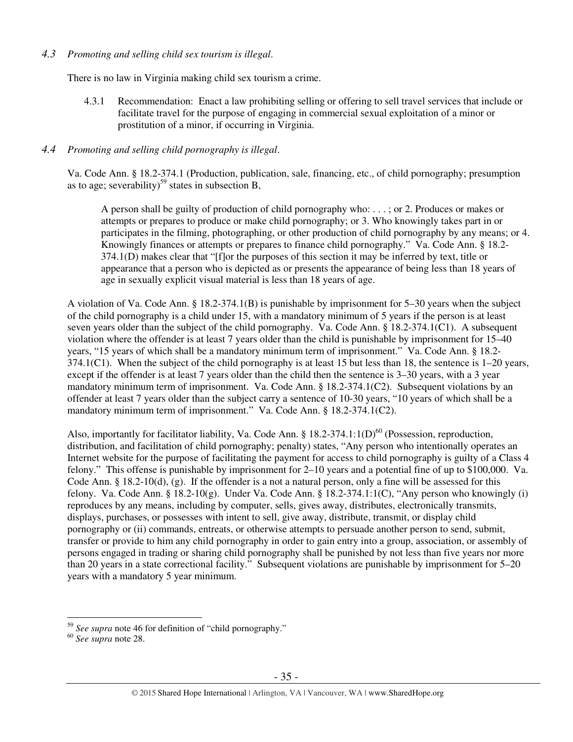*4.3 Promoting and selling child sex tourism is illegal.*

There is no law in Virginia making child sex tourism a crime.

4.3.1 Recommendation: Enact a law prohibiting selling or offering to sell travel services that include or facilitate travel for the purpose of engaging in commercial sexual exploitation of a minor or prostitution of a minor, if occurring in Virginia.

*4.4 Promoting and selling child pornography is illegal.*

Va. Code Ann. § 18.2-374.1 (Production, publication, sale, financing, etc., of child pornography; presumption as to age; severability)[59] states in subsection B,

> A person shall be guilty of production of child pornography who: . . . ; or 2. Produces or makes or attempts or prepares to produce or make child pornography; or 3. Who knowingly takes part in or participates in the filming, photographing, or other production of child pornography by any means; or 4. Knowingly finances or attempts or prepares to finance child pornography." Va. Code Ann. § 18.2-374.1(D) makes clear that "[f]or the purposes of this section it may be inferred by text, title or appearance that a person who is depicted as or presents the appearance of being less than 18 years of age in sexually explicit visual material is less than 18 years of age.

A violation of Va. Code Ann. § 18.2-374.1(B) is punishable by imprisonment for 5–30 years when the subject of the child pornography is a child under 15, with a mandatory minimum of 5 years if the person is at least seven years older than the subject of the child pornography. Va. Code Ann. § 18.2-374.1(C1). A subsequent violation where the offender is at least 7 years older than the child is punishable by imprisonment for 15–40 years, "15 years of which shall be a mandatory minimum term of imprisonment." Va. Code Ann. § 18.2-374.1(C1). When the subject of the child pornography is at least 15 but less than 18, the sentence is 1–20 years, except if the offender is at least 7 years older than the child then the sentence is 3–30 years, with a 3 year mandatory minimum term of imprisonment. Va. Code Ann. § 18.2-374.1(C2). Subsequent violations by an offender at least 7 years older than the subject carry a sentence of 10-30 years, "10 years of which shall be a mandatory minimum term of imprisonment." Va. Code Ann. § 18.2-374.1(C2).

Also, importantly for facilitator liability, Va. Code Ann. § 18.2-374.1:1(D)[60] (Possession, reproduction, distribution, and facilitation of child pornography; penalty) states, "Any person who intentionally operates an Internet website for the purpose of facilitating the payment for access to child pornography is guilty of a Class 4 felony." This offense is punishable by imprisonment for 2–10 years and a potential fine of up to $100,000. Va. Code Ann. § 18.2-10(d), (g). If the offender is a not a natural person, only a fine will be assessed for this felony. Va. Code Ann. § 18.2-10(g). Under Va. Code Ann. § 18.2-374.1:1(C), "Any person who knowingly (i) reproduces by any means, including by computer, sells, gives away, distributes, electronically transmits, displays, purchases, or possesses with intent to sell, give away, distribute, transmit, or display child pornography or (ii) commands, entreats, or otherwise attempts to persuade another person to send, submit, transfer or provide to him any child pornography in order to gain entry into a group, association, or assembly of persons engaged in trading or sharing child pornography shall be punished by not less than five years nor more than 20 years in a state correctional facility." Subsequent violations are punishable by imprisonment for 5–20 years with a mandatory 5 year minimum.

---

[59] *See supra* note 46 for definition of "child pornography."

[60] *See supra* note 28.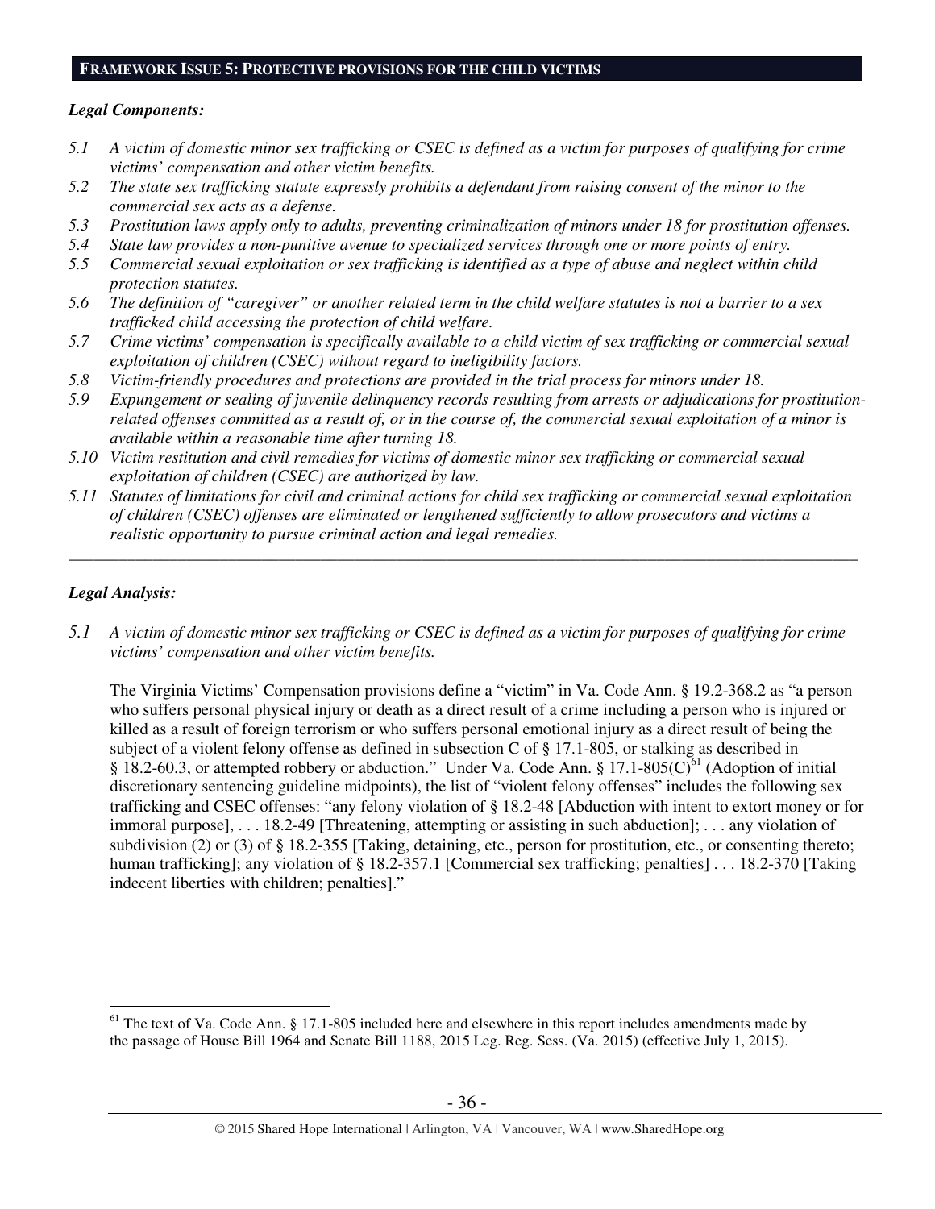## FRAMEWORK ISSUE 5: PROTECTIVE PROVISIONS FOR THE CHILD VICTIMS

***Legal Components:***

*5.1 A victim of domestic minor sex trafficking or CSEC is defined as a victim for purposes of qualifying for crime victims' compensation and other victim benefits.*

*5.2 The state sex trafficking statute expressly prohibits a defendant from raising consent of the minor to the commercial sex acts as a defense.*

*5.3 Prostitution laws apply only to adults, preventing criminalization of minors under 18 for prostitution offenses.*

*5.4 State law provides a non-punitive avenue to specialized services through one or more points of entry.*

*5.5 Commercial sexual exploitation or sex trafficking is identified as a type of abuse and neglect within child protection statutes.*

*5.6 The definition of "caregiver" or another related term in the child welfare statutes is not a barrier to a sex trafficked child accessing the protection of child welfare.*

*5.7 Crime victims' compensation is specifically available to a child victim of sex trafficking or commercial sexual exploitation of children (CSEC) without regard to ineligibility factors.*

*5.8 Victim-friendly procedures and protections are provided in the trial process for minors under 18.*

*5.9 Expungement or sealing of juvenile delinquency records resulting from arrests or adjudications for prostitution-related offenses committed as a result of, or in the course of, the commercial sexual exploitation of a minor is available within a reasonable time after turning 18.*

*5.10 Victim restitution and civil remedies for victims of domestic minor sex trafficking or commercial sexual exploitation of children (CSEC) are authorized by law.*

*5.11 Statutes of limitations for civil and criminal actions for child sex trafficking or commercial sexual exploitation of children (CSEC) offenses are eliminated or lengthened sufficiently to allow prosecutors and victims a realistic opportunity to pursue criminal action and legal remedies.*

---

***Legal Analysis:***

*5.1 A victim of domestic minor sex trafficking or CSEC is defined as a victim for purposes of qualifying for crime victims' compensation and other victim benefits.*

The Virginia Victims' Compensation provisions define a "victim" in Va. Code Ann. § 19.2-368.2 as "a person who suffers personal physical injury or death as a direct result of a crime including a person who is injured or killed as a result of foreign terrorism or who suffers personal emotional injury as a direct result of being the subject of a violent felony offense as defined in subsection C of § 17.1-805, or stalking as described in § 18.2-60.3, or attempted robbery or abduction." Under Va. Code Ann. § 17.1-805(C)[61] (Adoption of initial discretionary sentencing guideline midpoints), the list of "violent felony offenses" includes the following sex trafficking and CSEC offenses: "any felony violation of § 18.2-48 [Abduction with intent to extort money or for immoral purpose], . . . 18.2-49 [Threatening, attempting or assisting in such abduction]; . . . any violation of subdivision (2) or (3) of § 18.2-355 [Taking, detaining, etc., person for prostitution, etc., or consenting thereto; human trafficking]; any violation of § 18.2-357.1 [Commercial sex trafficking; penalties] . . . 18.2-370 [Taking indecent liberties with children; penalties]."

---

[61] The text of Va. Code Ann. § 17.1-805 included here and elsewhere in this report includes amendments made by the passage of House Bill 1964 and Senate Bill 1188, 2015 Leg. Reg. Sess. (Va. 2015) (effective July 1, 2015).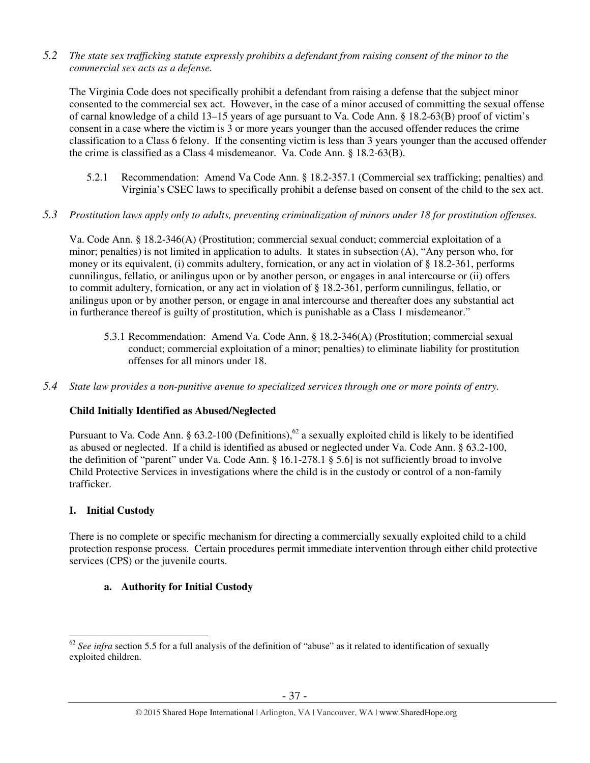*5.2 The state sex trafficking statute expressly prohibits a defendant from raising consent of the minor to the commercial sex acts as a defense.*

The Virginia Code does not specifically prohibit a defendant from raising a defense that the subject minor consented to the commercial sex act. However, in the case of a minor accused of committing the sexual offense of carnal knowledge of a child 13–15 years of age pursuant to Va. Code Ann. § 18.2-63(B) proof of victim's consent in a case where the victim is 3 or more years younger than the accused offender reduces the crime classification to a Class 6 felony. If the consenting victim is less than 3 years younger than the accused offender the crime is classified as a Class 4 misdemeanor. Va. Code Ann. § 18.2-63(B).

5.2.1 Recommendation: Amend Va Code Ann. § 18.2-357.1 (Commercial sex trafficking; penalties) and Virginia's CSEC laws to specifically prohibit a defense based on consent of the child to the sex act.

*5.3 Prostitution laws apply only to adults, preventing criminalization of minors under 18 for prostitution offenses.*

Va. Code Ann. § 18.2-346(A) (Prostitution; commercial sexual conduct; commercial exploitation of a minor; penalties) is not limited in application to adults. It states in subsection (A), "Any person who, for money or its equivalent, (i) commits adultery, fornication, or any act in violation of § 18.2-361, performs cunnilingus, fellatio, or anilingus upon or by another person, or engages in anal intercourse or (ii) offers to commit adultery, fornication, or any act in violation of § 18.2-361, perform cunnilingus, fellatio, or anilingus upon or by another person, or engage in anal intercourse and thereafter does any substantial act in furtherance thereof is guilty of prostitution, which is punishable as a Class 1 misdemeanor."

5.3.1 Recommendation: Amend Va. Code Ann. § 18.2-346(A) (Prostitution; commercial sexual conduct; commercial exploitation of a minor; penalties) to eliminate liability for prostitution offenses for all minors under 18.

*5.4 State law provides a non-punitive avenue to specialized services through one or more points of entry.*

**Child Initially Identified as Abused/Neglected**

Pursuant to Va. Code Ann. § 63.2-100 (Definitions),[62] a sexually exploited child is likely to be identified as abused or neglected. If a child is identified as abused or neglected under Va. Code Ann. § 63.2-100, the definition of "parent" under Va. Code Ann. § 16.1-278.1 § 5.6] is not sufficiently broad to involve Child Protective Services in investigations where the child is in the custody or control of a non-family trafficker.

**I. Initial Custody**

There is no complete or specific mechanism for directing a commercially sexually exploited child to a child protection response process. Certain procedures permit immediate intervention through either child protective services (CPS) or the juvenile courts.

**a. Authority for Initial Custody**

[62] *See infra* section 5.5 for a full analysis of the definition of "abuse" as it related to identification of sexually exploited children.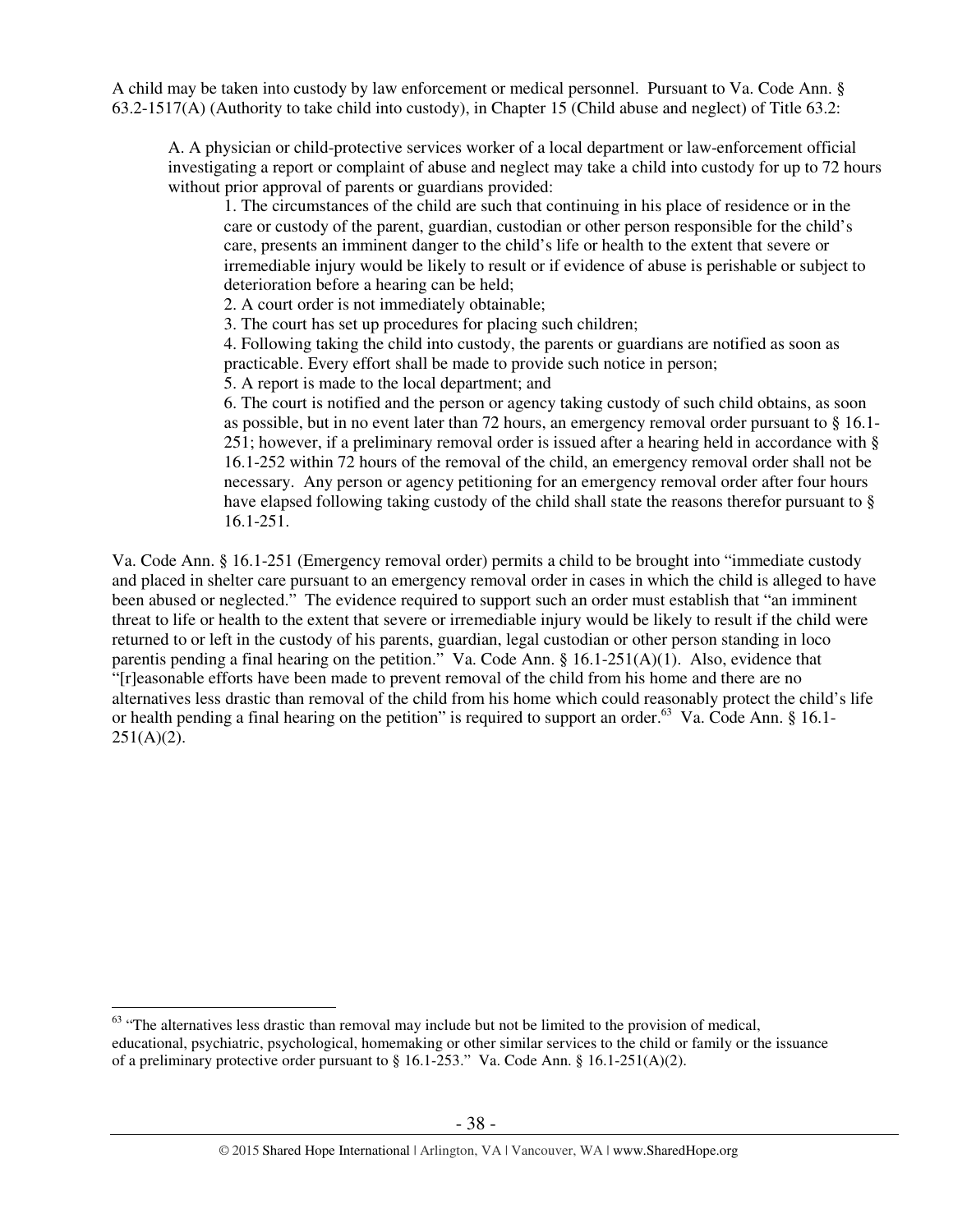A child may be taken into custody by law enforcement or medical personnel. Pursuant to Va. Code Ann. § 63.2-1517(A) (Authority to take child into custody), in Chapter 15 (Child abuse and neglect) of Title 63.2:

> A. A physician or child-protective services worker of a local department or law-enforcement official investigating a report or complaint of abuse and neglect may take a child into custody for up to 72 hours without prior approval of parents or guardians provided:
>
> 1. The circumstances of the child are such that continuing in his place of residence or in the care or custody of the parent, guardian, custodian or other person responsible for the child's care, presents an imminent danger to the child's life or health to the extent that severe or irremediable injury would be likely to result or if evidence of abuse is perishable or subject to deterioration before a hearing can be held;
> 2. A court order is not immediately obtainable;
> 3. The court has set up procedures for placing such children;
> 4. Following taking the child into custody, the parents or guardians are notified as soon as practicable. Every effort shall be made to provide such notice in person;
> 5. A report is made to the local department; and
> 6. The court is notified and the person or agency taking custody of such child obtains, as soon as possible, but in no event later than 72 hours, an emergency removal order pursuant to § 16.1-251; however, if a preliminary removal order is issued after a hearing held in accordance with § 16.1-252 within 72 hours of the removal of the child, an emergency removal order shall not be necessary. Any person or agency petitioning for an emergency removal order after four hours have elapsed following taking custody of the child shall state the reasons therefor pursuant to § 16.1-251.

Va. Code Ann. § 16.1-251 (Emergency removal order) permits a child to be brought into "immediate custody and placed in shelter care pursuant to an emergency removal order in cases in which the child is alleged to have been abused or neglected." The evidence required to support such an order must establish that "an imminent threat to life or health to the extent that severe or irremediable injury would be likely to result if the child were returned to or left in the custody of his parents, guardian, legal custodian or other person standing in loco parentis pending a final hearing on the petition." Va. Code Ann. § 16.1-251(A)(1). Also, evidence that "[r]easonable efforts have been made to prevent removal of the child from his home and there are no alternatives less drastic than removal of the child from his home which could reasonably protect the child's life or health pending a final hearing on the petition" is required to support an order.[63] Va. Code Ann. § 16.1-251(A)(2).

---

[63] "The alternatives less drastic than removal may include but not be limited to the provision of medical, educational, psychiatric, psychological, homemaking or other similar services to the child or family or the issuance of a preliminary protective order pursuant to § 16.1-253." Va. Code Ann. § 16.1-251(A)(2).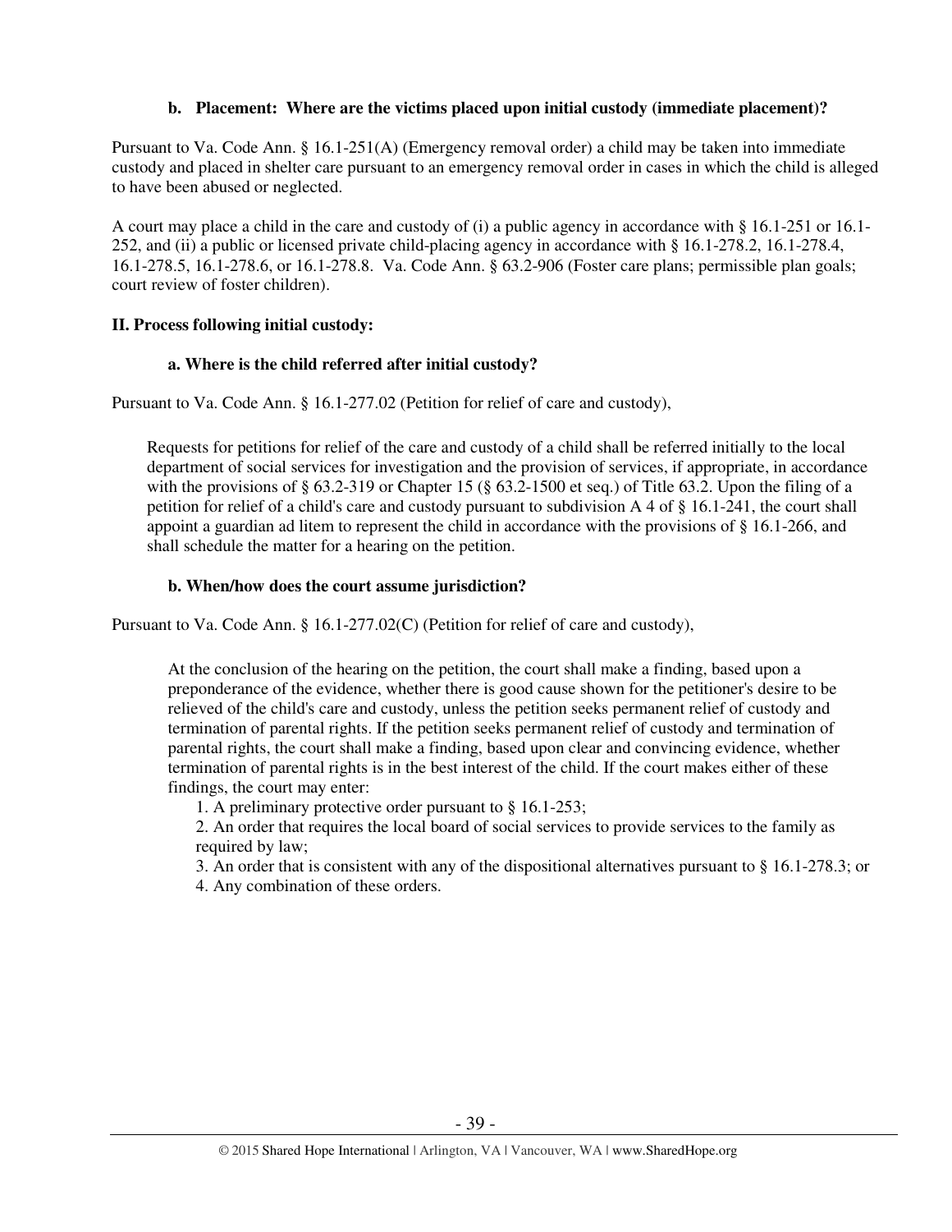**b. Placement: Where are the victims placed upon initial custody (immediate placement)?**

Pursuant to Va. Code Ann. § 16.1-251(A) (Emergency removal order) a child may be taken into immediate custody and placed in shelter care pursuant to an emergency removal order in cases in which the child is alleged to have been abused or neglected.

A court may place a child in the care and custody of (i) a public agency in accordance with § 16.1-251 or 16.1-252, and (ii) a public or licensed private child-placing agency in accordance with § 16.1-278.2, 16.1-278.4, 16.1-278.5, 16.1-278.6, or 16.1-278.8. Va. Code Ann. § 63.2-906 (Foster care plans; permissible plan goals; court review of foster children).

**II. Process following initial custody:**

**a. Where is the child referred after initial custody?**

Pursuant to Va. Code Ann. § 16.1-277.02 (Petition for relief of care and custody),

> Requests for petitions for relief of the care and custody of a child shall be referred initially to the local department of social services for investigation and the provision of services, if appropriate, in accordance with the provisions of § 63.2-319 or Chapter 15 (§ 63.2-1500 et seq.) of Title 63.2. Upon the filing of a petition for relief of a child's care and custody pursuant to subdivision A 4 of § 16.1-241, the court shall appoint a guardian ad litem to represent the child in accordance with the provisions of § 16.1-266, and shall schedule the matter for a hearing on the petition.

**b. When/how does the court assume jurisdiction?**

Pursuant to Va. Code Ann. § 16.1-277.02(C) (Petition for relief of care and custody),

> At the conclusion of the hearing on the petition, the court shall make a finding, based upon a preponderance of the evidence, whether there is good cause shown for the petitioner's desire to be relieved of the child's care and custody, unless the petition seeks permanent relief of custody and termination of parental rights. If the petition seeks permanent relief of custody and termination of parental rights, the court shall make a finding, based upon clear and convincing evidence, whether termination of parental rights is in the best interest of the child. If the court makes either of these findings, the court may enter:
>
> 1. A preliminary protective order pursuant to § 16.1-253;
> 2. An order that requires the local board of social services to provide services to the family as required by law;
> 3. An order that is consistent with any of the dispositional alternatives pursuant to § 16.1-278.3; or
> 4. Any combination of these orders.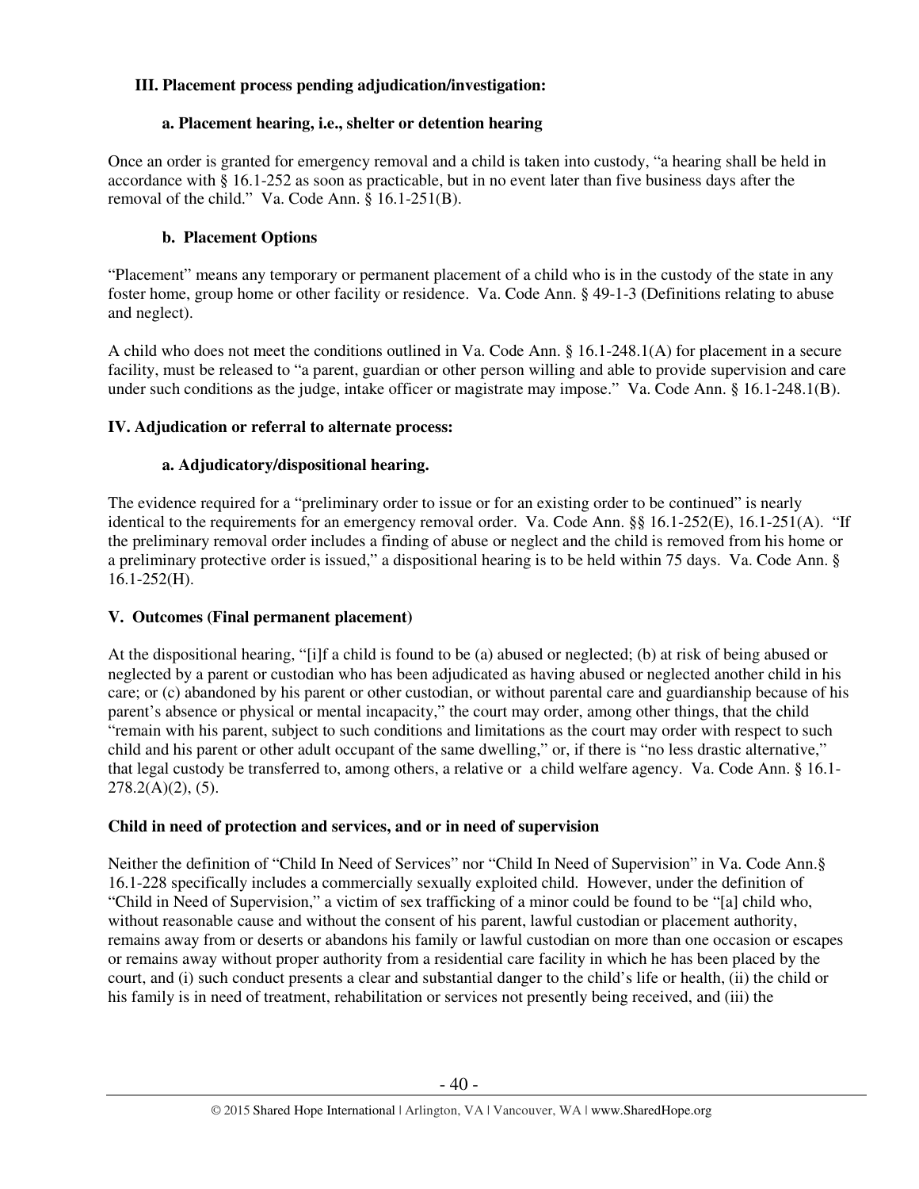## III. Placement process pending adjudication/investigation:

### a. Placement hearing, i.e., shelter or detention hearing

Once an order is granted for emergency removal and a child is taken into custody, "a hearing shall be held in accordance with § 16.1-252 as soon as practicable, but in no event later than five business days after the removal of the child." Va. Code Ann. § 16.1-251(B).

### b. Placement Options

"Placement" means any temporary or permanent placement of a child who is in the custody of the state in any foster home, group home or other facility or residence. Va. Code Ann. § 49-1-3 (Definitions relating to abuse and neglect).

A child who does not meet the conditions outlined in Va. Code Ann. § 16.1-248.1(A) for placement in a secure facility, must be released to "a parent, guardian or other person willing and able to provide supervision and care under such conditions as the judge, intake officer or magistrate may impose." Va. Code Ann. § 16.1-248.1(B).

## IV. Adjudication or referral to alternate process:

### a. Adjudicatory/dispositional hearing.

The evidence required for a "preliminary order to issue or for an existing order to be continued" is nearly identical to the requirements for an emergency removal order. Va. Code Ann. §§ 16.1-252(E), 16.1-251(A). "If the preliminary removal order includes a finding of abuse or neglect and the child is removed from his home or a preliminary protective order is issued," a dispositional hearing is to be held within 75 days. Va. Code Ann. § 16.1-252(H).

## V. Outcomes (Final permanent placement)

At the dispositional hearing, "[i]f a child is found to be (a) abused or neglected; (b) at risk of being abused or neglected by a parent or custodian who has been adjudicated as having abused or neglected another child in his care; or (c) abandoned by his parent or other custodian, or without parental care and guardianship because of his parent's absence or physical or mental incapacity," the court may order, among other things, that the child "remain with his parent, subject to such conditions and limitations as the court may order with respect to such child and his parent or other adult occupant of the same dwelling," or, if there is "no less drastic alternative," that legal custody be transferred to, among others, a relative or a child welfare agency. Va. Code Ann. § 16.1-278.2(A)(2), (5).

## Child in need of protection and services, and or in need of supervision

Neither the definition of "Child In Need of Services" nor "Child In Need of Supervision" in Va. Code Ann.§ 16.1-228 specifically includes a commercially sexually exploited child. However, under the definition of "Child in Need of Supervision," a victim of sex trafficking of a minor could be found to be "[a] child who, without reasonable cause and without the consent of his parent, lawful custodian or placement authority, remains away from or deserts or abandons his family or lawful custodian on more than one occasion or escapes or remains away without proper authority from a residential care facility in which he has been placed by the court, and (i) such conduct presents a clear and substantial danger to the child's life or health, (ii) the child or his family is in need of treatment, rehabilitation or services not presently being received, and (iii) the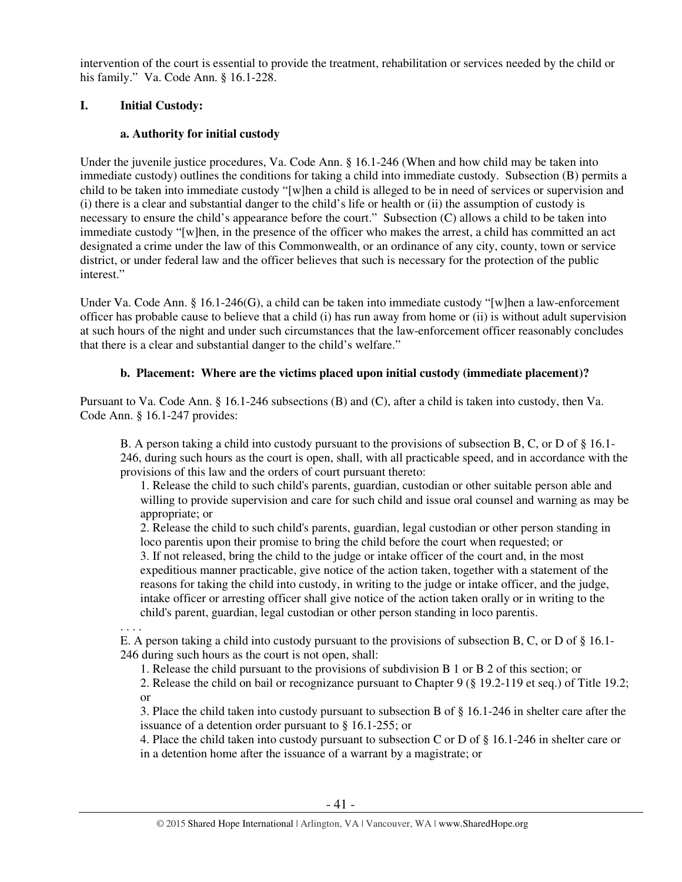intervention of the court is essential to provide the treatment, rehabilitation or services needed by the child or his family." Va. Code Ann. § 16.1-228.

## I. Initial Custody:

### a. Authority for initial custody

Under the juvenile justice procedures, Va. Code Ann. § 16.1-246 (When and how child may be taken into immediate custody) outlines the conditions for taking a child into immediate custody. Subsection (B) permits a child to be taken into immediate custody "[w]hen a child is alleged to be in need of services or supervision and (i) there is a clear and substantial danger to the child's life or health or (ii) the assumption of custody is necessary to ensure the child's appearance before the court." Subsection (C) allows a child to be taken into immediate custody "[w]hen, in the presence of the officer who makes the arrest, a child has committed an act designated a crime under the law of this Commonwealth, or an ordinance of any city, county, town or service district, or under federal law and the officer believes that such is necessary for the protection of the public interest."

Under Va. Code Ann. § 16.1-246(G), a child can be taken into immediate custody "[w]hen a law-enforcement officer has probable cause to believe that a child (i) has run away from home or (ii) is without adult supervision at such hours of the night and under such circumstances that the law-enforcement officer reasonably concludes that there is a clear and substantial danger to the child's welfare."

### b. Placement: Where are the victims placed upon initial custody (immediate placement)?

Pursuant to Va. Code Ann. § 16.1-246 subsections (B) and (C), after a child is taken into custody, then Va. Code Ann. § 16.1-247 provides:

> B. A person taking a child into custody pursuant to the provisions of subsection B, C, or D of § 16.1-246, during such hours as the court is open, shall, with all practicable speed, and in accordance with the provisions of this law and the orders of court pursuant thereto:
>
> 1. Release the child to such child's parents, guardian, custodian or other suitable person able and willing to provide supervision and care for such child and issue oral counsel and warning as may be appropriate; or
> 2. Release the child to such child's parents, guardian, legal custodian or other person standing in loco parentis upon their promise to bring the child before the court when requested; or
> 3. If not released, bring the child to the judge or intake officer of the court and, in the most expeditious manner practicable, give notice of the action taken, together with a statement of the reasons for taking the child into custody, in writing to the judge or intake officer, and the judge, intake officer or arresting officer shall give notice of the action taken orally or in writing to the child's parent, guardian, legal custodian or other person standing in loco parentis.
>
> . . . .
>
> E. A person taking a child into custody pursuant to the provisions of subsection B, C, or D of § 16.1-246 during such hours as the court is not open, shall:
>
> 1. Release the child pursuant to the provisions of subdivision B 1 or B 2 of this section; or
> 2. Release the child on bail or recognizance pursuant to Chapter 9 (§ 19.2-119 et seq.) of Title 19.2; or
> 3. Place the child taken into custody pursuant to subsection B of § 16.1-246 in shelter care after the issuance of a detention order pursuant to § 16.1-255; or
> 4. Place the child taken into custody pursuant to subsection C or D of § 16.1-246 in shelter care or in a detention home after the issuance of a warrant by a magistrate; or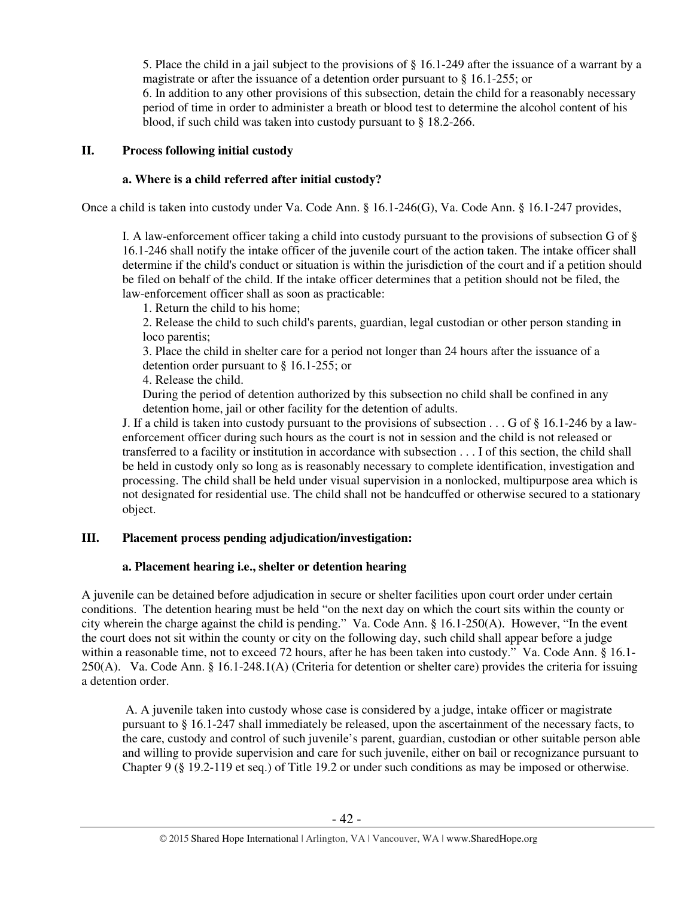5. Place the child in a jail subject to the provisions of § 16.1-249 after the issuance of a warrant by a magistrate or after the issuance of a detention order pursuant to § 16.1-255; or

6. In addition to any other provisions of this subsection, detain the child for a reasonably necessary period of time in order to administer a breath or blood test to determine the alcohol content of his blood, if such child was taken into custody pursuant to § 18.2-266.

## II. Process following initial custody

### a. Where is a child referred after initial custody?

Once a child is taken into custody under Va. Code Ann. § 16.1-246(G), Va. Code Ann. § 16.1-247 provides,

> I. A law-enforcement officer taking a child into custody pursuant to the provisions of subsection G of § 16.1-246 shall notify the intake officer of the juvenile court of the action taken. The intake officer shall determine if the child's conduct or situation is within the jurisdiction of the court and if a petition should be filed on behalf of the child. If the intake officer determines that a petition should not be filed, the law-enforcement officer shall as soon as practicable:
>
> 1. Return the child to his home;
> 2. Release the child to such child's parents, guardian, legal custodian or other person standing in loco parentis;
> 3. Place the child in shelter care for a period not longer than 24 hours after the issuance of a detention order pursuant to § 16.1-255; or
> 4. Release the child.
>
> During the period of detention authorized by this subsection no child shall be confined in any detention home, jail or other facility for the detention of adults.
>
> J. If a child is taken into custody pursuant to the provisions of subsection . . . G of § 16.1-246 by a law-enforcement officer during such hours as the court is not in session and the child is not released or transferred to a facility or institution in accordance with subsection . . . I of this section, the child shall be held in custody only so long as is reasonably necessary to complete identification, investigation and processing. The child shall be held under visual supervision in a nonlocked, multipurpose area which is not designated for residential use. The child shall not be handcuffed or otherwise secured to a stationary object.

## III. Placement process pending adjudication/investigation:

### a. Placement hearing i.e., shelter or detention hearing

A juvenile can be detained before adjudication in secure or shelter facilities upon court order under certain conditions. The detention hearing must be held "on the next day on which the court sits within the county or city wherein the charge against the child is pending." Va. Code Ann. § 16.1-250(A). However, "In the event the court does not sit within the county or city on the following day, such child shall appear before a judge within a reasonable time, not to exceed 72 hours, after he has been taken into custody." Va. Code Ann. § 16.1-250(A). Va. Code Ann. § 16.1-248.1(A) (Criteria for detention or shelter care) provides the criteria for issuing a detention order.

> A. A juvenile taken into custody whose case is considered by a judge, intake officer or magistrate pursuant to § 16.1-247 shall immediately be released, upon the ascertainment of the necessary facts, to the care, custody and control of such juvenile's parent, guardian, custodian or other suitable person able and willing to provide supervision and care for such juvenile, either on bail or recognizance pursuant to Chapter 9 (§ 19.2-119 et seq.) of Title 19.2 or under such conditions as may be imposed or otherwise.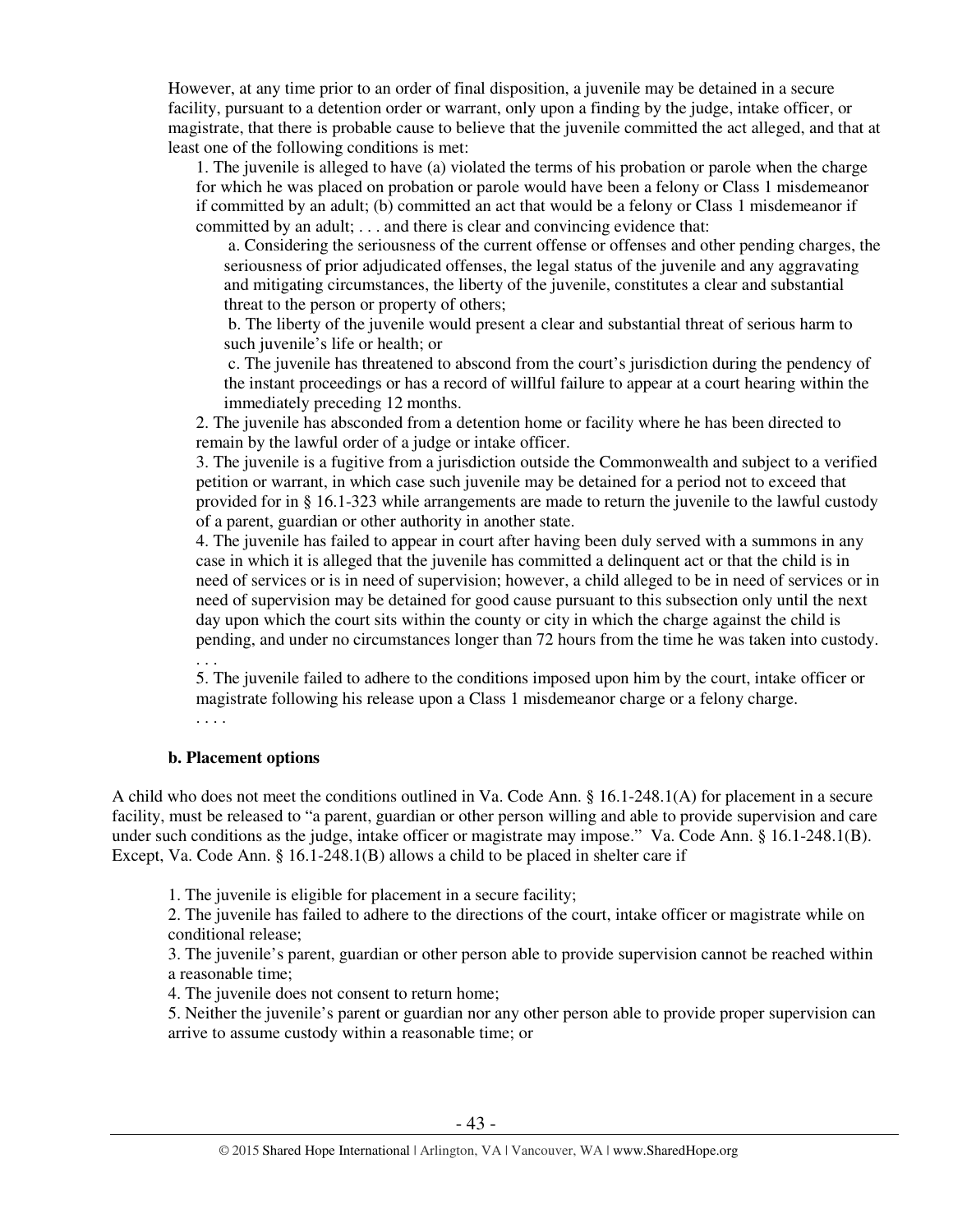However, at any time prior to an order of final disposition, a juvenile may be detained in a secure facility, pursuant to a detention order or warrant, only upon a finding by the judge, intake officer, or magistrate, that there is probable cause to believe that the juvenile committed the act alleged, and that at least one of the following conditions is met:

> 1. The juvenile is alleged to have (a) violated the terms of his probation or parole when the charge for which he was placed on probation or parole would have been a felony or Class 1 misdemeanor if committed by an adult; (b) committed an act that would be a felony or Class 1 misdemeanor if committed by an adult; . . . and there is clear and convincing evidence that:
>
> > a. Considering the seriousness of the current offense or offenses and other pending charges, the seriousness of prior adjudicated offenses, the legal status of the juvenile and any aggravating and mitigating circumstances, the liberty of the juvenile, constitutes a clear and substantial threat to the person or property of others;
> >
> > b. The liberty of the juvenile would present a clear and substantial threat of serious harm to such juvenile's life or health; or
> >
> > c. The juvenile has threatened to abscond from the court's jurisdiction during the pendency of the instant proceedings or has a record of willful failure to appear at a court hearing within the immediately preceding 12 months.
>
> 2. The juvenile has absconded from a detention home or facility where he has been directed to remain by the lawful order of a judge or intake officer.
>
> 3. The juvenile is a fugitive from a jurisdiction outside the Commonwealth and subject to a verified petition or warrant, in which case such juvenile may be detained for a period not to exceed that provided for in § 16.1-323 while arrangements are made to return the juvenile to the lawful custody of a parent, guardian or other authority in another state.
>
> 4. The juvenile has failed to appear in court after having been duly served with a summons in any case in which it is alleged that the juvenile has committed a delinquent act or that the child is in need of services or is in need of supervision; however, a child alleged to be in need of services or in need of supervision may be detained for good cause pursuant to this subsection only until the next day upon which the court sits within the county or city in which the charge against the child is pending, and under no circumstances longer than 72 hours from the time he was taken into custody. . . .
>
> 5. The juvenile failed to adhere to the conditions imposed upon him by the court, intake officer or magistrate following his release upon a Class 1 misdemeanor charge or a felony charge.
>
> . . . .

**b. Placement options**

A child who does not meet the conditions outlined in Va. Code Ann. § 16.1-248.1(A) for placement in a secure facility, must be released to "a parent, guardian or other person willing and able to provide supervision and care under such conditions as the judge, intake officer or magistrate may impose." Va. Code Ann. § 16.1-248.1(B). Except, Va. Code Ann. § 16.1-248.1(B) allows a child to be placed in shelter care if

> 1. The juvenile is eligible for placement in a secure facility;
>
> 2. The juvenile has failed to adhere to the directions of the court, intake officer or magistrate while on conditional release;
>
> 3. The juvenile's parent, guardian or other person able to provide supervision cannot be reached within a reasonable time;
>
> 4. The juvenile does not consent to return home;
>
> 5. Neither the juvenile's parent or guardian nor any other person able to provide proper supervision can arrive to assume custody within a reasonable time; or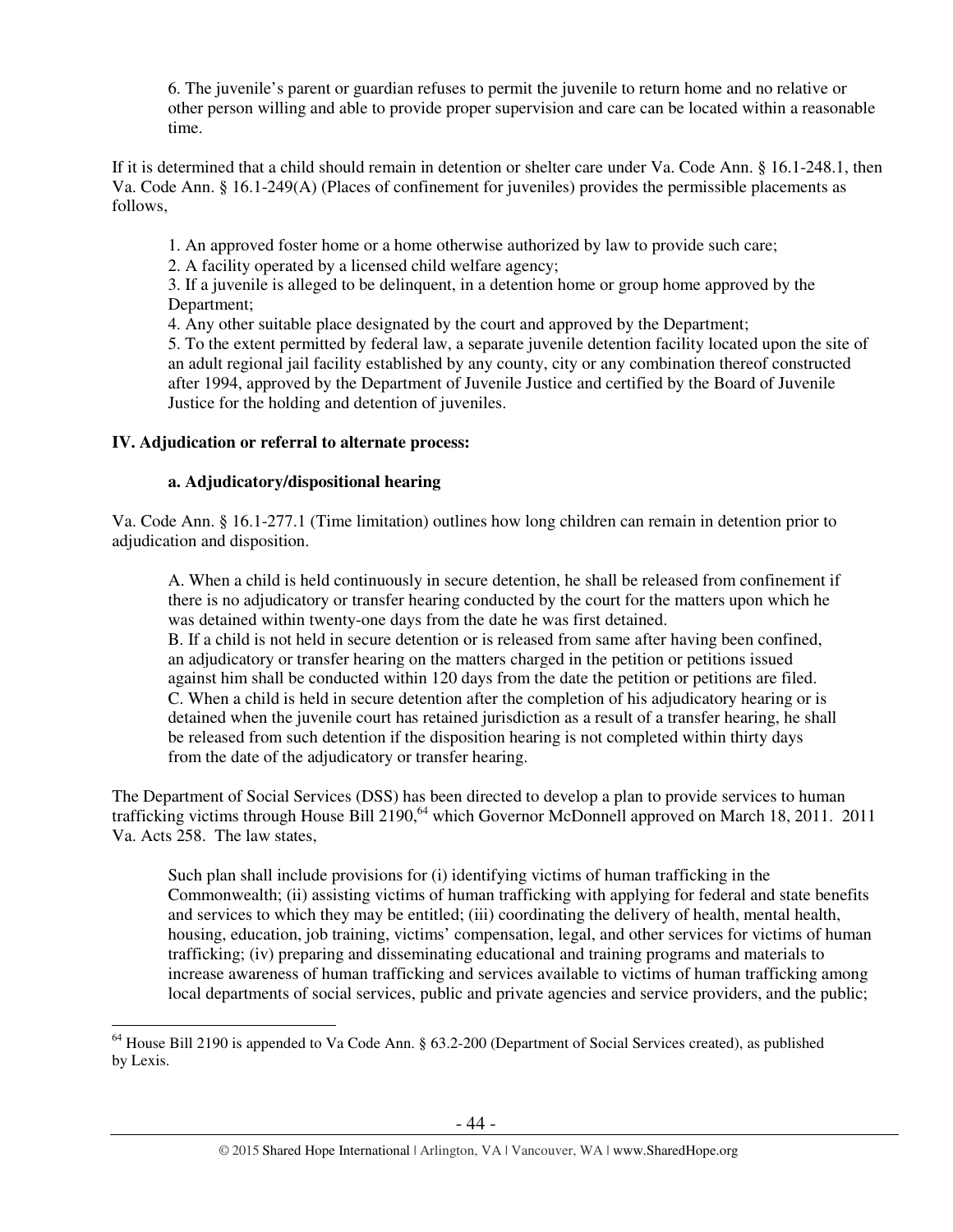6. The juvenile's parent or guardian refuses to permit the juvenile to return home and no relative or other person willing and able to provide proper supervision and care can be located within a reasonable time.

If it is determined that a child should remain in detention or shelter care under Va. Code Ann. § 16.1-248.1, then Va. Code Ann. § 16.1-249(A) (Places of confinement for juveniles) provides the permissible placements as follows,

> 1. An approved foster home or a home otherwise authorized by law to provide such care;
> 2. A facility operated by a licensed child welfare agency;
> 3. If a juvenile is alleged to be delinquent, in a detention home or group home approved by the Department;
> 4. Any other suitable place designated by the court and approved by the Department;
> 5. To the extent permitted by federal law, a separate juvenile detention facility located upon the site of an adult regional jail facility established by any county, city or any combination thereof constructed after 1994, approved by the Department of Juvenile Justice and certified by the Board of Juvenile Justice for the holding and detention of juveniles.

## IV. Adjudication or referral to alternate process:

### a. Adjudicatory/dispositional hearing

Va. Code Ann. § 16.1-277.1 (Time limitation) outlines how long children can remain in detention prior to adjudication and disposition.

> A. When a child is held continuously in secure detention, he shall be released from confinement if there is no adjudicatory or transfer hearing conducted by the court for the matters upon which he was detained within twenty-one days from the date he was first detained.
> B. If a child is not held in secure detention or is released from same after having been confined, an adjudicatory or transfer hearing on the matters charged in the petition or petitions issued against him shall be conducted within 120 days from the date the petition or petitions are filed.
> C. When a child is held in secure detention after the completion of his adjudicatory hearing or is detained when the juvenile court has retained jurisdiction as a result of a transfer hearing, he shall be released from such detention if the disposition hearing is not completed within thirty days from the date of the adjudicatory or transfer hearing.

The Department of Social Services (DSS) has been directed to develop a plan to provide services to human trafficking victims through House Bill 2190,[64] which Governor McDonnell approved on March 18, 2011. 2011 Va. Acts 258. The law states,

> Such plan shall include provisions for (i) identifying victims of human trafficking in the Commonwealth; (ii) assisting victims of human trafficking with applying for federal and state benefits and services to which they may be entitled; (iii) coordinating the delivery of health, mental health, housing, education, job training, victims' compensation, legal, and other services for victims of human trafficking; (iv) preparing and disseminating educational and training programs and materials to increase awareness of human trafficking and services available to victims of human trafficking among local departments of social services, public and private agencies and service providers, and the public;

---

[64] House Bill 2190 is appended to Va Code Ann. § 63.2-200 (Department of Social Services created), as published by Lexis.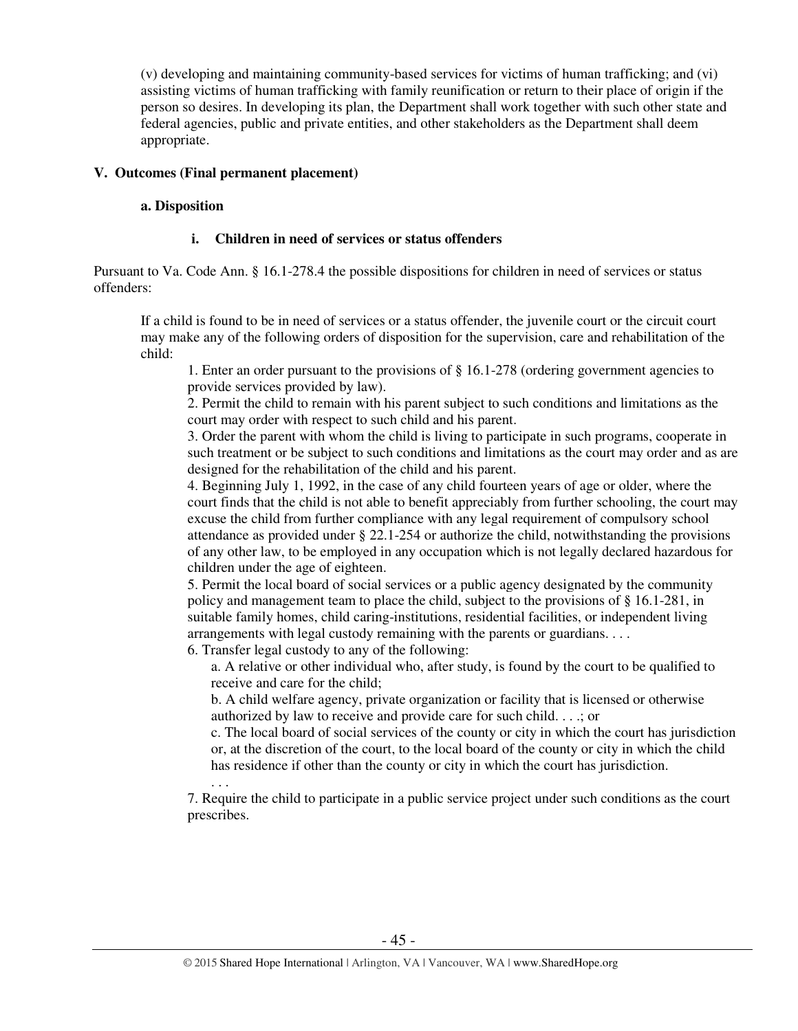(v) developing and maintaining community-based services for victims of human trafficking; and (vi) assisting victims of human trafficking with family reunification or return to their place of origin if the person so desires. In developing its plan, the Department shall work together with such other state and federal agencies, public and private entities, and other stakeholders as the Department shall deem appropriate.

## V. Outcomes (Final permanent placement)

### a. Disposition

#### i. Children in need of services or status offenders

Pursuant to Va. Code Ann. § 16.1-278.4 the possible dispositions for children in need of services or status offenders:

> If a child is found to be in need of services or a status offender, the juvenile court or the circuit court may make any of the following orders of disposition for the supervision, care and rehabilitation of the child:
>
> 1. Enter an order pursuant to the provisions of § 16.1-278 (ordering government agencies to provide services provided by law).
> 2. Permit the child to remain with his parent subject to such conditions and limitations as the court may order with respect to such child and his parent.
> 3. Order the parent with whom the child is living to participate in such programs, cooperate in such treatment or be subject to such conditions and limitations as the court may order and as are designed for the rehabilitation of the child and his parent.
> 4. Beginning July 1, 1992, in the case of any child fourteen years of age or older, where the court finds that the child is not able to benefit appreciably from further schooling, the court may excuse the child from further compliance with any legal requirement of compulsory school attendance as provided under § 22.1-254 or authorize the child, notwithstanding the provisions of any other law, to be employed in any occupation which is not legally declared hazardous for children under the age of eighteen.
> 5. Permit the local board of social services or a public agency designated by the community policy and management team to place the child, subject to the provisions of § 16.1-281, in suitable family homes, child caring-institutions, residential facilities, or independent living arrangements with legal custody remaining with the parents or guardians. . . .
> 6. Transfer legal custody to any of the following:
>     a. A relative or other individual who, after study, is found by the court to be qualified to receive and care for the child;
>     b. A child welfare agency, private organization or facility that is licensed or otherwise authorized by law to receive and provide care for such child. . . .; or
>     c. The local board of social services of the county or city in which the court has jurisdiction or, at the discretion of the court, to the local board of the county or city in which the child has residence if other than the county or city in which the court has jurisdiction.
>     . . .
> 7. Require the child to participate in a public service project under such conditions as the court prescribes.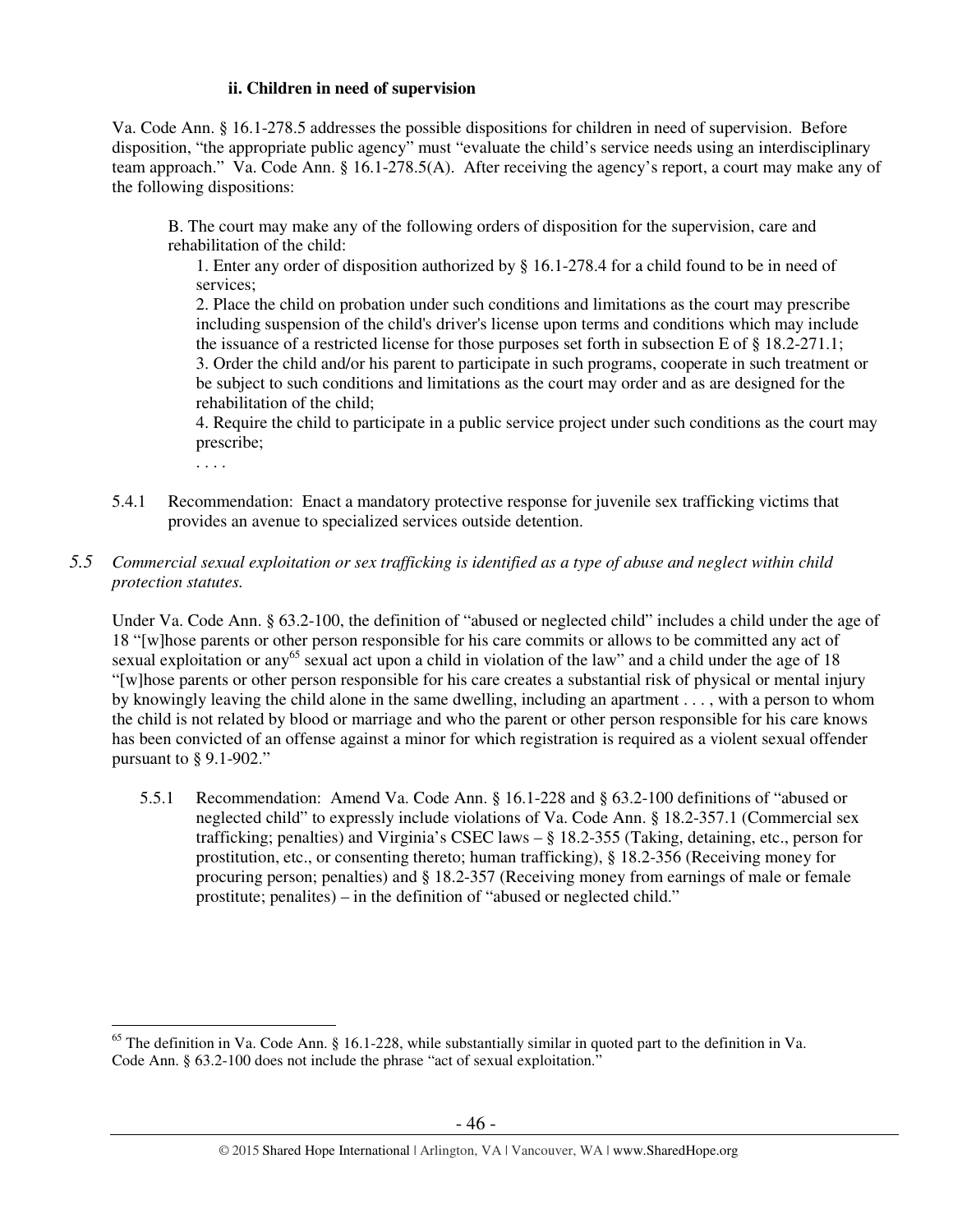#### ii. Children in need of supervision

Va. Code Ann. § 16.1-278.5 addresses the possible dispositions for children in need of supervision. Before disposition, "the appropriate public agency" must "evaluate the child's service needs using an interdisciplinary team approach." Va. Code Ann. § 16.1-278.5(A). After receiving the agency's report, a court may make any of the following dispositions:

> B. The court may make any of the following orders of disposition for the supervision, care and rehabilitation of the child:
>
> 1. Enter any order of disposition authorized by § 16.1-278.4 for a child found to be in need of services;
> 2. Place the child on probation under such conditions and limitations as the court may prescribe including suspension of the child's driver's license upon terms and conditions which may include the issuance of a restricted license for those purposes set forth in subsection E of § 18.2-271.1;
> 3. Order the child and/or his parent to participate in such programs, cooperate in such treatment or be subject to such conditions and limitations as the court may order and as are designed for the rehabilitation of the child;
> 4. Require the child to participate in a public service project under such conditions as the court may prescribe;
>
> . . . .

5.4.1 Recommendation: Enact a mandatory protective response for juvenile sex trafficking victims that provides an avenue to specialized services outside detention.

### 5.5 *Commercial sexual exploitation or sex trafficking is identified as a type of abuse and neglect within child protection statutes.*

Under Va. Code Ann. § 63.2-100, the definition of "abused or neglected child" includes a child under the age of 18 "[w]hose parents or other person responsible for his care commits or allows to be committed any act of sexual exploitation or any[65] sexual act upon a child in violation of the law" and a child under the age of 18 "[w]hose parents or other person responsible for his care creates a substantial risk of physical or mental injury by knowingly leaving the child alone in the same dwelling, including an apartment . . . , with a person to whom the child is not related by blood or marriage and who the parent or other person responsible for his care knows has been convicted of an offense against a minor for which registration is required as a violent sexual offender pursuant to § 9.1-902."

5.5.1 Recommendation: Amend Va. Code Ann. § 16.1-228 and § 63.2-100 definitions of "abused or neglected child" to expressly include violations of Va. Code Ann. § 18.2-357.1 (Commercial sex trafficking; penalties) and Virginia's CSEC laws – § 18.2-355 (Taking, detaining, etc., person for prostitution, etc., or consenting thereto; human trafficking), § 18.2-356 (Receiving money for procuring person; penalties) and § 18.2-357 (Receiving money from earnings of male or female prostitute; penalites) – in the definition of "abused or neglected child."

---

[65] The definition in Va. Code Ann. § 16.1-228, while substantially similar in quoted part to the definition in Va. Code Ann. § 63.2-100 does not include the phrase "act of sexual exploitation."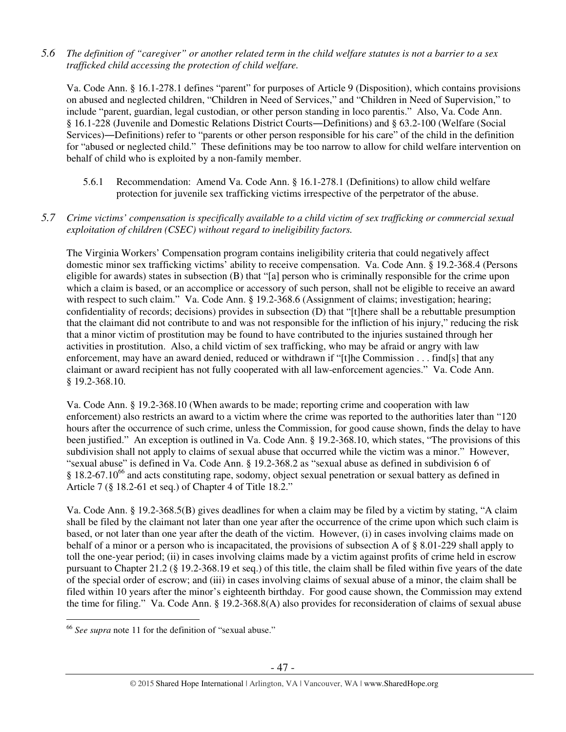*5.6 The definition of "caregiver" or another related term in the child welfare statutes is not a barrier to a sex trafficked child accessing the protection of child welfare.*

Va. Code Ann. § 16.1-278.1 defines "parent" for purposes of Article 9 (Disposition), which contains provisions on abused and neglected children, "Children in Need of Services," and "Children in Need of Supervision," to include "parent, guardian, legal custodian, or other person standing in loco parentis." Also, Va. Code Ann. § 16.1-228 (Juvenile and Domestic Relations District Courts—Definitions) and § 63.2-100 (Welfare (Social Services)—Definitions) refer to "parents or other person responsible for his care" of the child in the definition for "abused or neglected child." These definitions may be too narrow to allow for child welfare intervention on behalf of child who is exploited by a non-family member.

5.6.1 Recommendation: Amend Va. Code Ann. § 16.1-278.1 (Definitions) to allow child welfare protection for juvenile sex trafficking victims irrespective of the perpetrator of the abuse.

*5.7 Crime victims' compensation is specifically available to a child victim of sex trafficking or commercial sexual exploitation of children (CSEC) without regard to ineligibility factors.*

The Virginia Workers' Compensation program contains ineligibility criteria that could negatively affect domestic minor sex trafficking victims' ability to receive compensation. Va. Code Ann. § 19.2-368.4 (Persons eligible for awards) states in subsection (B) that "[a] person who is criminally responsible for the crime upon which a claim is based, or an accomplice or accessory of such person, shall not be eligible to receive an award with respect to such claim." Va. Code Ann. § 19.2-368.6 (Assignment of claims; investigation; hearing; confidentiality of records; decisions) provides in subsection (D) that "[t]here shall be a rebuttable presumption that the claimant did not contribute to and was not responsible for the infliction of his injury," reducing the risk that a minor victim of prostitution may be found to have contributed to the injuries sustained through her activities in prostitution. Also, a child victim of sex trafficking, who may be afraid or angry with law enforcement, may have an award denied, reduced or withdrawn if "[t]he Commission . . . find[s] that any claimant or award recipient has not fully cooperated with all law-enforcement agencies." Va. Code Ann. § 19.2-368.10.

Va. Code Ann. § 19.2-368.10 (When awards to be made; reporting crime and cooperation with law enforcement) also restricts an award to a victim where the crime was reported to the authorities later than "120 hours after the occurrence of such crime, unless the Commission, for good cause shown, finds the delay to have been justified." An exception is outlined in Va. Code Ann. § 19.2-368.10, which states, "The provisions of this subdivision shall not apply to claims of sexual abuse that occurred while the victim was a minor." However, "sexual abuse" is defined in Va. Code Ann. § 19.2-368.2 as "sexual abuse as defined in subdivision 6 of § 18.2-67.10[66] and acts constituting rape, sodomy, object sexual penetration or sexual battery as defined in Article 7 (§ 18.2-61 et seq.) of Chapter 4 of Title 18.2."

Va. Code Ann. § 19.2-368.5(B) gives deadlines for when a claim may be filed by a victim by stating, "A claim shall be filed by the claimant not later than one year after the occurrence of the crime upon which such claim is based, or not later than one year after the death of the victim. However, (i) in cases involving claims made on behalf of a minor or a person who is incapacitated, the provisions of subsection A of § 8.01-229 shall apply to toll the one-year period; (ii) in cases involving claims made by a victim against profits of crime held in escrow pursuant to Chapter 21.2 (§ 19.2-368.19 et seq.) of this title, the claim shall be filed within five years of the date of the special order of escrow; and (iii) in cases involving claims of sexual abuse of a minor, the claim shall be filed within 10 years after the minor's eighteenth birthday. For good cause shown, the Commission may extend the time for filing." Va. Code Ann. § 19.2-368.8(A) also provides for reconsideration of claims of sexual abuse

---

[66] *See supra* note 11 for the definition of "sexual abuse."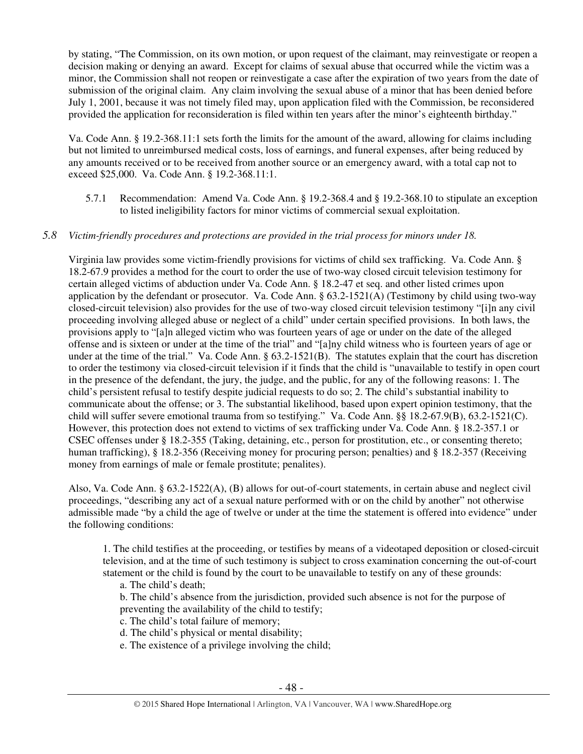by stating, "The Commission, on its own motion, or upon request of the claimant, may reinvestigate or reopen a decision making or denying an award. Except for claims of sexual abuse that occurred while the victim was a minor, the Commission shall not reopen or reinvestigate a case after the expiration of two years from the date of submission of the original claim. Any claim involving the sexual abuse of a minor that has been denied before July 1, 2001, because it was not timely filed may, upon application filed with the Commission, be reconsidered provided the application for reconsideration is filed within ten years after the minor's eighteenth birthday."

Va. Code Ann. § 19.2-368.11:1 sets forth the limits for the amount of the award, allowing for claims including but not limited to unreimbursed medical costs, loss of earnings, and funeral expenses, after being reduced by any amounts received or to be received from another source or an emergency award, with a total cap not to exceed $25,000. Va. Code Ann. § 19.2-368.11:1.

5.7.1 Recommendation: Amend Va. Code Ann. § 19.2-368.4 and § 19.2-368.10 to stipulate an exception to listed ineligibility factors for minor victims of commercial sexual exploitation.

*5.8 Victim-friendly procedures and protections are provided in the trial process for minors under 18.*

Virginia law provides some victim-friendly provisions for victims of child sex trafficking. Va. Code Ann. § 18.2-67.9 provides a method for the court to order the use of two-way closed circuit television testimony for certain alleged victims of abduction under Va. Code Ann. § 18.2-47 et seq. and other listed crimes upon application by the defendant or prosecutor. Va. Code Ann. § 63.2-1521(A) (Testimony by child using two-way closed-circuit television) also provides for the use of two-way closed circuit television testimony "[i]n any civil proceeding involving alleged abuse or neglect of a child" under certain specified provisions. In both laws, the provisions apply to "[a]n alleged victim who was fourteen years of age or under on the date of the alleged offense and is sixteen or under at the time of the trial" and "[a]ny child witness who is fourteen years of age or under at the time of the trial." Va. Code Ann. § 63.2-1521(B). The statutes explain that the court has discretion to order the testimony via closed-circuit television if it finds that the child is "unavailable to testify in open court in the presence of the defendant, the jury, the judge, and the public, for any of the following reasons: 1. The child's persistent refusal to testify despite judicial requests to do so; 2. The child's substantial inability to communicate about the offense; or 3. The substantial likelihood, based upon expert opinion testimony, that the child will suffer severe emotional trauma from so testifying." Va. Code Ann. §§ 18.2-67.9(B), 63.2-1521(C). However, this protection does not extend to victims of sex trafficking under Va. Code Ann. § 18.2-357.1 or CSEC offenses under § 18.2-355 (Taking, detaining, etc., person for prostitution, etc., or consenting thereto; human trafficking), § 18.2-356 (Receiving money for procuring person; penalties) and § 18.2-357 (Receiving money from earnings of male or female prostitute; penalites).

Also, Va. Code Ann. § 63.2-1522(A), (B) allows for out-of-court statements, in certain abuse and neglect civil proceedings, "describing any act of a sexual nature performed with or on the child by another" not otherwise admissible made "by a child the age of twelve or under at the time the statement is offered into evidence" under the following conditions:

> 1. The child testifies at the proceeding, or testifies by means of a videotaped deposition or closed-circuit television, and at the time of such testimony is subject to cross examination concerning the out-of-court statement or the child is found by the court to be unavailable to testify on any of these grounds:
>
> a. The child's death;
>
> b. The child's absence from the jurisdiction, provided such absence is not for the purpose of preventing the availability of the child to testify;
>
> c. The child's total failure of memory;
>
> d. The child's physical or mental disability;
>
> e. The existence of a privilege involving the child;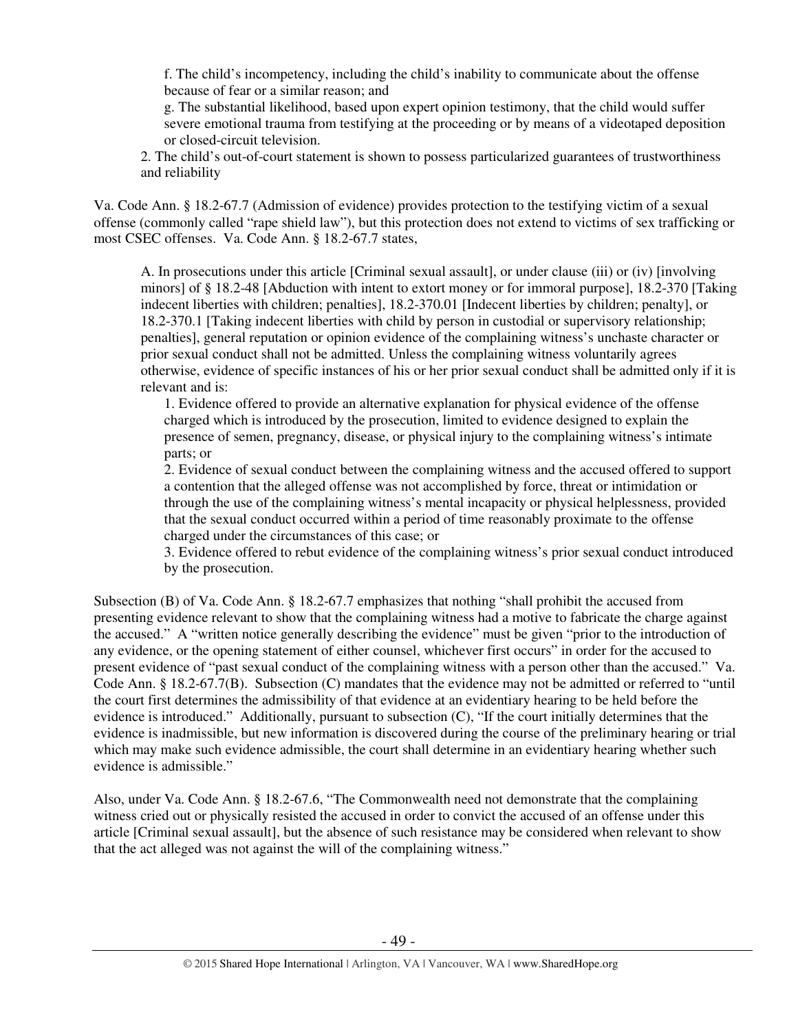f. The child's incompetency, including the child's inability to communicate about the offense because of fear or a similar reason; and

g. The substantial likelihood, based upon expert opinion testimony, that the child would suffer severe emotional trauma from testifying at the proceeding or by means of a videotaped deposition or closed-circuit television.

2. The child's out-of-court statement is shown to possess particularized guarantees of trustworthiness and reliability

Va. Code Ann. § 18.2-67.7 (Admission of evidence) provides protection to the testifying victim of a sexual offense (commonly called "rape shield law"), but this protection does not extend to victims of sex trafficking or most CSEC offenses. Va. Code Ann. § 18.2-67.7 states,

> A. In prosecutions under this article [Criminal sexual assault], or under clause (iii) or (iv) [involving minors] of § 18.2-48 [Abduction with intent to extort money or for immoral purpose], 18.2-370 [Taking indecent liberties with children; penalties], 18.2-370.01 [Indecent liberties by children; penalty], or 18.2-370.1 [Taking indecent liberties with child by person in custodial or supervisory relationship; penalties], general reputation or opinion evidence of the complaining witness's unchaste character or prior sexual conduct shall not be admitted. Unless the complaining witness voluntarily agrees otherwise, evidence of specific instances of his or her prior sexual conduct shall be admitted only if it is relevant and is:
>
> 1. Evidence offered to provide an alternative explanation for physical evidence of the offense charged which is introduced by the prosecution, limited to evidence designed to explain the presence of semen, pregnancy, disease, or physical injury to the complaining witness's intimate parts; or
> 2. Evidence of sexual conduct between the complaining witness and the accused offered to support a contention that the alleged offense was not accomplished by force, threat or intimidation or through the use of the complaining witness's mental incapacity or physical helplessness, provided that the sexual conduct occurred within a period of time reasonably proximate to the offense charged under the circumstances of this case; or
> 3. Evidence offered to rebut evidence of the complaining witness's prior sexual conduct introduced by the prosecution.

Subsection (B) of Va. Code Ann. § 18.2-67.7 emphasizes that nothing "shall prohibit the accused from presenting evidence relevant to show that the complaining witness had a motive to fabricate the charge against the accused." A "written notice generally describing the evidence" must be given "prior to the introduction of any evidence, or the opening statement of either counsel, whichever first occurs" in order for the accused to present evidence of "past sexual conduct of the complaining witness with a person other than the accused." Va. Code Ann. § 18.2-67.7(B). Subsection (C) mandates that the evidence may not be admitted or referred to "until the court first determines the admissibility of that evidence at an evidentiary hearing to be held before the evidence is introduced." Additionally, pursuant to subsection (C), "If the court initially determines that the evidence is inadmissible, but new information is discovered during the course of the preliminary hearing or trial which may make such evidence admissible, the court shall determine in an evidentiary hearing whether such evidence is admissible."

Also, under Va. Code Ann. § 18.2-67.6, "The Commonwealth need not demonstrate that the complaining witness cried out or physically resisted the accused in order to convict the accused of an offense under this article [Criminal sexual assault], but the absence of such resistance may be considered when relevant to show that the act alleged was not against the will of the complaining witness."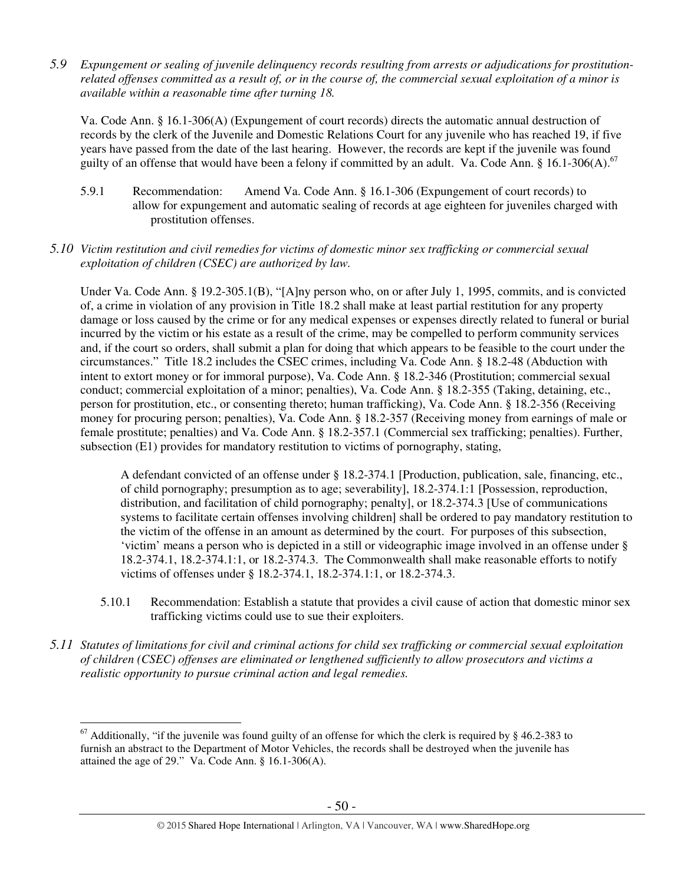*5.9 Expungement or sealing of juvenile delinquency records resulting from arrests or adjudications for prostitution-related offenses committed as a result of, or in the course of, the commercial sexual exploitation of a minor is available within a reasonable time after turning 18.*

Va. Code Ann. § 16.1-306(A) (Expungement of court records) directs the automatic annual destruction of records by the clerk of the Juvenile and Domestic Relations Court for any juvenile who has reached 19, if five years have passed from the date of the last hearing. However, the records are kept if the juvenile was found guilty of an offense that would have been a felony if committed by an adult. Va. Code Ann. § 16.1-306(A).[67]

5.9.1 Recommendation: Amend Va. Code Ann. § 16.1-306 (Expungement of court records) to allow for expungement and automatic sealing of records at age eighteen for juveniles charged with prostitution offenses.

*5.10 Victim restitution and civil remedies for victims of domestic minor sex trafficking or commercial sexual exploitation of children (CSEC) are authorized by law.*

Under Va. Code Ann. § 19.2-305.1(B), "[A]ny person who, on or after July 1, 1995, commits, and is convicted of, a crime in violation of any provision in Title 18.2 shall make at least partial restitution for any property damage or loss caused by the crime or for any medical expenses or expenses directly related to funeral or burial incurred by the victim or his estate as a result of the crime, may be compelled to perform community services and, if the court so orders, shall submit a plan for doing that which appears to be feasible to the court under the circumstances." Title 18.2 includes the CSEC crimes, including Va. Code Ann. § 18.2-48 (Abduction with intent to extort money or for immoral purpose), Va. Code Ann. § 18.2-346 (Prostitution; commercial sexual conduct; commercial exploitation of a minor; penalties), Va. Code Ann. § 18.2-355 (Taking, detaining, etc., person for prostitution, etc., or consenting thereto; human trafficking), Va. Code Ann. § 18.2-356 (Receiving money for procuring person; penalties), Va. Code Ann. § 18.2-357 (Receiving money from earnings of male or female prostitute; penalties) and Va. Code Ann. § 18.2-357.1 (Commercial sex trafficking; penalties). Further, subsection (E1) provides for mandatory restitution to victims of pornography, stating,

> A defendant convicted of an offense under § 18.2-374.1 [Production, publication, sale, financing, etc., of child pornography; presumption as to age; severability], 18.2-374.1:1 [Possession, reproduction, distribution, and facilitation of child pornography; penalty], or 18.2-374.3 [Use of communications systems to facilitate certain offenses involving children] shall be ordered to pay mandatory restitution to the victim of the offense in an amount as determined by the court. For purposes of this subsection, 'victim' means a person who is depicted in a still or videographic image involved in an offense under § 18.2-374.1, 18.2-374.1:1, or 18.2-374.3. The Commonwealth shall make reasonable efforts to notify victims of offenses under § 18.2-374.1, 18.2-374.1:1, or 18.2-374.3.

5.10.1 Recommendation: Establish a statute that provides a civil cause of action that domestic minor sex trafficking victims could use to sue their exploiters.

*5.11 Statutes of limitations for civil and criminal actions for child sex trafficking or commercial sexual exploitation of children (CSEC) offenses are eliminated or lengthened sufficiently to allow prosecutors and victims a realistic opportunity to pursue criminal action and legal remedies.*

---

[67] Additionally, "if the juvenile was found guilty of an offense for which the clerk is required by § 46.2-383 to furnish an abstract to the Department of Motor Vehicles, the records shall be destroyed when the juvenile has attained the age of 29." Va. Code Ann. § 16.1-306(A).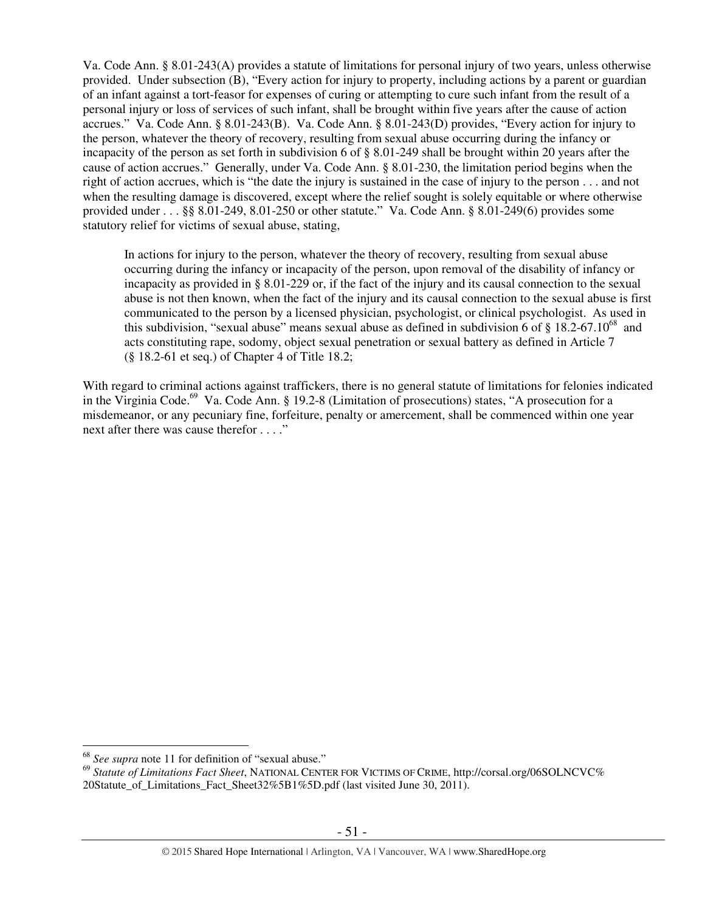Va. Code Ann. § 8.01-243(A) provides a statute of limitations for personal injury of two years, unless otherwise provided. Under subsection (B), "Every action for injury to property, including actions by a parent or guardian of an infant against a tort-feasor for expenses of curing or attempting to cure such infant from the result of a personal injury or loss of services of such infant, shall be brought within five years after the cause of action accrues." Va. Code Ann. § 8.01-243(B). Va. Code Ann. § 8.01-243(D) provides, "Every action for injury to the person, whatever the theory of recovery, resulting from sexual abuse occurring during the infancy or incapacity of the person as set forth in subdivision 6 of § 8.01-249 shall be brought within 20 years after the cause of action accrues." Generally, under Va. Code Ann. § 8.01-230, the limitation period begins when the right of action accrues, which is "the date the injury is sustained in the case of injury to the person . . . and not when the resulting damage is discovered, except where the relief sought is solely equitable or where otherwise provided under . . . §§ 8.01-249, 8.01-250 or other statute." Va. Code Ann. § 8.01-249(6) provides some statutory relief for victims of sexual abuse, stating,

> In actions for injury to the person, whatever the theory of recovery, resulting from sexual abuse occurring during the infancy or incapacity of the person, upon removal of the disability of infancy or incapacity as provided in § 8.01-229 or, if the fact of the injury and its causal connection to the sexual abuse is not then known, when the fact of the injury and its causal connection to the sexual abuse is first communicated to the person by a licensed physician, psychologist, or clinical psychologist. As used in this subdivision, "sexual abuse" means sexual abuse as defined in subdivision 6 of § 18.2-67.10[68] and acts constituting rape, sodomy, object sexual penetration or sexual battery as defined in Article 7 (§ 18.2-61 et seq.) of Chapter 4 of Title 18.2;

With regard to criminal actions against traffickers, there is no general statute of limitations for felonies indicated in the Virginia Code.[69] Va. Code Ann. § 19.2-8 (Limitation of prosecutions) states, "A prosecution for a misdemeanor, or any pecuniary fine, forfeiture, penalty or amercement, shall be commenced within one year next after there was cause therefor . . . ."

---

[68] *See supra* note 11 for definition of "sexual abuse."

[69] *Statute of Limitations Fact Sheet*, NATIONAL CENTER FOR VICTIMS OF CRIME, http://corsal.org/06SOLNCVC%20Statute_of_Limitations_Fact_Sheet32%5B1%5D.pdf (last visited June 30, 2011).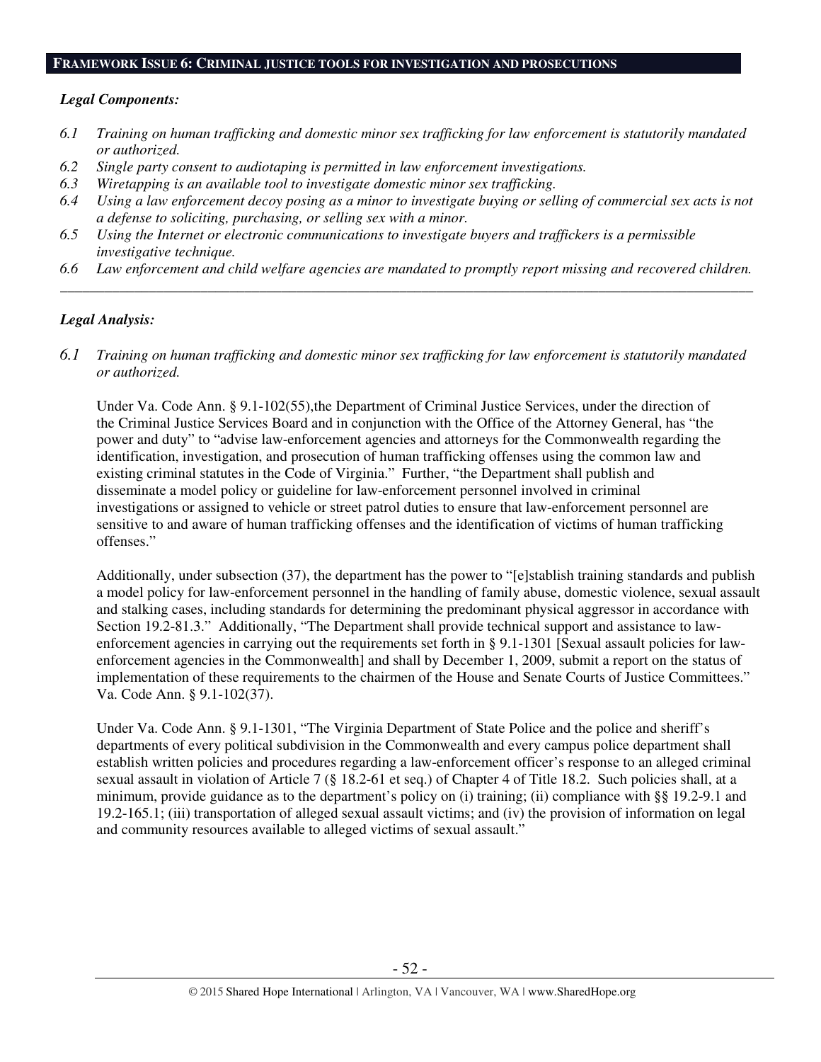## FRAMEWORK ISSUE 6: CRIMINAL JUSTICE TOOLS FOR INVESTIGATION AND PROSECUTIONS

***Legal Components:***

*6.1 Training on human trafficking and domestic minor sex trafficking for law enforcement is statutorily mandated or authorized.*
*6.2 Single party consent to audiotaping is permitted in law enforcement investigations.*
*6.3 Wiretapping is an available tool to investigate domestic minor sex trafficking.*
*6.4 Using a law enforcement decoy posing as a minor to investigate buying or selling of commercial sex acts is not a defense to soliciting, purchasing, or selling sex with a minor.*
*6.5 Using the Internet or electronic communications to investigate buyers and traffickers is a permissible investigative technique.*
*6.6 Law enforcement and child welfare agencies are mandated to promptly report missing and recovered children.*

---

***Legal Analysis:***

*6.1 Training on human trafficking and domestic minor sex trafficking for law enforcement is statutorily mandated or authorized.*

Under Va. Code Ann. § 9.1-102(55),the Department of Criminal Justice Services, under the direction of the Criminal Justice Services Board and in conjunction with the Office of the Attorney General, has "the power and duty" to "advise law-enforcement agencies and attorneys for the Commonwealth regarding the identification, investigation, and prosecution of human trafficking offenses using the common law and existing criminal statutes in the Code of Virginia." Further, "the Department shall publish and disseminate a model policy or guideline for law-enforcement personnel involved in criminal investigations or assigned to vehicle or street patrol duties to ensure that law-enforcement personnel are sensitive to and aware of human trafficking offenses and the identification of victims of human trafficking offenses."

Additionally, under subsection (37), the department has the power to "[e]stablish training standards and publish a model policy for law-enforcement personnel in the handling of family abuse, domestic violence, sexual assault and stalking cases, including standards for determining the predominant physical aggressor in accordance with Section 19.2-81.3." Additionally, "The Department shall provide technical support and assistance to law-enforcement agencies in carrying out the requirements set forth in § 9.1-1301 [Sexual assault policies for law-enforcement agencies in the Commonwealth] and shall by December 1, 2009, submit a report on the status of implementation of these requirements to the chairmen of the House and Senate Courts of Justice Committees." Va. Code Ann. § 9.1-102(37).

Under Va. Code Ann. § 9.1-1301, "The Virginia Department of State Police and the police and sheriff's departments of every political subdivision in the Commonwealth and every campus police department shall establish written policies and procedures regarding a law-enforcement officer's response to an alleged criminal sexual assault in violation of Article 7 (§ 18.2-61 et seq.) of Chapter 4 of Title 18.2. Such policies shall, at a minimum, provide guidance as to the department's policy on (i) training; (ii) compliance with §§ 19.2-9.1 and 19.2-165.1; (iii) transportation of alleged sexual assault victims; and (iv) the provision of information on legal and community resources available to alleged victims of sexual assault."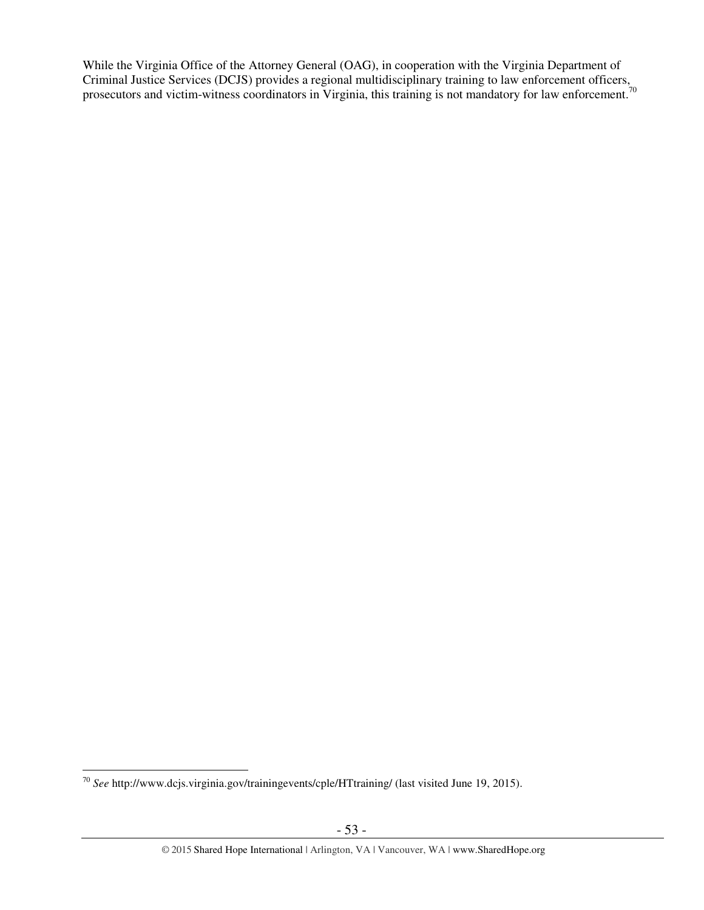While the Virginia Office of the Attorney General (OAG), in cooperation with the Virginia Department of Criminal Justice Services (DCJS) provides a regional multidisciplinary training to law enforcement officers, prosecutors and victim-witness coordinators in Virginia, this training is not mandatory for law enforcement.[70]

---

[70] *See* http://www.dcjs.virginia.gov/trainingevents/cple/HTtraining/ (last visited June 19, 2015).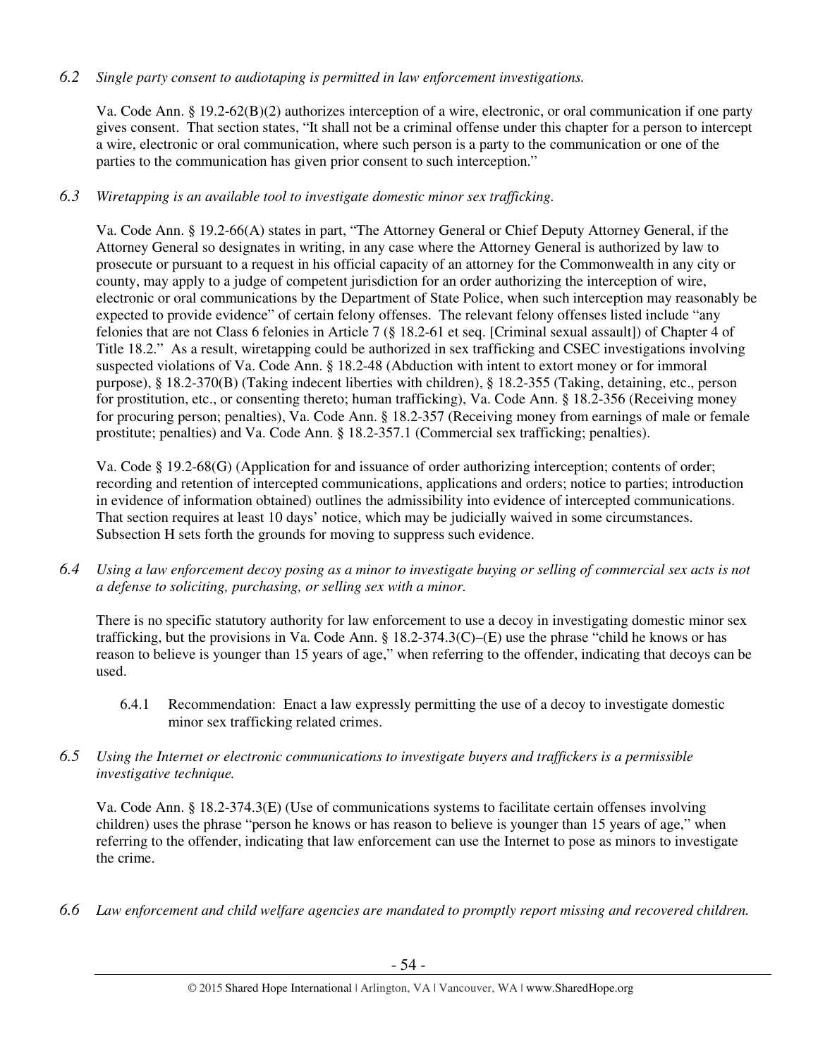*6.2 Single party consent to audiotaping is permitted in law enforcement investigations.*

Va. Code Ann. § 19.2-62(B)(2) authorizes interception of a wire, electronic, or oral communication if one party gives consent. That section states, "It shall not be a criminal offense under this chapter for a person to intercept a wire, electronic or oral communication, where such person is a party to the communication or one of the parties to the communication has given prior consent to such interception."

*6.3 Wiretapping is an available tool to investigate domestic minor sex trafficking.*

Va. Code Ann. § 19.2-66(A) states in part, "The Attorney General or Chief Deputy Attorney General, if the Attorney General so designates in writing, in any case where the Attorney General is authorized by law to prosecute or pursuant to a request in his official capacity of an attorney for the Commonwealth in any city or county, may apply to a judge of competent jurisdiction for an order authorizing the interception of wire, electronic or oral communications by the Department of State Police, when such interception may reasonably be expected to provide evidence" of certain felony offenses. The relevant felony offenses listed include "any felonies that are not Class 6 felonies in Article 7 (§ 18.2-61 et seq. [Criminal sexual assault]) of Chapter 4 of Title 18.2." As a result, wiretapping could be authorized in sex trafficking and CSEC investigations involving suspected violations of Va. Code Ann. § 18.2-48 (Abduction with intent to extort money or for immoral purpose), § 18.2-370(B) (Taking indecent liberties with children), § 18.2-355 (Taking, detaining, etc., person for prostitution, etc., or consenting thereto; human trafficking), Va. Code Ann. § 18.2-356 (Receiving money for procuring person; penalties), Va. Code Ann. § 18.2-357 (Receiving money from earnings of male or female prostitute; penalties) and Va. Code Ann. § 18.2-357.1 (Commercial sex trafficking; penalties).

Va. Code § 19.2-68(G) (Application for and issuance of order authorizing interception; contents of order; recording and retention of intercepted communications, applications and orders; notice to parties; introduction in evidence of information obtained) outlines the admissibility into evidence of intercepted communications. That section requires at least 10 days' notice, which may be judicially waived in some circumstances. Subsection H sets forth the grounds for moving to suppress such evidence.

*6.4 Using a law enforcement decoy posing as a minor to investigate buying or selling of commercial sex acts is not a defense to soliciting, purchasing, or selling sex with a minor.*

There is no specific statutory authority for law enforcement to use a decoy in investigating domestic minor sex trafficking, but the provisions in Va. Code Ann. § 18.2-374.3(C)–(E) use the phrase "child he knows or has reason to believe is younger than 15 years of age," when referring to the offender, indicating that decoys can be used.

6.4.1 Recommendation: Enact a law expressly permitting the use of a decoy to investigate domestic minor sex trafficking related crimes.

*6.5 Using the Internet or electronic communications to investigate buyers and traffickers is a permissible investigative technique.*

Va. Code Ann. § 18.2-374.3(E) (Use of communications systems to facilitate certain offenses involving children) uses the phrase "person he knows or has reason to believe is younger than 15 years of age," when referring to the offender, indicating that law enforcement can use the Internet to pose as minors to investigate the crime.

*6.6 Law enforcement and child welfare agencies are mandated to promptly report missing and recovered children.*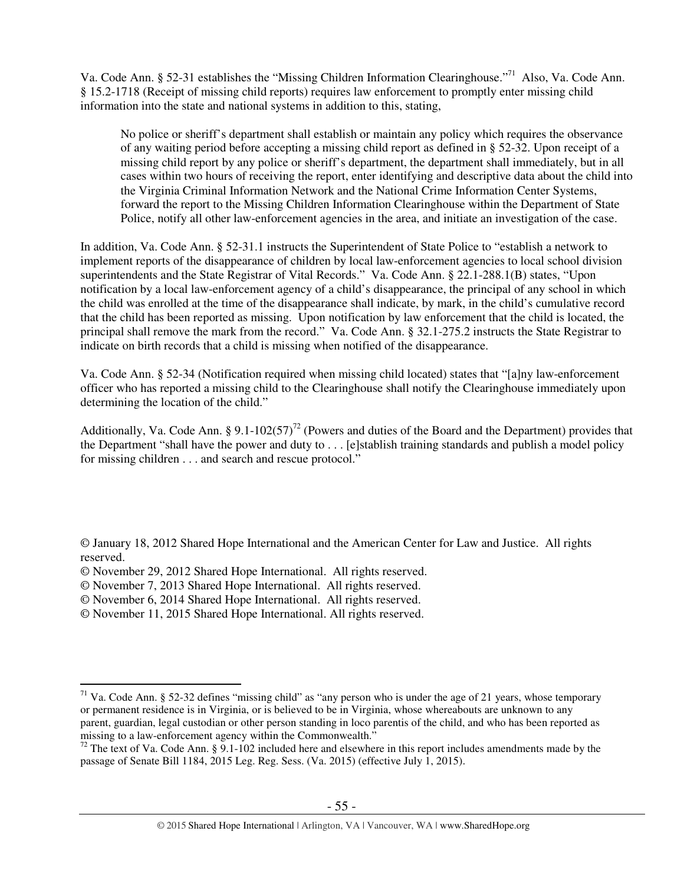Va. Code Ann. § 52-31 establishes the "Missing Children Information Clearinghouse."[71] Also, Va. Code Ann. § 15.2-1718 (Receipt of missing child reports) requires law enforcement to promptly enter missing child information into the state and national systems in addition to this, stating,

> No police or sheriff's department shall establish or maintain any policy which requires the observance of any waiting period before accepting a missing child report as defined in § 52-32. Upon receipt of a missing child report by any police or sheriff's department, the department shall immediately, but in all cases within two hours of receiving the report, enter identifying and descriptive data about the child into the Virginia Criminal Information Network and the National Crime Information Center Systems, forward the report to the Missing Children Information Clearinghouse within the Department of State Police, notify all other law-enforcement agencies in the area, and initiate an investigation of the case.

In addition, Va. Code Ann. § 52-31.1 instructs the Superintendent of State Police to "establish a network to implement reports of the disappearance of children by local law-enforcement agencies to local school division superintendents and the State Registrar of Vital Records." Va. Code Ann. § 22.1-288.1(B) states, "Upon notification by a local law-enforcement agency of a child's disappearance, the principal of any school in which the child was enrolled at the time of the disappearance shall indicate, by mark, in the child's cumulative record that the child has been reported as missing. Upon notification by law enforcement that the child is located, the principal shall remove the mark from the record." Va. Code Ann. § 32.1-275.2 instructs the State Registrar to indicate on birth records that a child is missing when notified of the disappearance.

Va. Code Ann. § 52-34 (Notification required when missing child located) states that "[a]ny law-enforcement officer who has reported a missing child to the Clearinghouse shall notify the Clearinghouse immediately upon determining the location of the child."

Additionally, Va. Code Ann. § 9.1-102(57)[72] (Powers and duties of the Board and the Department) provides that the Department "shall have the power and duty to . . . [e]stablish training standards and publish a model policy for missing children . . . and search and rescue protocol."

© January 18, 2012 Shared Hope International and the American Center for Law and Justice. All rights reserved.
© November 29, 2012 Shared Hope International. All rights reserved.
© November 7, 2013 Shared Hope International. All rights reserved.
© November 6, 2014 Shared Hope International. All rights reserved.
© November 11, 2015 Shared Hope International. All rights reserved.

---

[71] Va. Code Ann. § 52-32 defines "missing child" as "any person who is under the age of 21 years, whose temporary or permanent residence is in Virginia, or is believed to be in Virginia, whose whereabouts are unknown to any parent, guardian, legal custodian or other person standing in loco parentis of the child, and who has been reported as missing to a law-enforcement agency within the Commonwealth."

[72] The text of Va. Code Ann. § 9.1-102 included here and elsewhere in this report includes amendments made by the passage of Senate Bill 1184, 2015 Leg. Reg. Sess. (Va. 2015) (effective July 1, 2015).